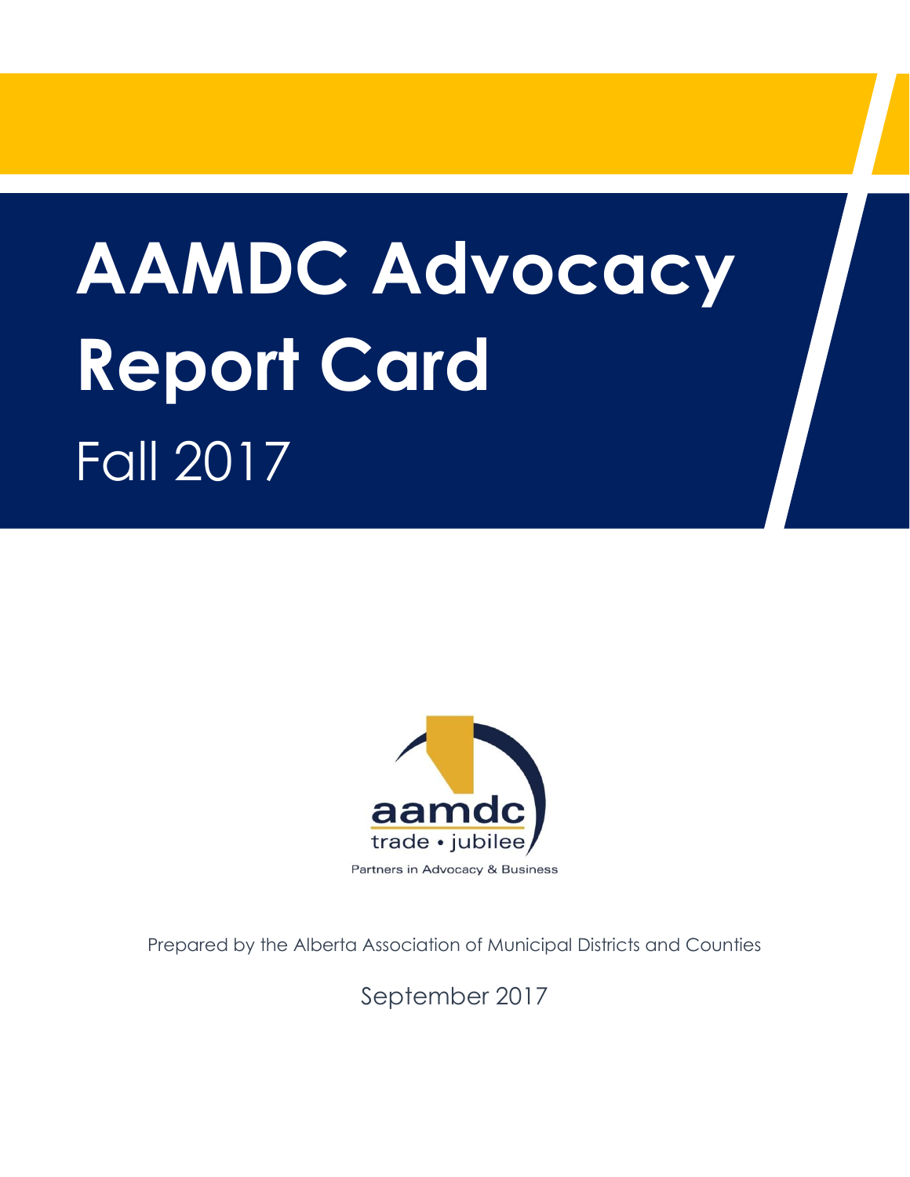# AAMDC Advocacy Report Card

Fall 2017

aamdc

trade • jubilee

Partners in Advocacy & Business

Prepared by the Alberta Association of Municipal Districts and Counties

September 2017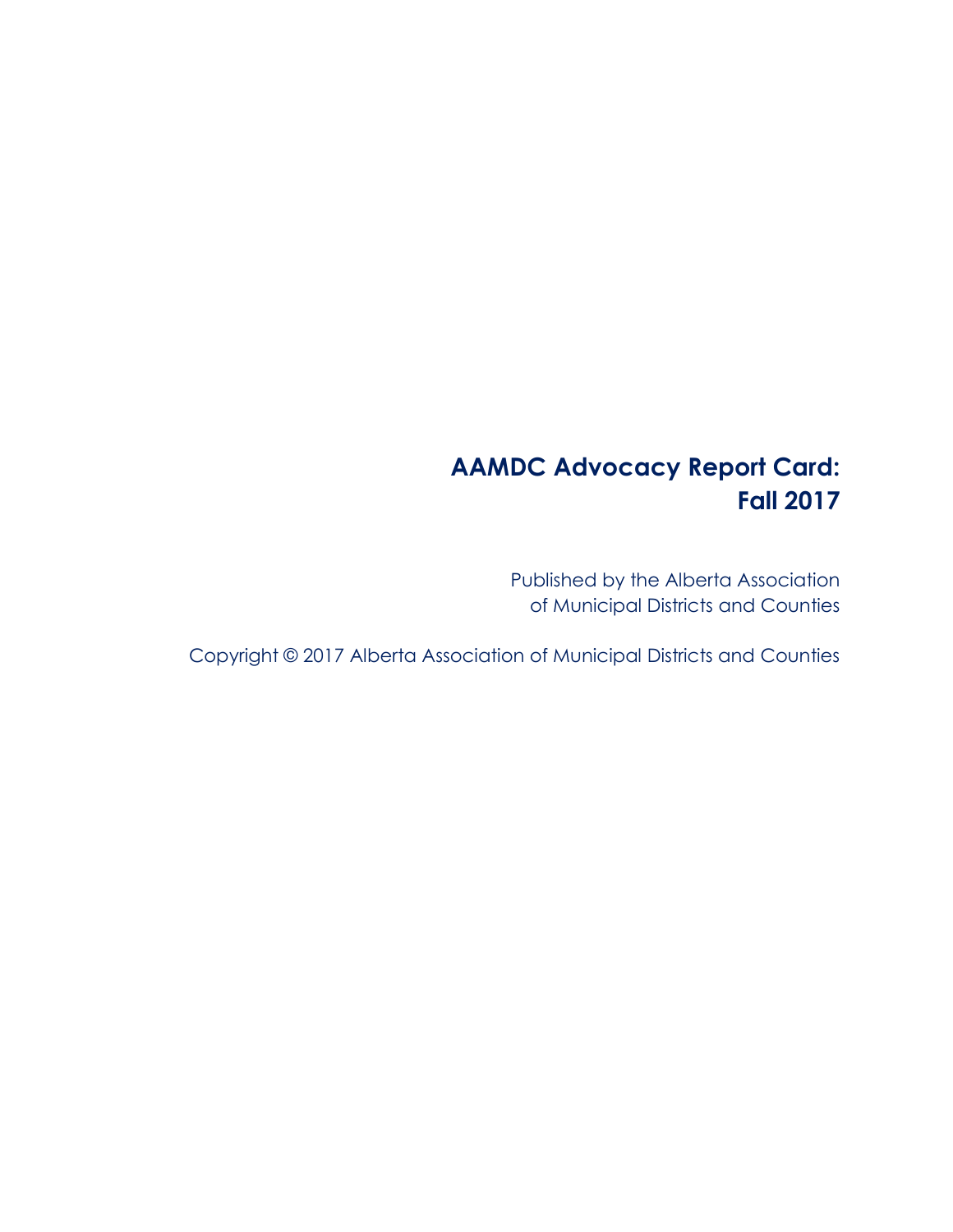# AAMDC Advocacy Report Card: Fall 2017

Published by the Alberta Association of Municipal Districts and Counties

Copyright © 2017 Alberta Association of Municipal Districts and Counties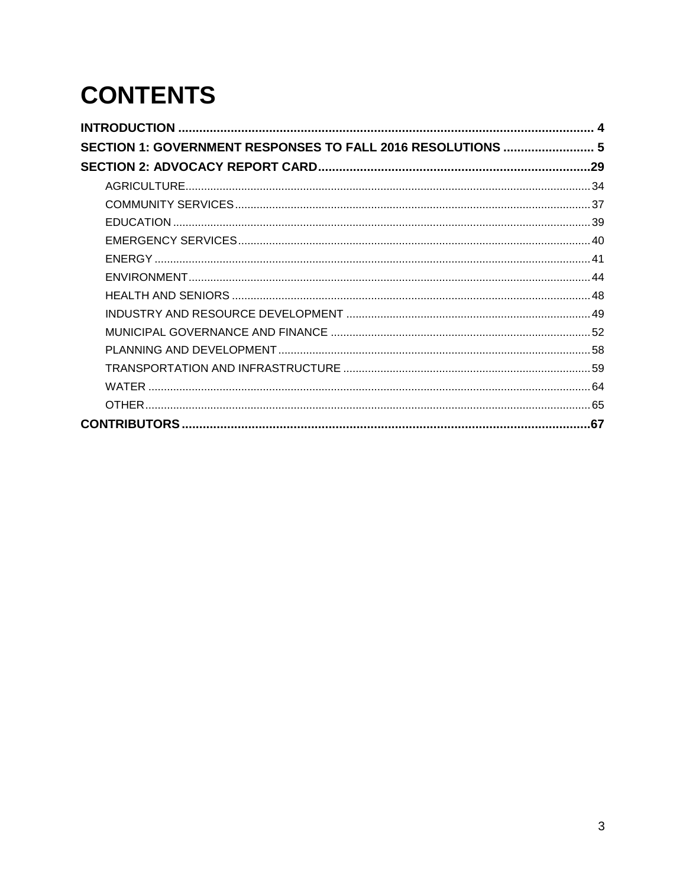# CONTENTS

**INTRODUCTION** ..... 4

**SECTION 1: GOVERNMENT RESPONSES TO FALL 2016 RESOLUTIONS** ..... 5

**SECTION 2: ADVOCACY REPORT CARD** ..... 29

- AGRICULTURE ..... 34
- COMMUNITY SERVICES ..... 37
- EDUCATION ..... 39
- EMERGENCY SERVICES ..... 40
- ENERGY ..... 41
- ENVIRONMENT ..... 44
- HEALTH AND SENIORS ..... 48
- INDUSTRY AND RESOURCE DEVELOPMENT ..... 49
- MUNICIPAL GOVERNANCE AND FINANCE ..... 52
- PLANNING AND DEVELOPMENT ..... 58
- TRANSPORTATION AND INFRASTRUCTURE ..... 59
- WATER ..... 64
- OTHER ..... 65

**CONTRIBUTORS** ..... 67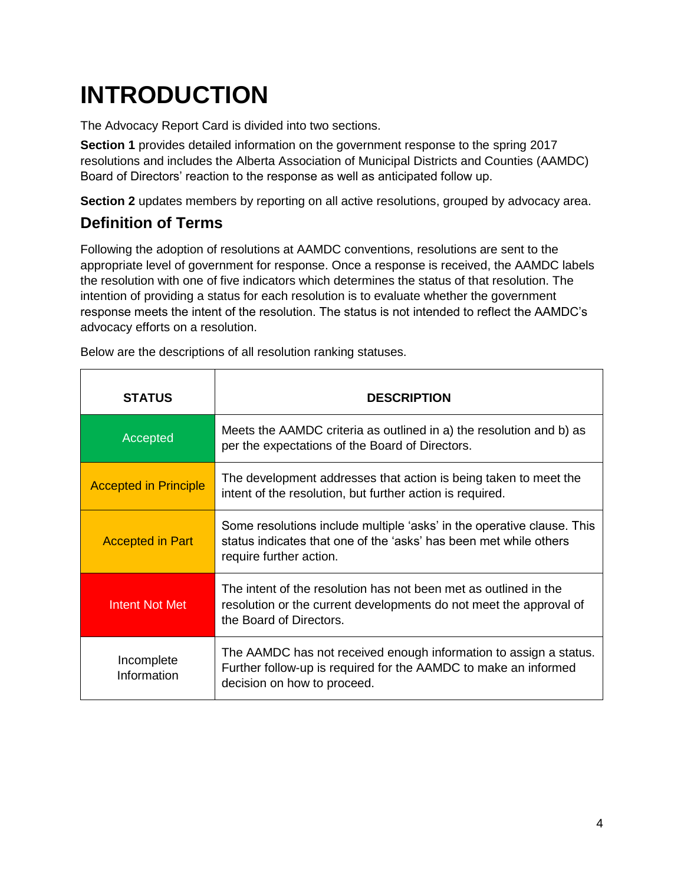# INTRODUCTION

The Advocacy Report Card is divided into two sections.

**Section 1** provides detailed information on the government response to the spring 2017 resolutions and includes the Alberta Association of Municipal Districts and Counties (AAMDC) Board of Directors' reaction to the response as well as anticipated follow up.

**Section 2** updates members by reporting on all active resolutions, grouped by advocacy area.

## Definition of Terms

Following the adoption of resolutions at AAMDC conventions, resolutions are sent to the appropriate level of government for response. Once a response is received, the AAMDC labels the resolution with one of five indicators which determines the status of that resolution. The intention of providing a status for each resolution is to evaluate whether the government response meets the intent of the resolution. The status is not intended to reflect the AAMDC's advocacy efforts on a resolution.

Below are the descriptions of all resolution ranking statuses.

| STATUS | DESCRIPTION |
|---|---|
| Accepted | Meets the AAMDC criteria as outlined in a) the resolution and b) as per the expectations of the Board of Directors. |
| Accepted in Principle | The development addresses that action is being taken to meet the intent of the resolution, but further action is required. |
| Accepted in Part | Some resolutions include multiple 'asks' in the operative clause. This status indicates that one of the 'asks' has been met while others require further action. |
| Intent Not Met | The intent of the resolution has not been met as outlined in the resolution or the current developments do not meet the approval of the Board of Directors. |
| Incomplete Information | The AAMDC has not received enough information to assign a status. Further follow-up is required for the AAMDC to make an informed decision on how to proceed. |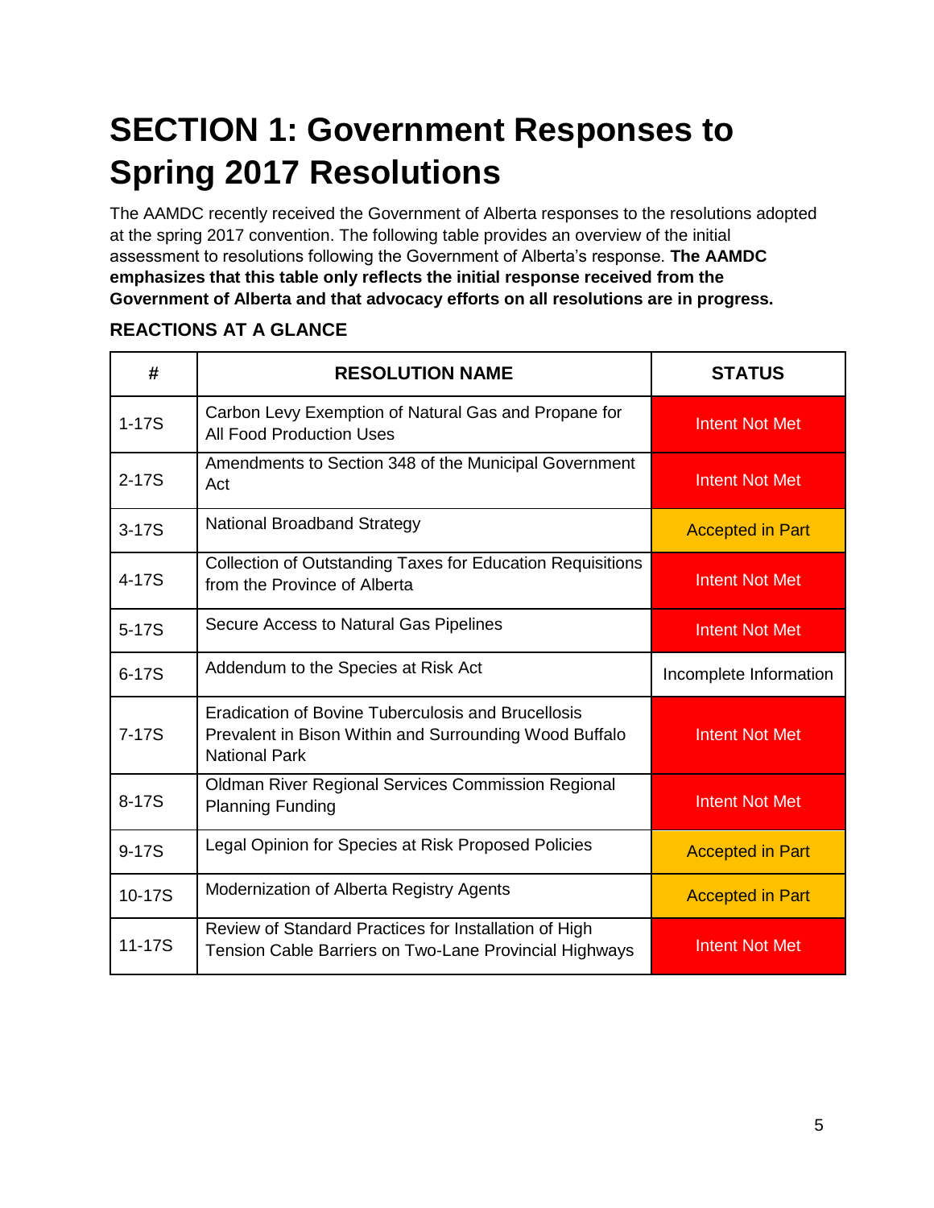# SECTION 1: Government Responses to Spring 2017 Resolutions

The AAMDC recently received the Government of Alberta responses to the resolutions adopted at the spring 2017 convention. The following table provides an overview of the initial assessment to resolutions following the Government of Alberta's response. **The AAMDC emphasizes that this table only reflects the initial response received from the Government of Alberta and that advocacy efforts on all resolutions are in progress.**

## REACTIONS AT A GLANCE

| # | RESOLUTION NAME | STATUS |
|---|---|---|
| 1-17S | Carbon Levy Exemption of Natural Gas and Propane for All Food Production Uses | Intent Not Met |
| 2-17S | Amendments to Section 348 of the Municipal Government Act | Intent Not Met |
| 3-17S | National Broadband Strategy | Accepted in Part |
| 4-17S | Collection of Outstanding Taxes for Education Requisitions from the Province of Alberta | Intent Not Met |
| 5-17S | Secure Access to Natural Gas Pipelines | Intent Not Met |
| 6-17S | Addendum to the Species at Risk Act | Incomplete Information |
| 7-17S | Eradication of Bovine Tuberculosis and Brucellosis Prevalent in Bison Within and Surrounding Wood Buffalo National Park | Intent Not Met |
| 8-17S | Oldman River Regional Services Commission Regional Planning Funding | Intent Not Met |
| 9-17S | Legal Opinion for Species at Risk Proposed Policies | Accepted in Part |
| 10-17S | Modernization of Alberta Registry Agents | Accepted in Part |
| 11-17S | Review of Standard Practices for Installation of High Tension Cable Barriers on Two-Lane Provincial Highways | Intent Not Met |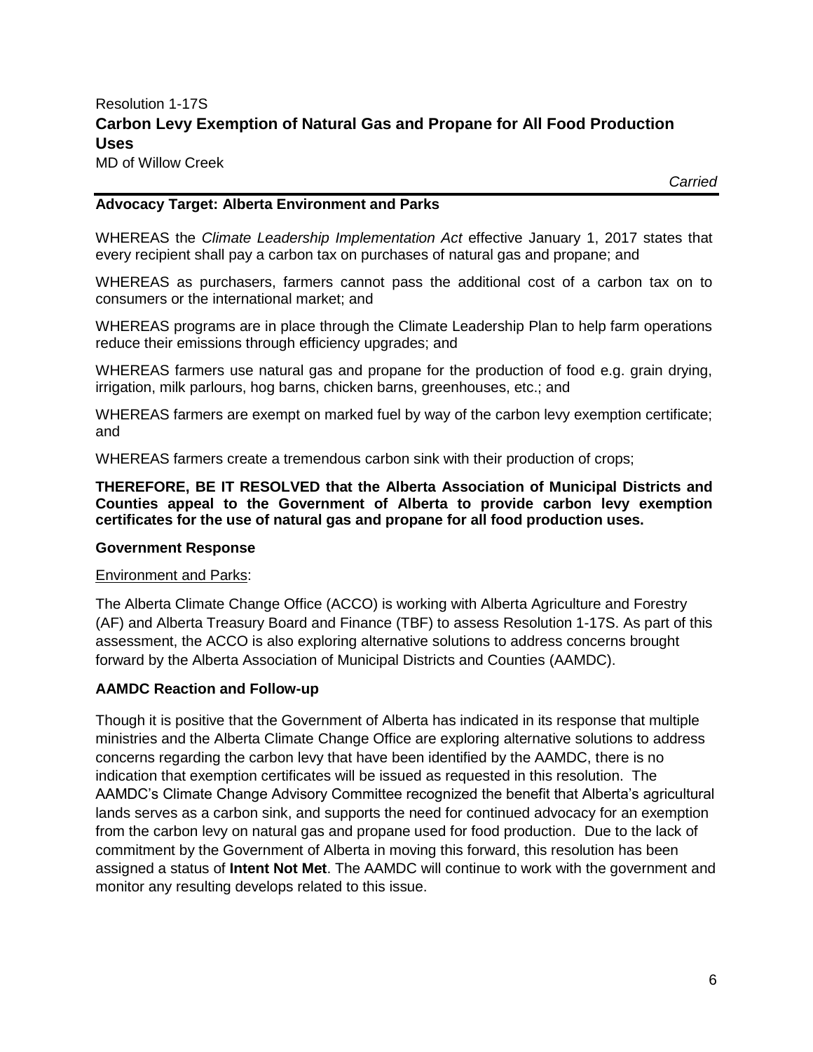Resolution 1-17S

## Carbon Levy Exemption of Natural Gas and Propane for All Food Production Uses

MD of Willow Creek

*Carried*

**Advocacy Target: Alberta Environment and Parks**

WHEREAS the *Climate Leadership Implementation Act* effective January 1, 2017 states that every recipient shall pay a carbon tax on purchases of natural gas and propane; and

WHEREAS as purchasers, farmers cannot pass the additional cost of a carbon tax on to consumers or the international market; and

WHEREAS programs are in place through the Climate Leadership Plan to help farm operations reduce their emissions through efficiency upgrades; and

WHEREAS farmers use natural gas and propane for the production of food e.g. grain drying, irrigation, milk parlours, hog barns, chicken barns, greenhouses, etc.; and

WHEREAS farmers are exempt on marked fuel by way of the carbon levy exemption certificate; and

WHEREAS farmers create a tremendous carbon sink with their production of crops;

**THEREFORE, BE IT RESOLVED that the Alberta Association of Municipal Districts and Counties appeal to the Government of Alberta to provide carbon levy exemption certificates for the use of natural gas and propane for all food production uses.**

**Government Response**

Environment and Parks:

The Alberta Climate Change Office (ACCO) is working with Alberta Agriculture and Forestry (AF) and Alberta Treasury Board and Finance (TBF) to assess Resolution 1-17S. As part of this assessment, the ACCO is also exploring alternative solutions to address concerns brought forward by the Alberta Association of Municipal Districts and Counties (AAMDC).

**AAMDC Reaction and Follow-up**

Though it is positive that the Government of Alberta has indicated in its response that multiple ministries and the Alberta Climate Change Office are exploring alternative solutions to address concerns regarding the carbon levy that have been identified by the AAMDC, there is no indication that exemption certificates will be issued as requested in this resolution. The AAMDC's Climate Change Advisory Committee recognized the benefit that Alberta's agricultural lands serves as a carbon sink, and supports the need for continued advocacy for an exemption from the carbon levy on natural gas and propane used for food production. Due to the lack of commitment by the Government of Alberta in moving this forward, this resolution has been assigned a status of **Intent Not Met**. The AAMDC will continue to work with the government and monitor any resulting develops related to this issue.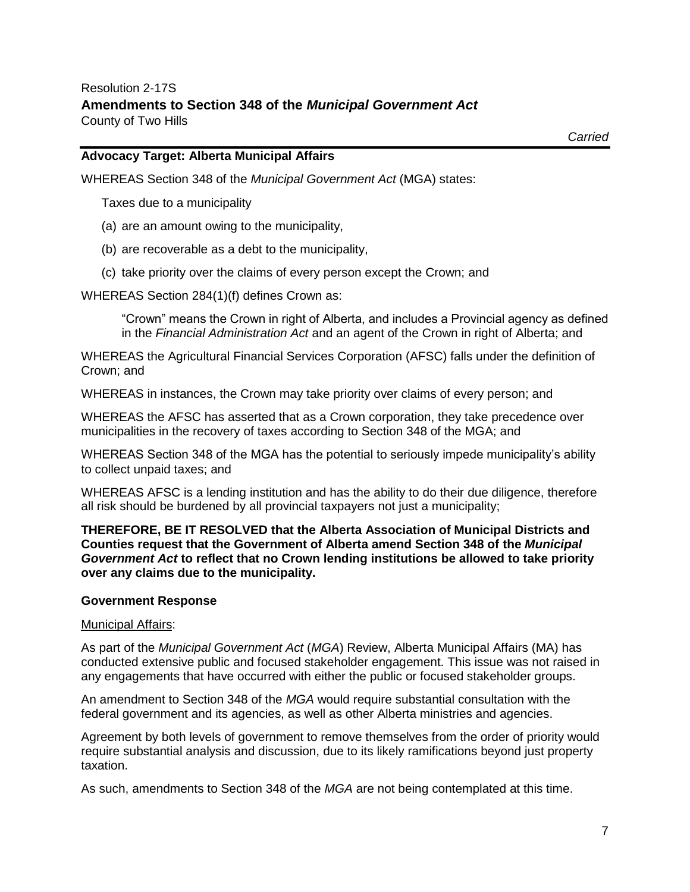Resolution 2-17S

## Amendments to Section 348 of the *Municipal Government Act*

County of Two Hills

*Carried*

**Advocacy Target: Alberta Municipal Affairs**

WHEREAS Section 348 of the *Municipal Government Act* (MGA) states:

Taxes due to a municipality

(a) are an amount owing to the municipality,

(b) are recoverable as a debt to the municipality,

(c) take priority over the claims of every person except the Crown; and

WHEREAS Section 284(1)(f) defines Crown as:

"Crown" means the Crown in right of Alberta, and includes a Provincial agency as defined in the *Financial Administration Act* and an agent of the Crown in right of Alberta; and

WHEREAS the Agricultural Financial Services Corporation (AFSC) falls under the definition of Crown; and

WHEREAS in instances, the Crown may take priority over claims of every person; and

WHEREAS the AFSC has asserted that as a Crown corporation, they take precedence over municipalities in the recovery of taxes according to Section 348 of the MGA; and

WHEREAS Section 348 of the MGA has the potential to seriously impede municipality's ability to collect unpaid taxes; and

WHEREAS AFSC is a lending institution and has the ability to do their due diligence, therefore all risk should be burdened by all provincial taxpayers not just a municipality;

**THEREFORE, BE IT RESOLVED that the Alberta Association of Municipal Districts and Counties request that the Government of Alberta amend Section 348 of the *Municipal Government Act* to reflect that no Crown lending institutions be allowed to take priority over any claims due to the municipality.**

**Government Response**

Municipal Affairs:

As part of the *Municipal Government Act* (*MGA*) Review, Alberta Municipal Affairs (MA) has conducted extensive public and focused stakeholder engagement. This issue was not raised in any engagements that have occurred with either the public or focused stakeholder groups.

An amendment to Section 348 of the *MGA* would require substantial consultation with the federal government and its agencies, as well as other Alberta ministries and agencies.

Agreement by both levels of government to remove themselves from the order of priority would require substantial analysis and discussion, due to its likely ramifications beyond just property taxation.

As such, amendments to Section 348 of the *MGA* are not being contemplated at this time.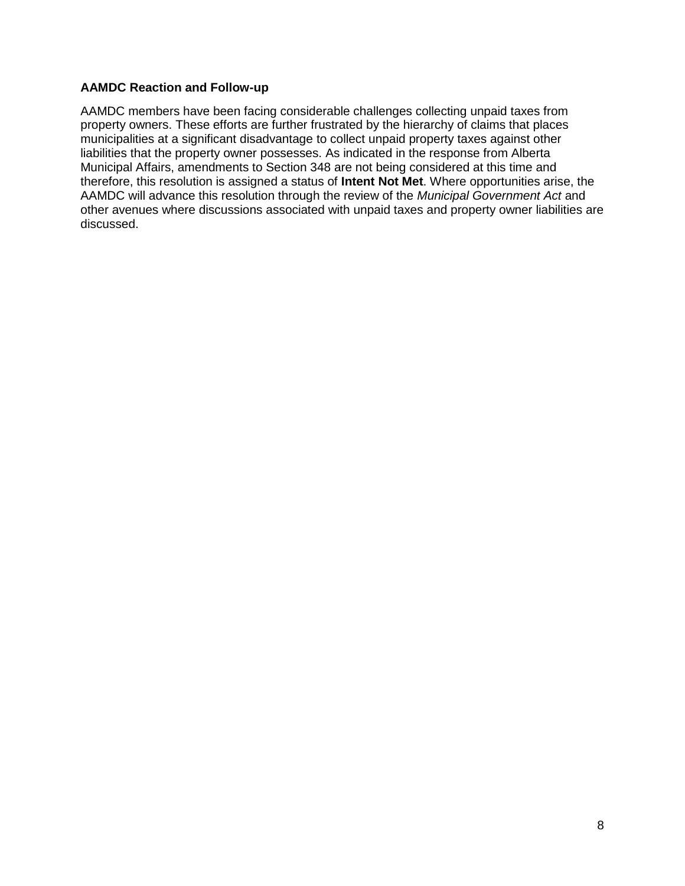**AAMDC Reaction and Follow-up**

AAMDC members have been facing considerable challenges collecting unpaid taxes from property owners. These efforts are further frustrated by the hierarchy of claims that places municipalities at a significant disadvantage to collect unpaid property taxes against other liabilities that the property owner possesses. As indicated in the response from Alberta Municipal Affairs, amendments to Section 348 are not being considered at this time and therefore, this resolution is assigned a status of **Intent Not Met**. Where opportunities arise, the AAMDC will advance this resolution through the review of the *Municipal Government Act* and other avenues where discussions associated with unpaid taxes and property owner liabilities are discussed.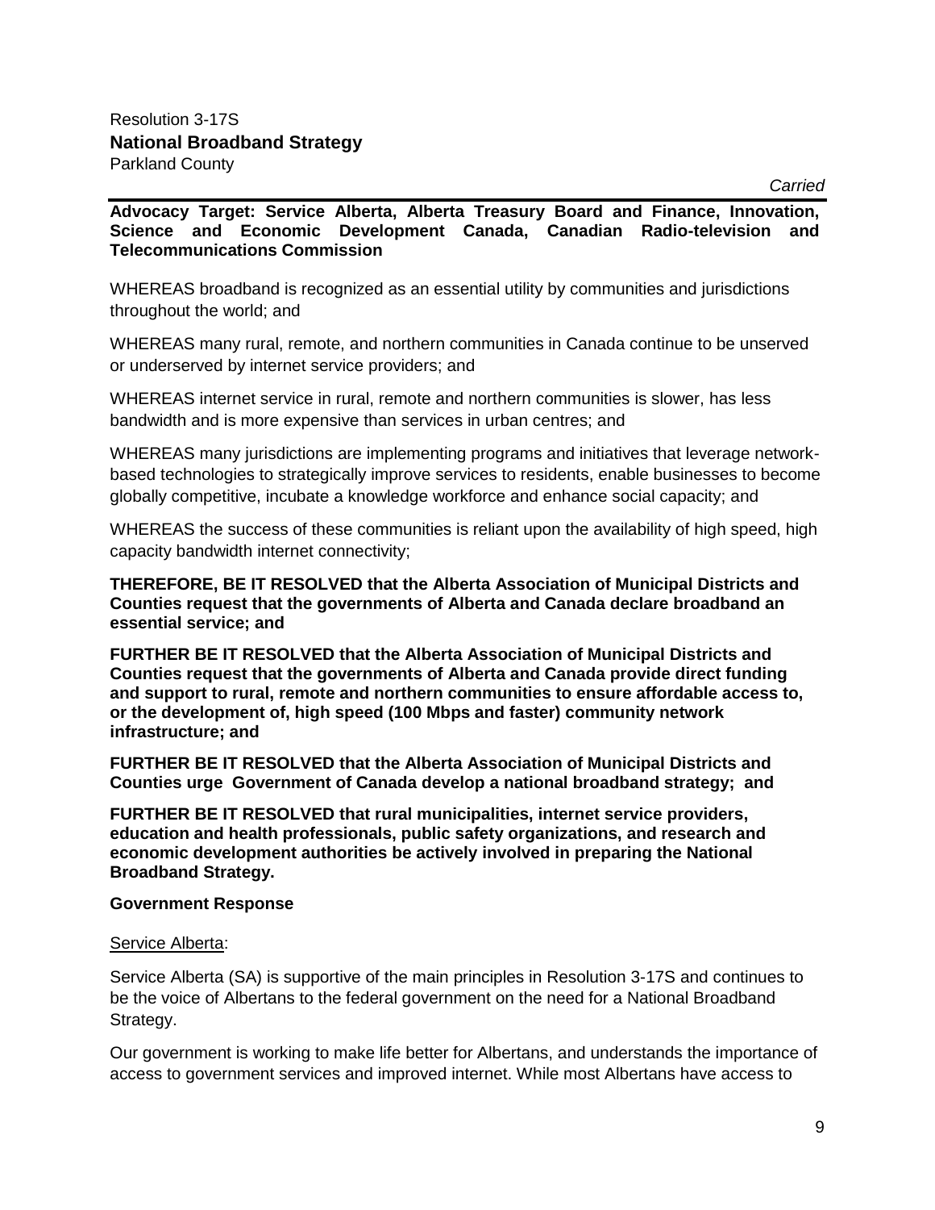Resolution 3-17S

**National Broadband Strategy**

Parkland County

*Carried*

**Advocacy Target: Service Alberta, Alberta Treasury Board and Finance, Innovation, Science and Economic Development Canada, Canadian Radio-television and Telecommunications Commission**

WHEREAS broadband is recognized as an essential utility by communities and jurisdictions throughout the world; and

WHEREAS many rural, remote, and northern communities in Canada continue to be unserved or underserved by internet service providers; and

WHEREAS internet service in rural, remote and northern communities is slower, has less bandwidth and is more expensive than services in urban centres; and

WHEREAS many jurisdictions are implementing programs and initiatives that leverage network-based technologies to strategically improve services to residents, enable businesses to become globally competitive, incubate a knowledge workforce and enhance social capacity; and

WHEREAS the success of these communities is reliant upon the availability of high speed, high capacity bandwidth internet connectivity;

**THEREFORE, BE IT RESOLVED that the Alberta Association of Municipal Districts and Counties request that the governments of Alberta and Canada declare broadband an essential service; and**

**FURTHER BE IT RESOLVED that the Alberta Association of Municipal Districts and Counties request that the governments of Alberta and Canada provide direct funding and support to rural, remote and northern communities to ensure affordable access to, or the development of, high speed (100 Mbps and faster) community network infrastructure; and**

**FURTHER BE IT RESOLVED that the Alberta Association of Municipal Districts and Counties urge Government of Canada develop a national broadband strategy; and**

**FURTHER BE IT RESOLVED that rural municipalities, internet service providers, education and health professionals, public safety organizations, and research and economic development authorities be actively involved in preparing the National Broadband Strategy.**

**Government Response**

Service Alberta:

Service Alberta (SA) is supportive of the main principles in Resolution 3-17S and continues to be the voice of Albertans to the federal government on the need for a National Broadband Strategy.

Our government is working to make life better for Albertans, and understands the importance of access to government services and improved internet. While most Albertans have access to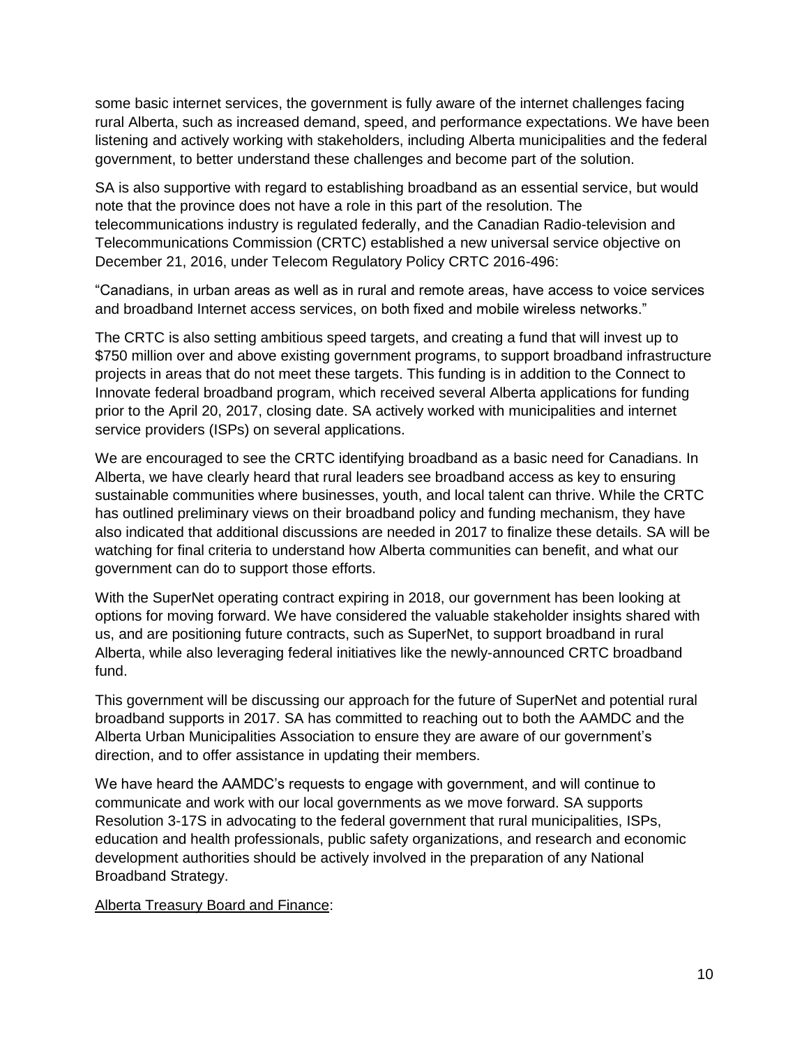some basic internet services, the government is fully aware of the internet challenges facing rural Alberta, such as increased demand, speed, and performance expectations. We have been listening and actively working with stakeholders, including Alberta municipalities and the federal government, to better understand these challenges and become part of the solution.

SA is also supportive with regard to establishing broadband as an essential service, but would note that the province does not have a role in this part of the resolution. The telecommunications industry is regulated federally, and the Canadian Radio-television and Telecommunications Commission (CRTC) established a new universal service objective on December 21, 2016, under Telecom Regulatory Policy CRTC 2016-496:

“Canadians, in urban areas as well as in rural and remote areas, have access to voice services and broadband Internet access services, on both fixed and mobile wireless networks.”

The CRTC is also setting ambitious speed targets, and creating a fund that will invest up to $750 million over and above existing government programs, to support broadband infrastructure projects in areas that do not meet these targets. This funding is in addition to the Connect to Innovate federal broadband program, which received several Alberta applications for funding prior to the April 20, 2017, closing date. SA actively worked with municipalities and internet service providers (ISPs) on several applications.

We are encouraged to see the CRTC identifying broadband as a basic need for Canadians. In Alberta, we have clearly heard that rural leaders see broadband access as key to ensuring sustainable communities where businesses, youth, and local talent can thrive. While the CRTC has outlined preliminary views on their broadband policy and funding mechanism, they have also indicated that additional discussions are needed in 2017 to finalize these details. SA will be watching for final criteria to understand how Alberta communities can benefit, and what our government can do to support those efforts.

With the SuperNet operating contract expiring in 2018, our government has been looking at options for moving forward. We have considered the valuable stakeholder insights shared with us, and are positioning future contracts, such as SuperNet, to support broadband in rural Alberta, while also leveraging federal initiatives like the newly-announced CRTC broadband fund.

This government will be discussing our approach for the future of SuperNet and potential rural broadband supports in 2017. SA has committed to reaching out to both the AAMDC and the Alberta Urban Municipalities Association to ensure they are aware of our government’s direction, and to offer assistance in updating their members.

We have heard the AAMDC’s requests to engage with government, and will continue to communicate and work with our local governments as we move forward. SA supports Resolution 3-17S in advocating to the federal government that rural municipalities, ISPs, education and health professionals, public safety organizations, and research and economic development authorities should be actively involved in the preparation of any National Broadband Strategy.

<u>Alberta Treasury Board and Finance</u>: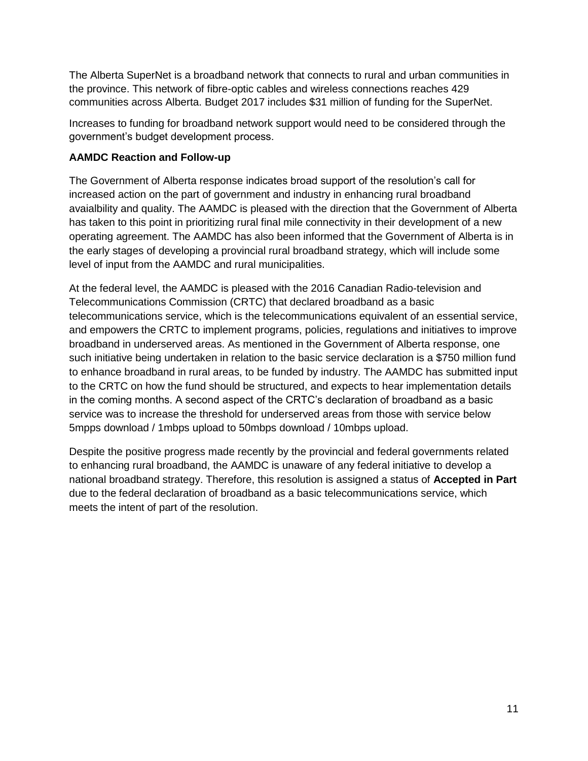The Alberta SuperNet is a broadband network that connects to rural and urban communities in the province. This network of fibre-optic cables and wireless connections reaches 429 communities across Alberta. Budget 2017 includes $31 million of funding for the SuperNet.

Increases to funding for broadband network support would need to be considered through the government's budget development process.

**AAMDC Reaction and Follow-up**

The Government of Alberta response indicates broad support of the resolution's call for increased action on the part of government and industry in enhancing rural broadband avaialbility and quality. The AAMDC is pleased with the direction that the Government of Alberta has taken to this point in prioritizing rural final mile connectivity in their development of a new operating agreement. The AAMDC has also been informed that the Government of Alberta is in the early stages of developing a provincial rural broadband strategy, which will include some level of input from the AAMDC and rural municipalities.

At the federal level, the AAMDC is pleased with the 2016 Canadian Radio-television and Telecommunications Commission (CRTC) that declared broadband as a basic telecommunications service, which is the telecommunications equivalent of an essential service, and empowers the CRTC to implement programs, policies, regulations and initiatives to improve broadband in underserved areas. As mentioned in the Government of Alberta response, one such initiative being undertaken in relation to the basic service declaration is a $750 million fund to enhance broadband in rural areas, to be funded by industry. The AAMDC has submitted input to the CRTC on how the fund should be structured, and expects to hear implementation details in the coming months. A second aspect of the CRTC's declaration of broadband as a basic service was to increase the threshold for underserved areas from those with service below 5mpps download / 1mbps upload to 50mbps download / 10mbps upload.

Despite the positive progress made recently by the provincial and federal governments related to enhancing rural broadband, the AAMDC is unaware of any federal initiative to develop a national broadband strategy. Therefore, this resolution is assigned a status of **Accepted in Part** due to the federal declaration of broadband as a basic telecommunications service, which meets the intent of part of the resolution.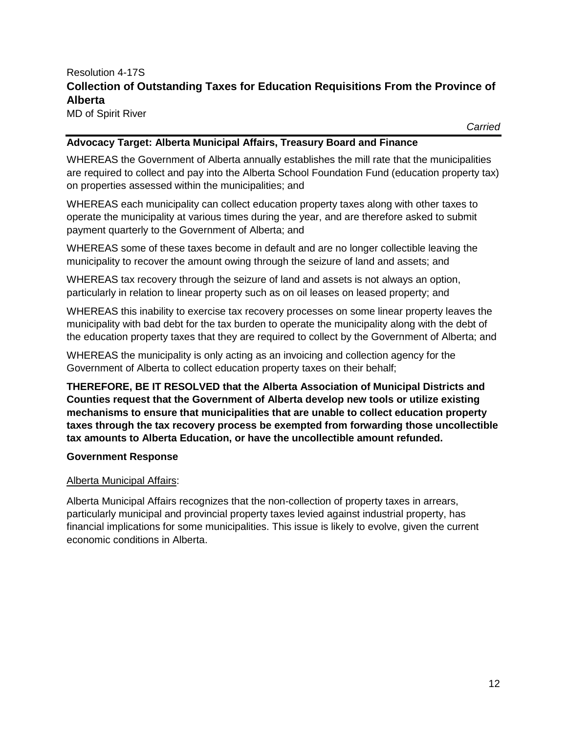Resolution 4-17S

## Collection of Outstanding Taxes for Education Requisitions From the Province of Alberta

MD of Spirit River

*Carried*

**Advocacy Target: Alberta Municipal Affairs, Treasury Board and Finance**

WHEREAS the Government of Alberta annually establishes the mill rate that the municipalities are required to collect and pay into the Alberta School Foundation Fund (education property tax) on properties assessed within the municipalities; and

WHEREAS each municipality can collect education property taxes along with other taxes to operate the municipality at various times during the year, and are therefore asked to submit payment quarterly to the Government of Alberta; and

WHEREAS some of these taxes become in default and are no longer collectible leaving the municipality to recover the amount owing through the seizure of land and assets; and

WHEREAS tax recovery through the seizure of land and assets is not always an option, particularly in relation to linear property such as on oil leases on leased property; and

WHEREAS this inability to exercise tax recovery processes on some linear property leaves the municipality with bad debt for the tax burden to operate the municipality along with the debt of the education property taxes that they are required to collect by the Government of Alberta; and

WHEREAS the municipality is only acting as an invoicing and collection agency for the Government of Alberta to collect education property taxes on their behalf;

**THEREFORE, BE IT RESOLVED that the Alberta Association of Municipal Districts and Counties request that the Government of Alberta develop new tools or utilize existing mechanisms to ensure that municipalities that are unable to collect education property taxes through the tax recovery process be exempted from forwarding those uncollectible tax amounts to Alberta Education, or have the uncollectible amount refunded.**

**Government Response**

Alberta Municipal Affairs:

Alberta Municipal Affairs recognizes that the non-collection of property taxes in arrears, particularly municipal and provincial property taxes levied against industrial property, has financial implications for some municipalities. This issue is likely to evolve, given the current economic conditions in Alberta.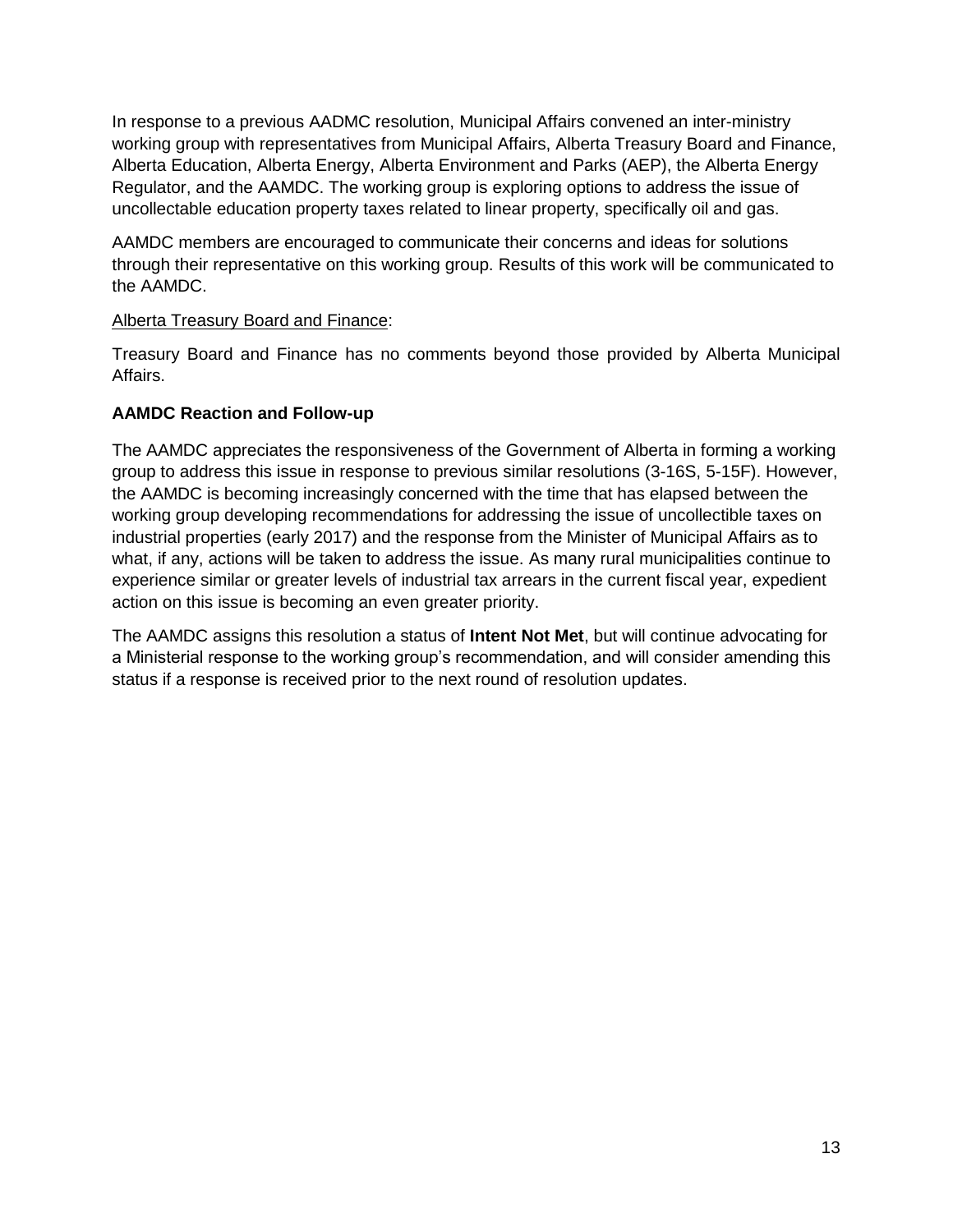In response to a previous AADMC resolution, Municipal Affairs convened an inter-ministry working group with representatives from Municipal Affairs, Alberta Treasury Board and Finance, Alberta Education, Alberta Energy, Alberta Environment and Parks (AEP), the Alberta Energy Regulator, and the AAMDC. The working group is exploring options to address the issue of uncollectable education property taxes related to linear property, specifically oil and gas.

AAMDC members are encouraged to communicate their concerns and ideas for solutions through their representative on this working group. Results of this work will be communicated to the AAMDC.

Alberta Treasury Board and Finance:

Treasury Board and Finance has no comments beyond those provided by Alberta Municipal Affairs.

**AAMDC Reaction and Follow-up**

The AAMDC appreciates the responsiveness of the Government of Alberta in forming a working group to address this issue in response to previous similar resolutions (3-16S, 5-15F). However, the AAMDC is becoming increasingly concerned with the time that has elapsed between the working group developing recommendations for addressing the issue of uncollectible taxes on industrial properties (early 2017) and the response from the Minister of Municipal Affairs as to what, if any, actions will be taken to address the issue. As many rural municipalities continue to experience similar or greater levels of industrial tax arrears in the current fiscal year, expedient action on this issue is becoming an even greater priority.

The AAMDC assigns this resolution a status of **Intent Not Met**, but will continue advocating for a Ministerial response to the working group's recommendation, and will consider amending this status if a response is received prior to the next round of resolution updates.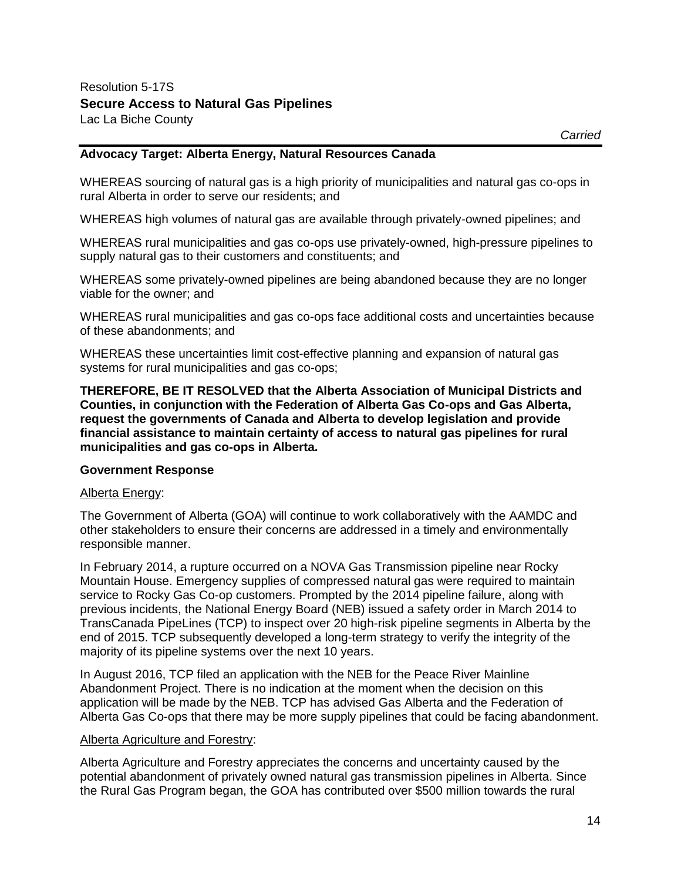Resolution 5-17S

**Secure Access to Natural Gas Pipelines**

Lac La Biche County

*Carried*

**Advocacy Target: Alberta Energy, Natural Resources Canada**

WHEREAS sourcing of natural gas is a high priority of municipalities and natural gas co-ops in rural Alberta in order to serve our residents; and

WHEREAS high volumes of natural gas are available through privately-owned pipelines; and

WHEREAS rural municipalities and gas co-ops use privately-owned, high-pressure pipelines to supply natural gas to their customers and constituents; and

WHEREAS some privately-owned pipelines are being abandoned because they are no longer viable for the owner; and

WHEREAS rural municipalities and gas co-ops face additional costs and uncertainties because of these abandonments; and

WHEREAS these uncertainties limit cost-effective planning and expansion of natural gas systems for rural municipalities and gas co-ops;

**THEREFORE, BE IT RESOLVED that the Alberta Association of Municipal Districts and Counties, in conjunction with the Federation of Alberta Gas Co-ops and Gas Alberta, request the governments of Canada and Alberta to develop legislation and provide financial assistance to maintain certainty of access to natural gas pipelines for rural municipalities and gas co-ops in Alberta.**

**Government Response**

Alberta Energy:

The Government of Alberta (GOA) will continue to work collaboratively with the AAMDC and other stakeholders to ensure their concerns are addressed in a timely and environmentally responsible manner.

In February 2014, a rupture occurred on a NOVA Gas Transmission pipeline near Rocky Mountain House. Emergency supplies of compressed natural gas were required to maintain service to Rocky Gas Co-op customers. Prompted by the 2014 pipeline failure, along with previous incidents, the National Energy Board (NEB) issued a safety order in March 2014 to TransCanada PipeLines (TCP) to inspect over 20 high-risk pipeline segments in Alberta by the end of 2015. TCP subsequently developed a long-term strategy to verify the integrity of the majority of its pipeline systems over the next 10 years.

In August 2016, TCP filed an application with the NEB for the Peace River Mainline Abandonment Project. There is no indication at the moment when the decision on this application will be made by the NEB. TCP has advised Gas Alberta and the Federation of Alberta Gas Co-ops that there may be more supply pipelines that could be facing abandonment.

Alberta Agriculture and Forestry:

Alberta Agriculture and Forestry appreciates the concerns and uncertainty caused by the potential abandonment of privately owned natural gas transmission pipelines in Alberta. Since the Rural Gas Program began, the GOA has contributed over $500 million towards the rural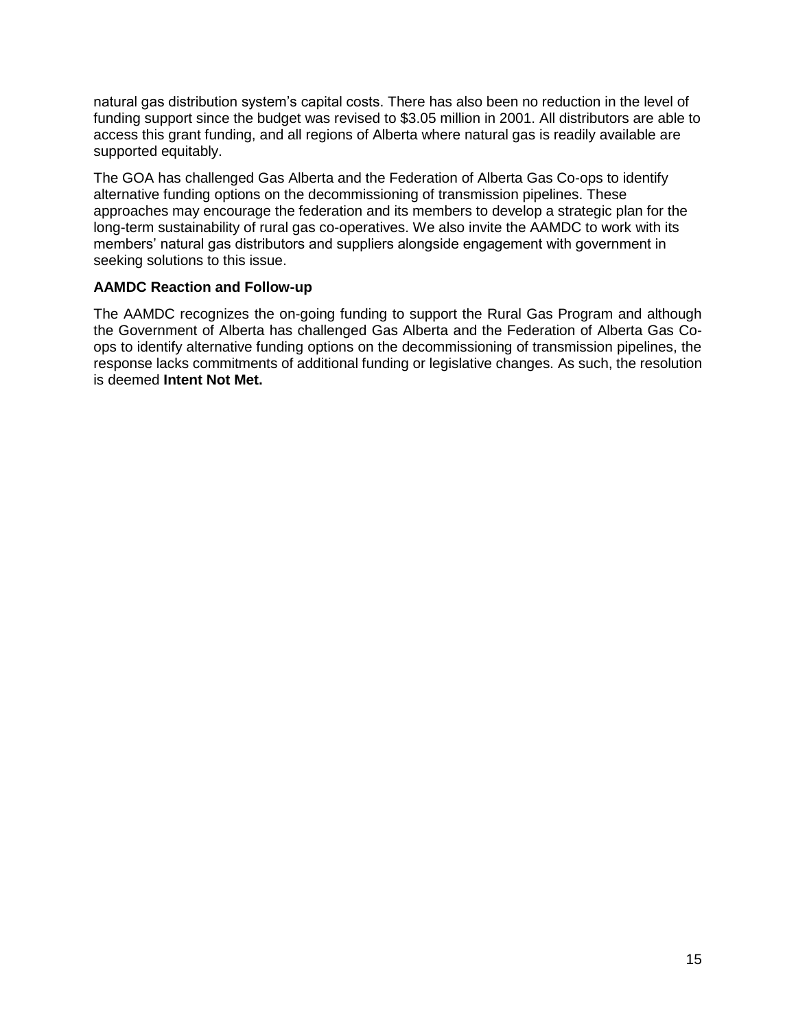natural gas distribution system's capital costs. There has also been no reduction in the level of funding support since the budget was revised to $3.05 million in 2001. All distributors are able to access this grant funding, and all regions of Alberta where natural gas is readily available are supported equitably.

The GOA has challenged Gas Alberta and the Federation of Alberta Gas Co-ops to identify alternative funding options on the decommissioning of transmission pipelines. These approaches may encourage the federation and its members to develop a strategic plan for the long-term sustainability of rural gas co-operatives. We also invite the AAMDC to work with its members' natural gas distributors and suppliers alongside engagement with government in seeking solutions to this issue.

**AAMDC Reaction and Follow-up**

The AAMDC recognizes the on-going funding to support the Rural Gas Program and although the Government of Alberta has challenged Gas Alberta and the Federation of Alberta Gas Co-ops to identify alternative funding options on the decommissioning of transmission pipelines, the response lacks commitments of additional funding or legislative changes. As such, the resolution is deemed **Intent Not Met.**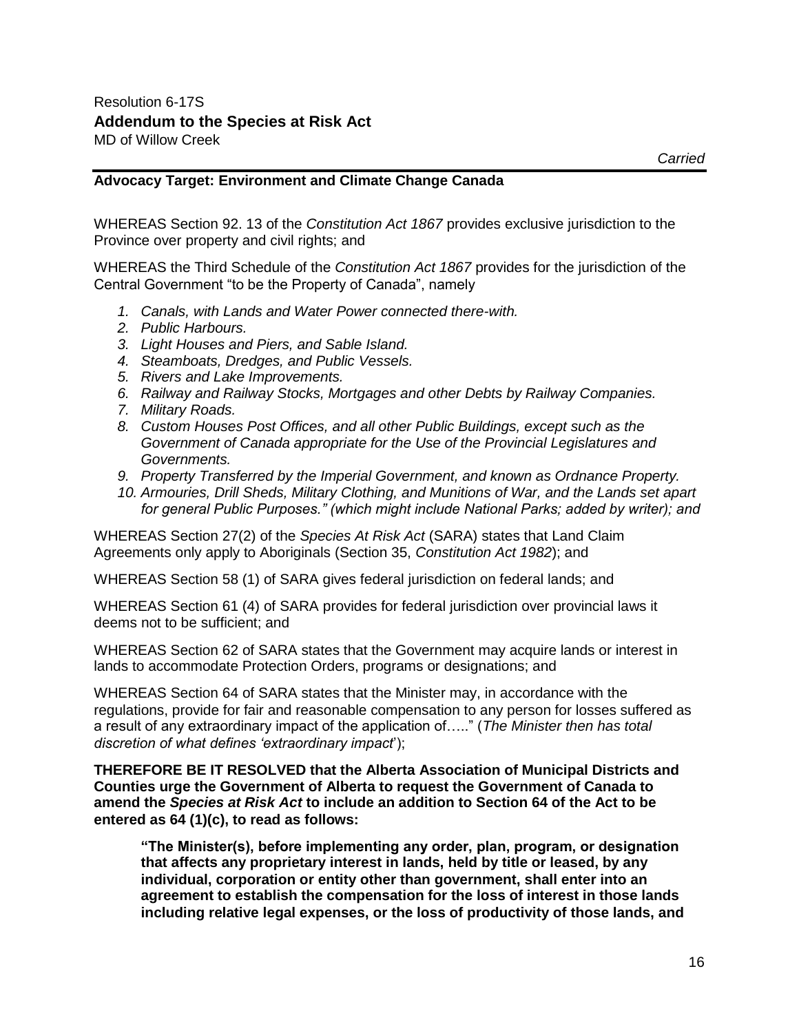Resolution 6-17S

**Addendum to the Species at Risk Act**

MD of Willow Creek

*Carried*

**Advocacy Target: Environment and Climate Change Canada**

WHEREAS Section 92. 13 of the *Constitution Act 1867* provides exclusive jurisdiction to the Province over property and civil rights; and

WHEREAS the Third Schedule of the *Constitution Act 1867* provides for the jurisdiction of the Central Government "to be the Property of Canada", namely

1. *Canals, with Lands and Water Power connected there-with.*
2. *Public Harbours.*
3. *Light Houses and Piers, and Sable Island.*
4. *Steamboats, Dredges, and Public Vessels.*
5. *Rivers and Lake Improvements.*
6. *Railway and Railway Stocks, Mortgages and other Debts by Railway Companies.*
7. *Military Roads.*
8. *Custom Houses Post Offices, and all other Public Buildings, except such as the Government of Canada appropriate for the Use of the Provincial Legislatures and Governments.*
9. *Property Transferred by the Imperial Government, and known as Ordnance Property.*
10. *Armouries, Drill Sheds, Military Clothing, and Munitions of War, and the Lands set apart for general Public Purposes." (which might include National Parks; added by writer); and*

WHEREAS Section 27(2) of the *Species At Risk Act* (SARA) states that Land Claim Agreements only apply to Aboriginals (Section 35, *Constitution Act 1982*); and

WHEREAS Section 58 (1) of SARA gives federal jurisdiction on federal lands; and

WHEREAS Section 61 (4) of SARA provides for federal jurisdiction over provincial laws it deems not to be sufficient; and

WHEREAS Section 62 of SARA states that the Government may acquire lands or interest in lands to accommodate Protection Orders, programs or designations; and

WHEREAS Section 64 of SARA states that the Minister may, in accordance with the regulations, provide for fair and reasonable compensation to any person for losses suffered as a result of any extraordinary impact of the application of….." (*The Minister then has total discretion of what defines 'extraordinary impact'*);

**THEREFORE BE IT RESOLVED that the Alberta Association of Municipal Districts and Counties urge the Government of Alberta to request the Government of Canada to amend the *Species at Risk Act* to include an addition to Section 64 of the Act to be entered as 64 (1)(c), to read as follows:**

> **"The Minister(s), before implementing any order, plan, program, or designation that affects any proprietary interest in lands, held by title or leased, by any individual, corporation or entity other than government, shall enter into an agreement to establish the compensation for the loss of interest in those lands including relative legal expenses, or the loss of productivity of those lands, and**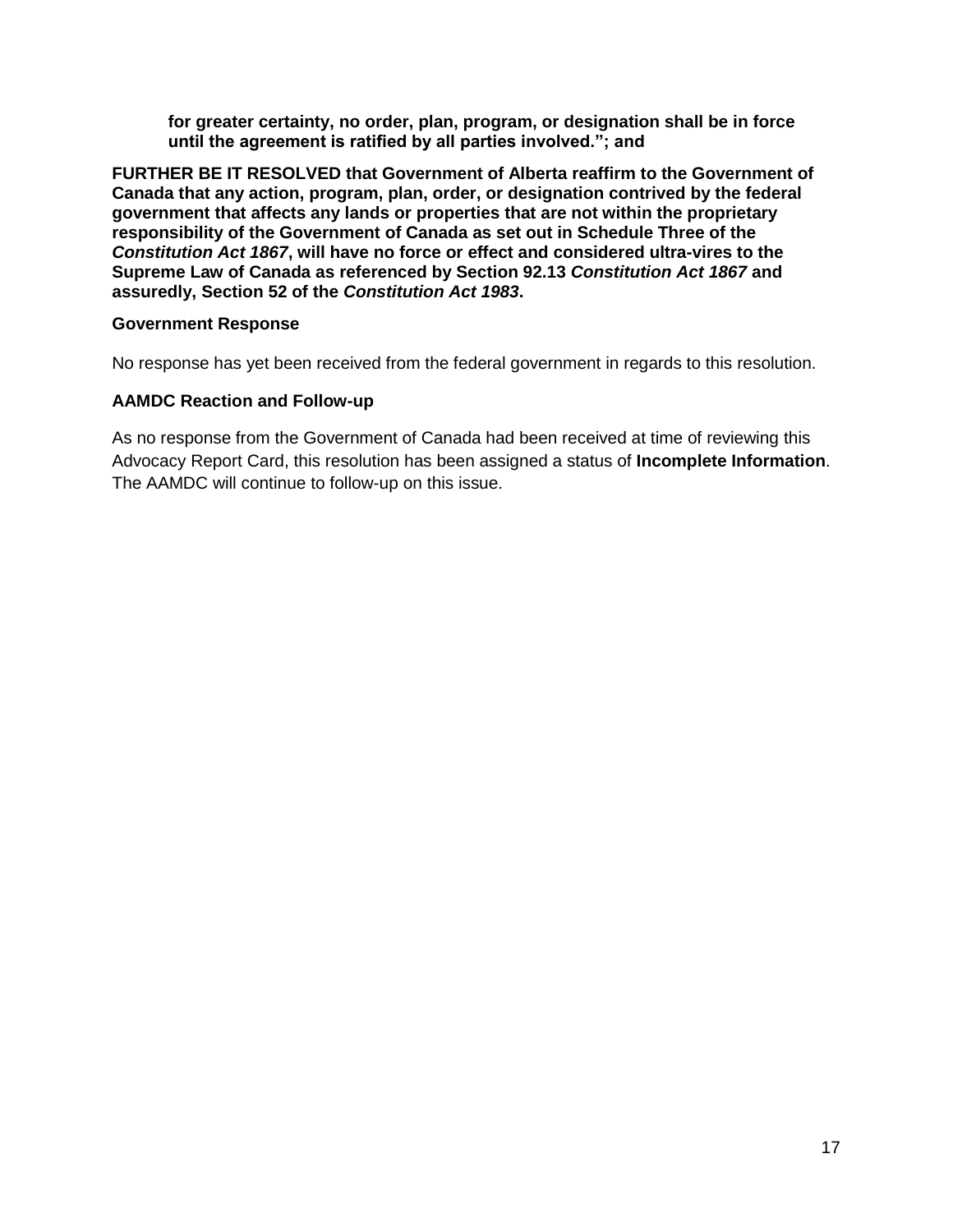> **for greater certainty, no order, plan, program, or designation shall be in force until the agreement is ratified by all parties involved."; and**

**FURTHER BE IT RESOLVED that Government of Alberta reaffirm to the Government of Canada that any action, program, plan, order, or designation contrived by the federal government that affects any lands or properties that are not within the proprietary responsibility of the Government of Canada as set out in Schedule Three of the *Constitution Act 1867*, will have no force or effect and considered ultra-vires to the Supreme Law of Canada as referenced by Section 92.13 *Constitution Act 1867* and assuredly, Section 52 of the *Constitution Act 1983*.**

**Government Response**

No response has yet been received from the federal government in regards to this resolution.

**AAMDC Reaction and Follow-up**

As no response from the Government of Canada had been received at time of reviewing this Advocacy Report Card, this resolution has been assigned a status of **Incomplete Information**. The AAMDC will continue to follow-up on this issue.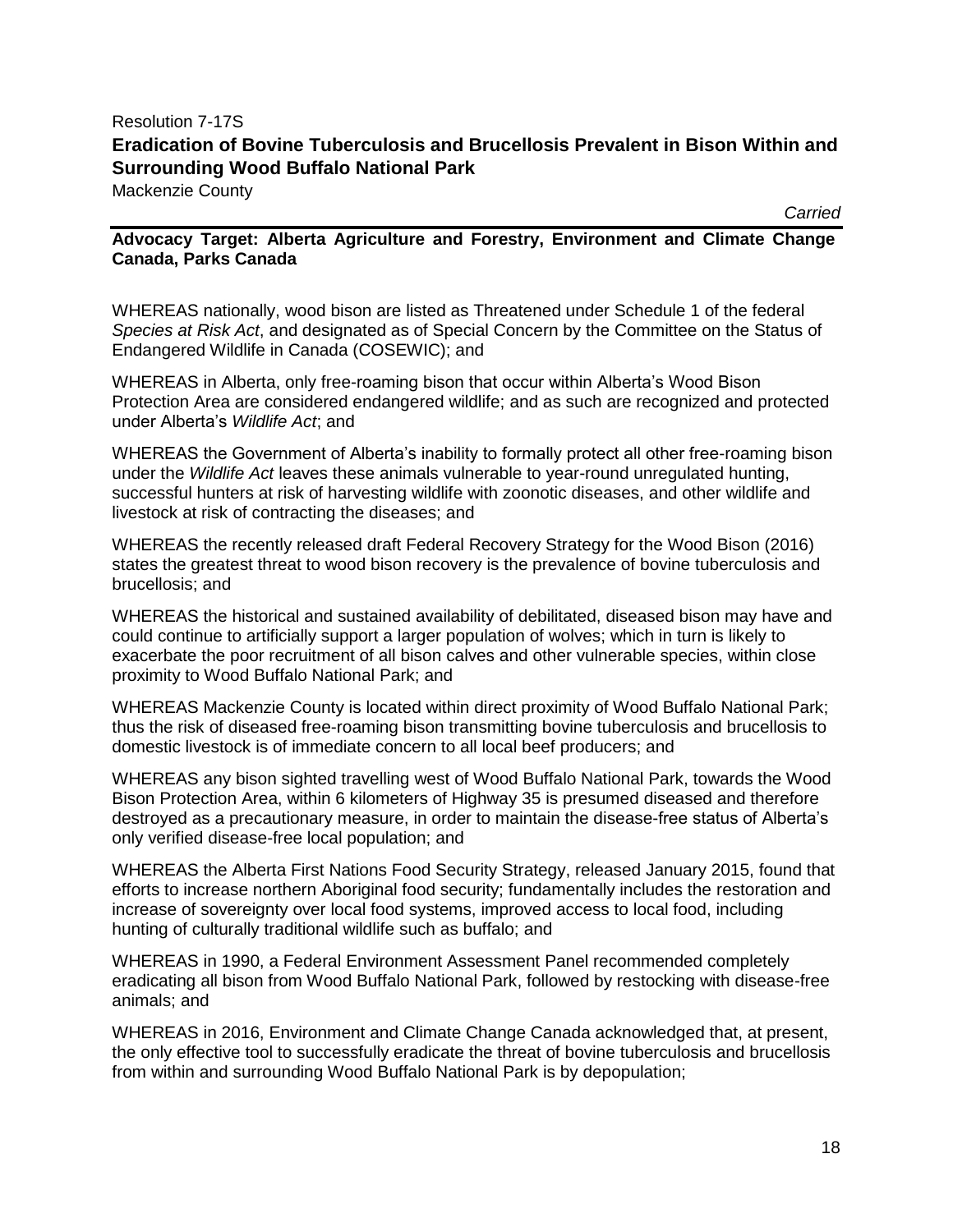Resolution 7-17S

## Eradication of Bovine Tuberculosis and Brucellosis Prevalent in Bison Within and Surrounding Wood Buffalo National Park

Mackenzie County

*Carried*

**Advocacy Target: Alberta Agriculture and Forestry, Environment and Climate Change Canada, Parks Canada**

WHEREAS nationally, wood bison are listed as Threatened under Schedule 1 of the federal *Species at Risk Act*, and designated as of Special Concern by the Committee on the Status of Endangered Wildlife in Canada (COSEWIC); and

WHEREAS in Alberta, only free-roaming bison that occur within Alberta's Wood Bison Protection Area are considered endangered wildlife; and as such are recognized and protected under Alberta's *Wildlife Act*; and

WHEREAS the Government of Alberta's inability to formally protect all other free-roaming bison under the *Wildlife Act* leaves these animals vulnerable to year-round unregulated hunting, successful hunters at risk of harvesting wildlife with zoonotic diseases, and other wildlife and livestock at risk of contracting the diseases; and

WHEREAS the recently released draft Federal Recovery Strategy for the Wood Bison (2016) states the greatest threat to wood bison recovery is the prevalence of bovine tuberculosis and brucellosis; and

WHEREAS the historical and sustained availability of debilitated, diseased bison may have and could continue to artificially support a larger population of wolves; which in turn is likely to exacerbate the poor recruitment of all bison calves and other vulnerable species, within close proximity to Wood Buffalo National Park; and

WHEREAS Mackenzie County is located within direct proximity of Wood Buffalo National Park; thus the risk of diseased free-roaming bison transmitting bovine tuberculosis and brucellosis to domestic livestock is of immediate concern to all local beef producers; and

WHEREAS any bison sighted travelling west of Wood Buffalo National Park, towards the Wood Bison Protection Area, within 6 kilometers of Highway 35 is presumed diseased and therefore destroyed as a precautionary measure, in order to maintain the disease-free status of Alberta's only verified disease-free local population; and

WHEREAS the Alberta First Nations Food Security Strategy, released January 2015, found that efforts to increase northern Aboriginal food security; fundamentally includes the restoration and increase of sovereignty over local food systems, improved access to local food, including hunting of culturally traditional wildlife such as buffalo; and

WHEREAS in 1990, a Federal Environment Assessment Panel recommended completely eradicating all bison from Wood Buffalo National Park, followed by restocking with disease-free animals; and

WHEREAS in 2016, Environment and Climate Change Canada acknowledged that, at present, the only effective tool to successfully eradicate the threat of bovine tuberculosis and brucellosis from within and surrounding Wood Buffalo National Park is by depopulation;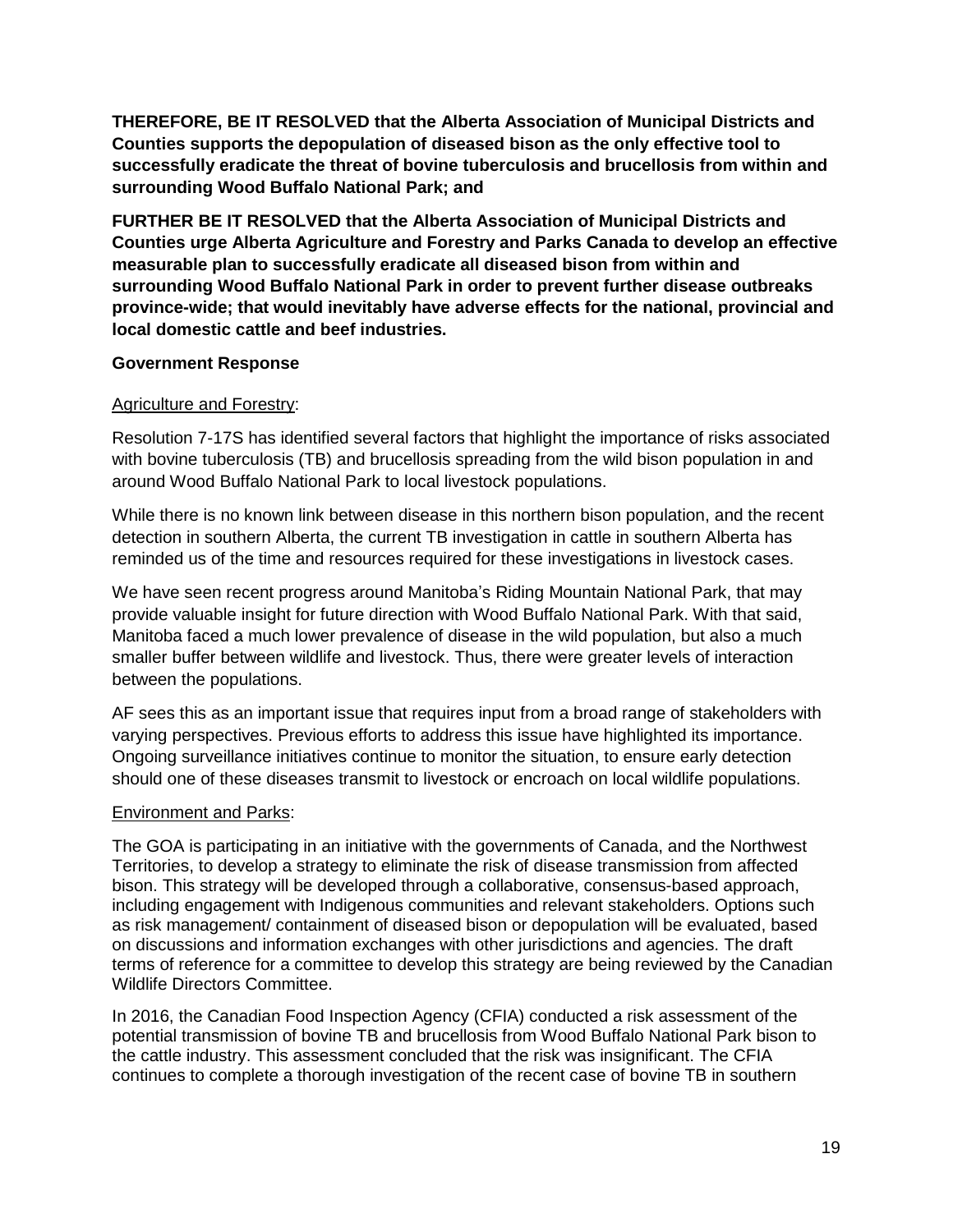**THEREFORE, BE IT RESOLVED that the Alberta Association of Municipal Districts and Counties supports the depopulation of diseased bison as the only effective tool to successfully eradicate the threat of bovine tuberculosis and brucellosis from within and surrounding Wood Buffalo National Park; and**

**FURTHER BE IT RESOLVED that the Alberta Association of Municipal Districts and Counties urge Alberta Agriculture and Forestry and Parks Canada to develop an effective measurable plan to successfully eradicate all diseased bison from within and surrounding Wood Buffalo National Park in order to prevent further disease outbreaks province-wide; that would inevitably have adverse effects for the national, provincial and local domestic cattle and beef industries.**

**Government Response**

<u>Agriculture and Forestry</u>:

Resolution 7-17S has identified several factors that highlight the importance of risks associated with bovine tuberculosis (TB) and brucellosis spreading from the wild bison population in and around Wood Buffalo National Park to local livestock populations.

While there is no known link between disease in this northern bison population, and the recent detection in southern Alberta, the current TB investigation in cattle in southern Alberta has reminded us of the time and resources required for these investigations in livestock cases.

We have seen recent progress around Manitoba's Riding Mountain National Park, that may provide valuable insight for future direction with Wood Buffalo National Park. With that said, Manitoba faced a much lower prevalence of disease in the wild population, but also a much smaller buffer between wildlife and livestock. Thus, there were greater levels of interaction between the populations.

AF sees this as an important issue that requires input from a broad range of stakeholders with varying perspectives. Previous efforts to address this issue have highlighted its importance. Ongoing surveillance initiatives continue to monitor the situation, to ensure early detection should one of these diseases transmit to livestock or encroach on local wildlife populations.

<u>Environment and Parks</u>:

The GOA is participating in an initiative with the governments of Canada, and the Northwest Territories, to develop a strategy to eliminate the risk of disease transmission from affected bison. This strategy will be developed through a collaborative, consensus-based approach, including engagement with Indigenous communities and relevant stakeholders. Options such as risk management/ containment of diseased bison or depopulation will be evaluated, based on discussions and information exchanges with other jurisdictions and agencies. The draft terms of reference for a committee to develop this strategy are being reviewed by the Canadian Wildlife Directors Committee.

In 2016, the Canadian Food Inspection Agency (CFIA) conducted a risk assessment of the potential transmission of bovine TB and brucellosis from Wood Buffalo National Park bison to the cattle industry. This assessment concluded that the risk was insignificant. The CFIA continues to complete a thorough investigation of the recent case of bovine TB in southern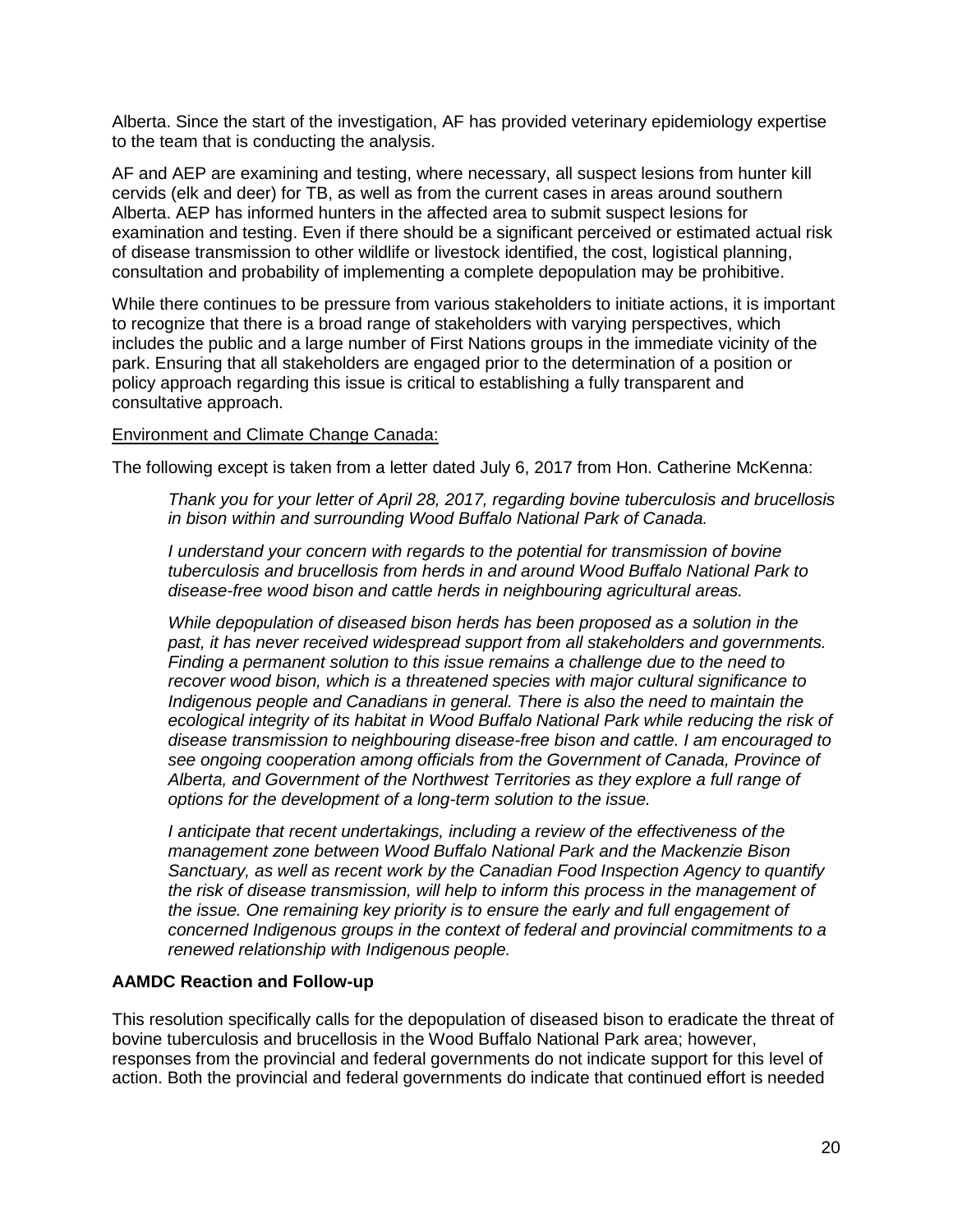Alberta. Since the start of the investigation, AF has provided veterinary epidemiology expertise to the team that is conducting the analysis.

AF and AEP are examining and testing, where necessary, all suspect lesions from hunter kill cervids (elk and deer) for TB, as well as from the current cases in areas around southern Alberta. AEP has informed hunters in the affected area to submit suspect lesions for examination and testing. Even if there should be a significant perceived or estimated actual risk of disease transmission to other wildlife or livestock identified, the cost, logistical planning, consultation and probability of implementing a complete depopulation may be prohibitive.

While there continues to be pressure from various stakeholders to initiate actions, it is important to recognize that there is a broad range of stakeholders with varying perspectives, which includes the public and a large number of First Nations groups in the immediate vicinity of the park. Ensuring that all stakeholders are engaged prior to the determination of a position or policy approach regarding this issue is critical to establishing a fully transparent and consultative approach.

<u>Environment and Climate Change Canada:</u>

The following except is taken from a letter dated July 6, 2017 from Hon. Catherine McKenna:

> *Thank you for your letter of April 28, 2017, regarding bovine tuberculosis and brucellosis in bison within and surrounding Wood Buffalo National Park of Canada.*
>
> *I understand your concern with regards to the potential for transmission of bovine tuberculosis and brucellosis from herds in and around Wood Buffalo National Park to disease-free wood bison and cattle herds in neighbouring agricultural areas.*
>
> *While depopulation of diseased bison herds has been proposed as a solution in the past, it has never received widespread support from all stakeholders and governments. Finding a permanent solution to this issue remains a challenge due to the need to recover wood bison, which is a threatened species with major cultural significance to Indigenous people and Canadians in general. There is also the need to maintain the ecological integrity of its habitat in Wood Buffalo National Park while reducing the risk of disease transmission to neighbouring disease-free bison and cattle. I am encouraged to see ongoing cooperation among officials from the Government of Canada, Province of Alberta, and Government of the Northwest Territories as they explore a full range of options for the development of a long-term solution to the issue.*
>
> *I anticipate that recent undertakings, including a review of the effectiveness of the management zone between Wood Buffalo National Park and the Mackenzie Bison Sanctuary, as well as recent work by the Canadian Food Inspection Agency to quantify the risk of disease transmission, will help to inform this process in the management of the issue. One remaining key priority is to ensure the early and full engagement of concerned Indigenous groups in the context of federal and provincial commitments to a renewed relationship with Indigenous people.*

**AAMDC Reaction and Follow-up**

This resolution specifically calls for the depopulation of diseased bison to eradicate the threat of bovine tuberculosis and brucellosis in the Wood Buffalo National Park area; however, responses from the provincial and federal governments do not indicate support for this level of action. Both the provincial and federal governments do indicate that continued effort is needed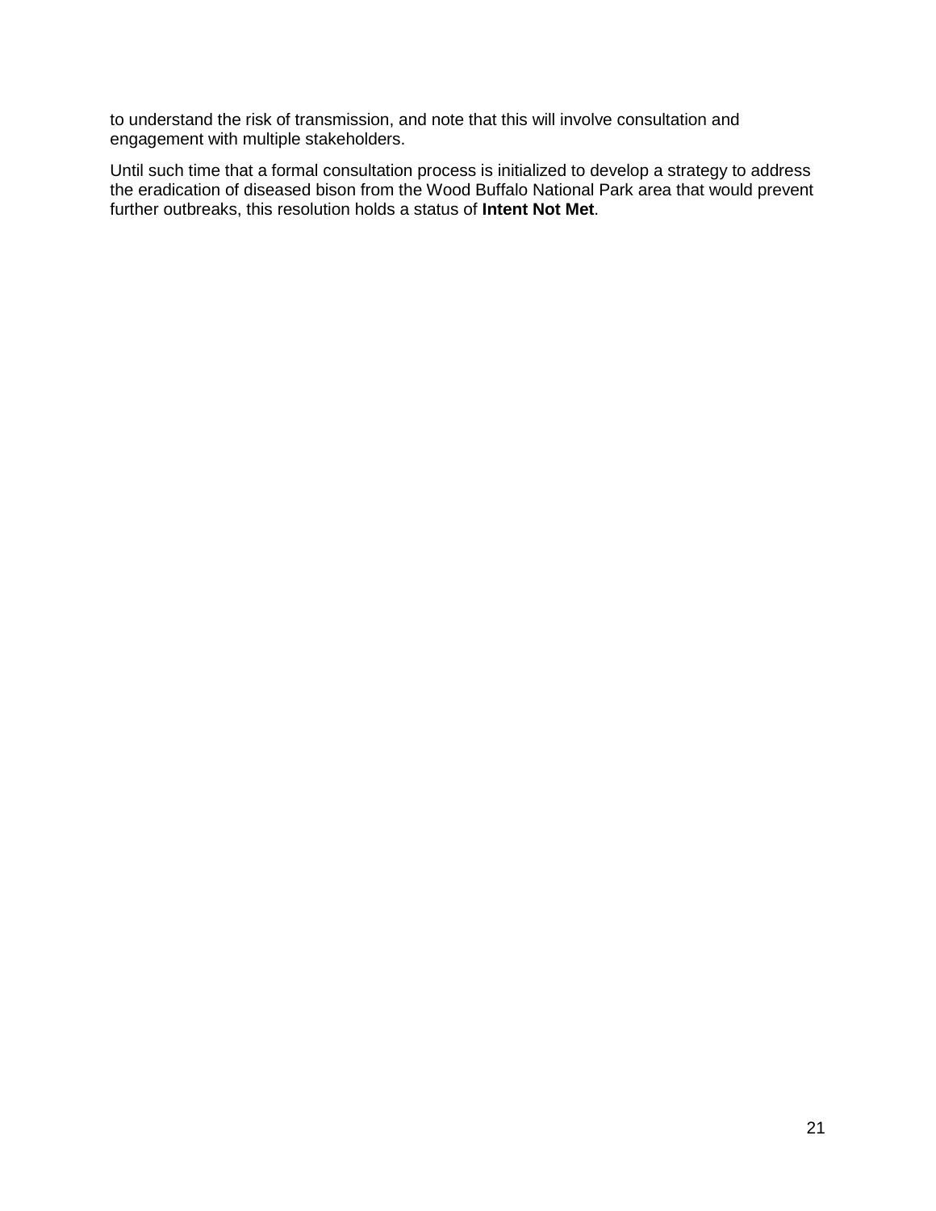to understand the risk of transmission, and note that this will involve consultation and engagement with multiple stakeholders.

Until such time that a formal consultation process is initialized to develop a strategy to address the eradication of diseased bison from the Wood Buffalo National Park area that would prevent further outbreaks, this resolution holds a status of **Intent Not Met**.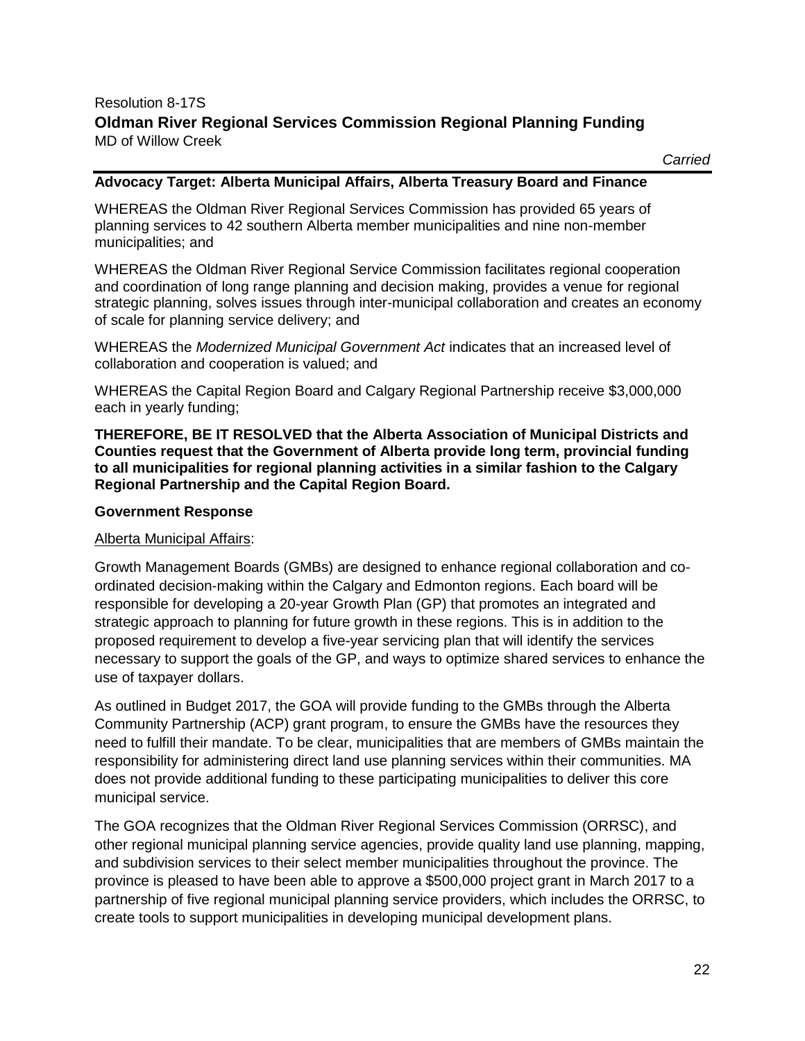Resolution 8-17S

## Oldman River Regional Services Commission Regional Planning Funding

MD of Willow Creek

*Carried*

**Advocacy Target: Alberta Municipal Affairs, Alberta Treasury Board and Finance**

WHEREAS the Oldman River Regional Services Commission has provided 65 years of planning services to 42 southern Alberta member municipalities and nine non-member municipalities; and

WHEREAS the Oldman River Regional Service Commission facilitates regional cooperation and coordination of long range planning and decision making, provides a venue for regional strategic planning, solves issues through inter-municipal collaboration and creates an economy of scale for planning service delivery; and

WHEREAS the *Modernized Municipal Government Act* indicates that an increased level of collaboration and cooperation is valued; and

WHEREAS the Capital Region Board and Calgary Regional Partnership receive $3,000,000 each in yearly funding;

**THEREFORE, BE IT RESOLVED that the Alberta Association of Municipal Districts and Counties request that the Government of Alberta provide long term, provincial funding to all municipalities for regional planning activities in a similar fashion to the Calgary Regional Partnership and the Capital Region Board.**

**Government Response**

Alberta Municipal Affairs:

Growth Management Boards (GMBs) are designed to enhance regional collaboration and co-ordinated decision-making within the Calgary and Edmonton regions. Each board will be responsible for developing a 20-year Growth Plan (GP) that promotes an integrated and strategic approach to planning for future growth in these regions. This is in addition to the proposed requirement to develop a five-year servicing plan that will identify the services necessary to support the goals of the GP, and ways to optimize shared services to enhance the use of taxpayer dollars.

As outlined in Budget 2017, the GOA will provide funding to the GMBs through the Alberta Community Partnership (ACP) grant program, to ensure the GMBs have the resources they need to fulfill their mandate. To be clear, municipalities that are members of GMBs maintain the responsibility for administering direct land use planning services within their communities. MA does not provide additional funding to these participating municipalities to deliver this core municipal service.

The GOA recognizes that the Oldman River Regional Services Commission (ORRSC), and other regional municipal planning service agencies, provide quality land use planning, mapping, and subdivision services to their select member municipalities throughout the province. The province is pleased to have been able to approve a $500,000 project grant in March 2017 to a partnership of five regional municipal planning service providers, which includes the ORRSC, to create tools to support municipalities in developing municipal development plans.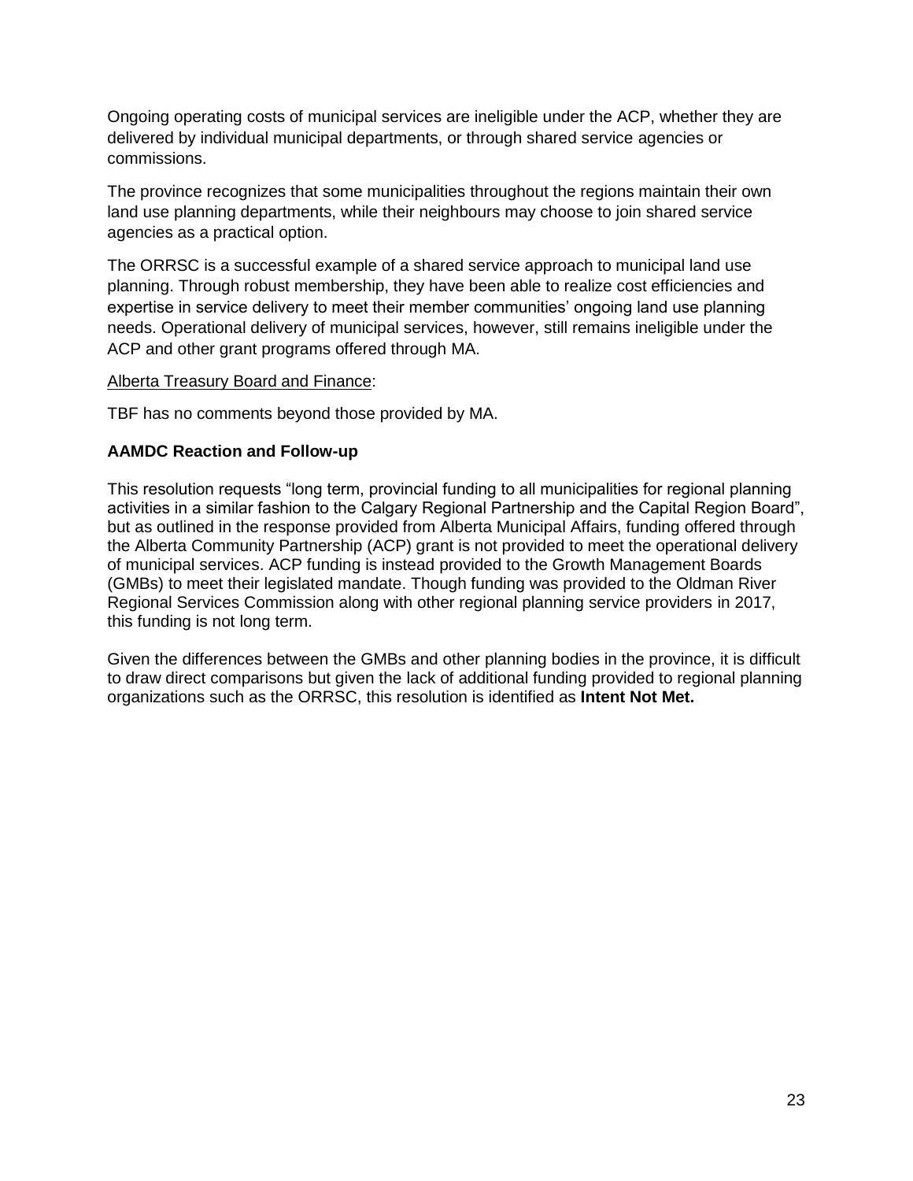Ongoing operating costs of municipal services are ineligible under the ACP, whether they are delivered by individual municipal departments, or through shared service agencies or commissions.

The province recognizes that some municipalities throughout the regions maintain their own land use planning departments, while their neighbours may choose to join shared service agencies as a practical option.

The ORRSC is a successful example of a shared service approach to municipal land use planning. Through robust membership, they have been able to realize cost efficiencies and expertise in service delivery to meet their member communities' ongoing land use planning needs. Operational delivery of municipal services, however, still remains ineligible under the ACP and other grant programs offered through MA.

<u>Alberta Treasury Board and Finance</u>:

TBF has no comments beyond those provided by MA.

**AAMDC Reaction and Follow-up**

This resolution requests "long term, provincial funding to all municipalities for regional planning activities in a similar fashion to the Calgary Regional Partnership and the Capital Region Board", but as outlined in the response provided from Alberta Municipal Affairs, funding offered through the Alberta Community Partnership (ACP) grant is not provided to meet the operational delivery of municipal services. ACP funding is instead provided to the Growth Management Boards (GMBs) to meet their legislated mandate. Though funding was provided to the Oldman River Regional Services Commission along with other regional planning service providers in 2017, this funding is not long term.

Given the differences between the GMBs and other planning bodies in the province, it is difficult to draw direct comparisons but given the lack of additional funding provided to regional planning organizations such as the ORRSC, this resolution is identified as **Intent Not Met.**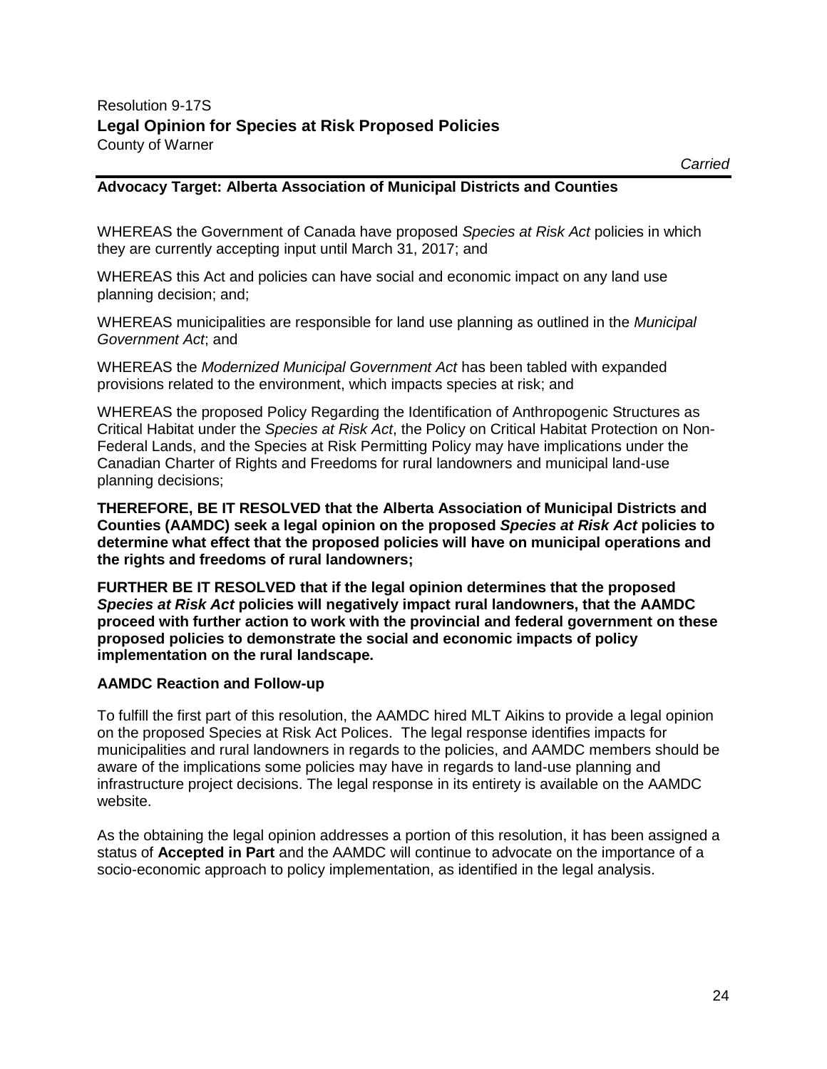Resolution 9-17S

**Legal Opinion for Species at Risk Proposed Policies**

County of Warner

*Carried*

**Advocacy Target: Alberta Association of Municipal Districts and Counties**

WHEREAS the Government of Canada have proposed *Species at Risk Act* policies in which they are currently accepting input until March 31, 2017; and

WHEREAS this Act and policies can have social and economic impact on any land use planning decision; and;

WHEREAS municipalities are responsible for land use planning as outlined in the *Municipal Government Act*; and

WHEREAS the *Modernized Municipal Government Act* has been tabled with expanded provisions related to the environment, which impacts species at risk; and

WHEREAS the proposed Policy Regarding the Identification of Anthropogenic Structures as Critical Habitat under the *Species at Risk Act*, the Policy on Critical Habitat Protection on Non-Federal Lands, and the Species at Risk Permitting Policy may have implications under the Canadian Charter of Rights and Freedoms for rural landowners and municipal land-use planning decisions;

**THEREFORE, BE IT RESOLVED that the Alberta Association of Municipal Districts and Counties (AAMDC) seek a legal opinion on the proposed *Species at Risk Act* policies to determine what effect that the proposed policies will have on municipal operations and the rights and freedoms of rural landowners;**

**FURTHER BE IT RESOLVED that if the legal opinion determines that the proposed *Species at Risk Act* policies will negatively impact rural landowners, that the AAMDC proceed with further action to work with the provincial and federal government on these proposed policies to demonstrate the social and economic impacts of policy implementation on the rural landscape.**

**AAMDC Reaction and Follow-up**

To fulfill the first part of this resolution, the AAMDC hired MLT Aikins to provide a legal opinion on the proposed Species at Risk Act Polices. The legal response identifies impacts for municipalities and rural landowners in regards to the policies, and AAMDC members should be aware of the implications some policies may have in regards to land-use planning and infrastructure project decisions. The legal response in its entirety is available on the AAMDC website.

As the obtaining the legal opinion addresses a portion of this resolution, it has been assigned a status of **Accepted in Part** and the AAMDC will continue to advocate on the importance of a socio-economic approach to policy implementation, as identified in the legal analysis.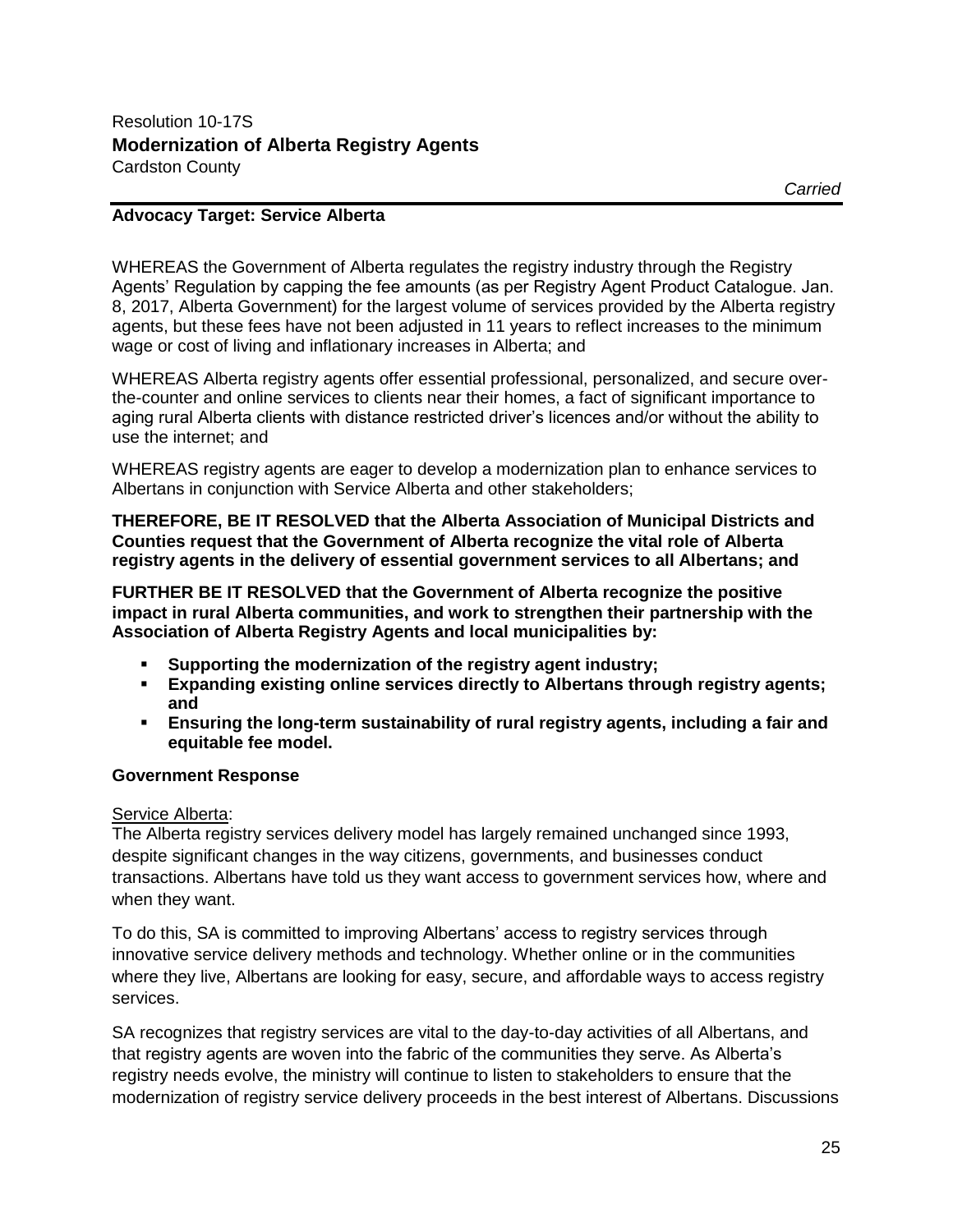Resolution 10-17S

**Modernization of Alberta Registry Agents**

Cardston County

*Carried*

**Advocacy Target: Service Alberta**

WHEREAS the Government of Alberta regulates the registry industry through the Registry Agents' Regulation by capping the fee amounts (as per Registry Agent Product Catalogue. Jan. 8, 2017, Alberta Government) for the largest volume of services provided by the Alberta registry agents, but these fees have not been adjusted in 11 years to reflect increases to the minimum wage or cost of living and inflationary increases in Alberta; and

WHEREAS Alberta registry agents offer essential professional, personalized, and secure over-the-counter and online services to clients near their homes, a fact of significant importance to aging rural Alberta clients with distance restricted driver's licences and/or without the ability to use the internet; and

WHEREAS registry agents are eager to develop a modernization plan to enhance services to Albertans in conjunction with Service Alberta and other stakeholders;

**THEREFORE, BE IT RESOLVED that the Alberta Association of Municipal Districts and Counties request that the Government of Alberta recognize the vital role of Alberta registry agents in the delivery of essential government services to all Albertans; and**

**FURTHER BE IT RESOLVED that the Government of Alberta recognize the positive impact in rural Alberta communities, and work to strengthen their partnership with the Association of Alberta Registry Agents and local municipalities by:**

- **Supporting the modernization of the registry agent industry;**
- **Expanding existing online services directly to Albertans through registry agents; and**
- **Ensuring the long-term sustainability of rural registry agents, including a fair and equitable fee model.**

**Government Response**

Service Alberta:

The Alberta registry services delivery model has largely remained unchanged since 1993, despite significant changes in the way citizens, governments, and businesses conduct transactions. Albertans have told us they want access to government services how, where and when they want.

To do this, SA is committed to improving Albertans' access to registry services through innovative service delivery methods and technology. Whether online or in the communities where they live, Albertans are looking for easy, secure, and affordable ways to access registry services.

SA recognizes that registry services are vital to the day-to-day activities of all Albertans, and that registry agents are woven into the fabric of the communities they serve. As Alberta's registry needs evolve, the ministry will continue to listen to stakeholders to ensure that the modernization of registry service delivery proceeds in the best interest of Albertans. Discussions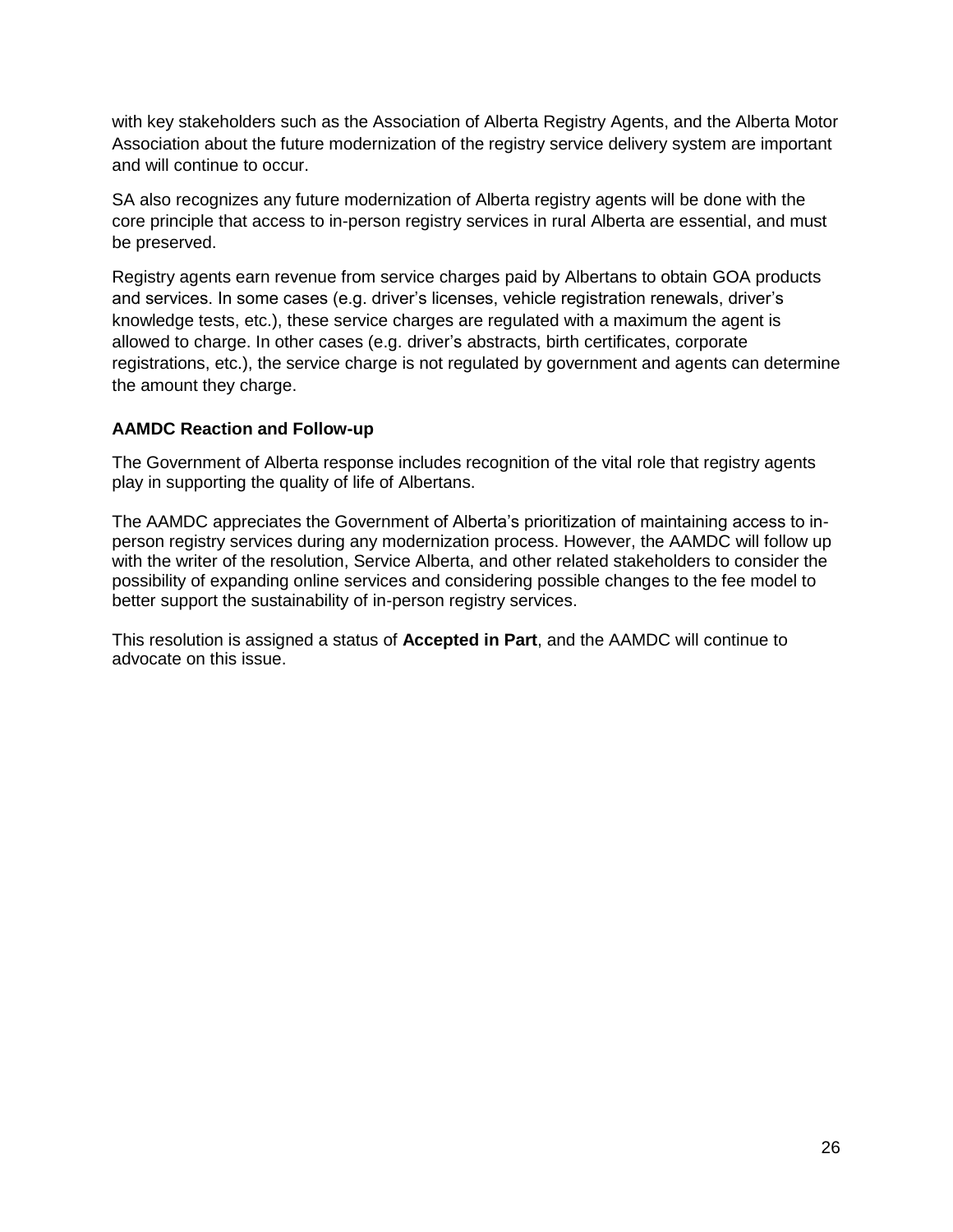with key stakeholders such as the Association of Alberta Registry Agents, and the Alberta Motor Association about the future modernization of the registry service delivery system are important and will continue to occur.

SA also recognizes any future modernization of Alberta registry agents will be done with the core principle that access to in-person registry services in rural Alberta are essential, and must be preserved.

Registry agents earn revenue from service charges paid by Albertans to obtain GOA products and services. In some cases (e.g. driver's licenses, vehicle registration renewals, driver's knowledge tests, etc.), these service charges are regulated with a maximum the agent is allowed to charge. In other cases (e.g. driver's abstracts, birth certificates, corporate registrations, etc.), the service charge is not regulated by government and agents can determine the amount they charge.

**AAMDC Reaction and Follow-up**

The Government of Alberta response includes recognition of the vital role that registry agents play in supporting the quality of life of Albertans.

The AAMDC appreciates the Government of Alberta's prioritization of maintaining access to in-person registry services during any modernization process. However, the AAMDC will follow up with the writer of the resolution, Service Alberta, and other related stakeholders to consider the possibility of expanding online services and considering possible changes to the fee model to better support the sustainability of in-person registry services.

This resolution is assigned a status of **Accepted in Part**, and the AAMDC will continue to advocate on this issue.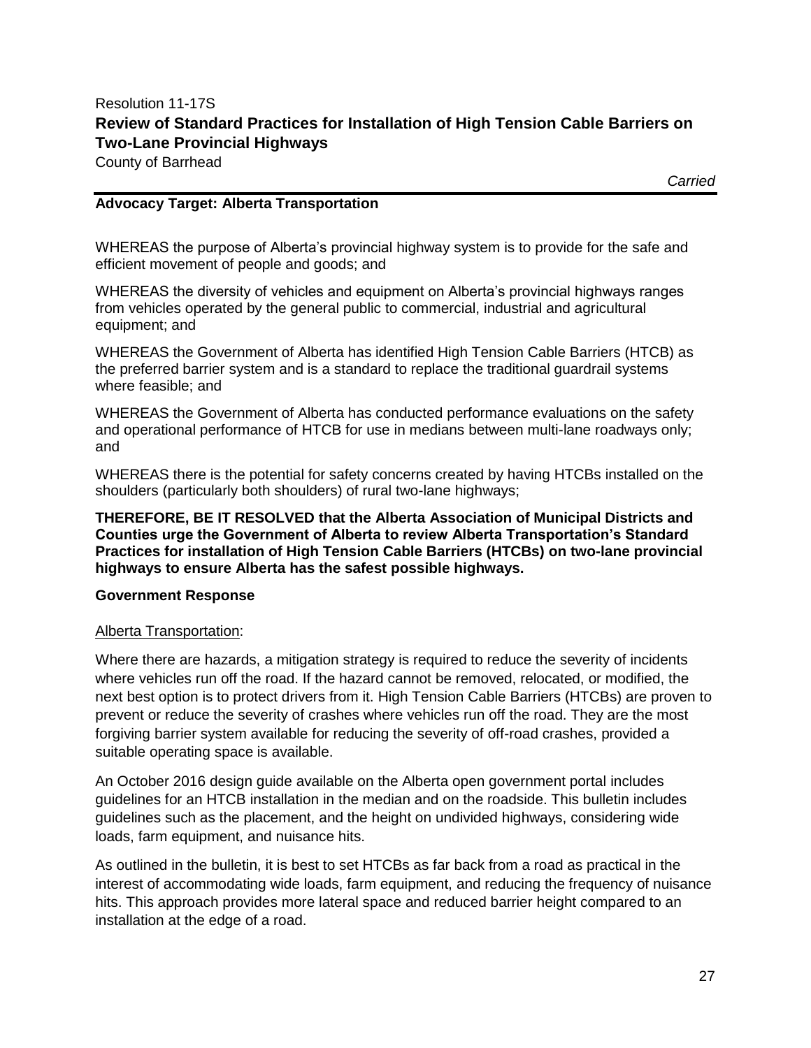Resolution 11-17S

## Review of Standard Practices for Installation of High Tension Cable Barriers on Two-Lane Provincial Highways

County of Barrhead

*Carried*

**Advocacy Target: Alberta Transportation**

WHEREAS the purpose of Alberta's provincial highway system is to provide for the safe and efficient movement of people and goods; and

WHEREAS the diversity of vehicles and equipment on Alberta's provincial highways ranges from vehicles operated by the general public to commercial, industrial and agricultural equipment; and

WHEREAS the Government of Alberta has identified High Tension Cable Barriers (HTCB) as the preferred barrier system and is a standard to replace the traditional guardrail systems where feasible; and

WHEREAS the Government of Alberta has conducted performance evaluations on the safety and operational performance of HTCB for use in medians between multi-lane roadways only; and

WHEREAS there is the potential for safety concerns created by having HTCBs installed on the shoulders (particularly both shoulders) of rural two-lane highways;

**THEREFORE, BE IT RESOLVED that the Alberta Association of Municipal Districts and Counties urge the Government of Alberta to review Alberta Transportation's Standard Practices for installation of High Tension Cable Barriers (HTCBs) on two-lane provincial highways to ensure Alberta has the safest possible highways.**

**Government Response**

Alberta Transportation:

Where there are hazards, a mitigation strategy is required to reduce the severity of incidents where vehicles run off the road. If the hazard cannot be removed, relocated, or modified, the next best option is to protect drivers from it. High Tension Cable Barriers (HTCBs) are proven to prevent or reduce the severity of crashes where vehicles run off the road. They are the most forgiving barrier system available for reducing the severity of off-road crashes, provided a suitable operating space is available.

An October 2016 design guide available on the Alberta open government portal includes guidelines for an HTCB installation in the median and on the roadside. This bulletin includes guidelines such as the placement, and the height on undivided highways, considering wide loads, farm equipment, and nuisance hits.

As outlined in the bulletin, it is best to set HTCBs as far back from a road as practical in the interest of accommodating wide loads, farm equipment, and reducing the frequency of nuisance hits. This approach provides more lateral space and reduced barrier height compared to an installation at the edge of a road.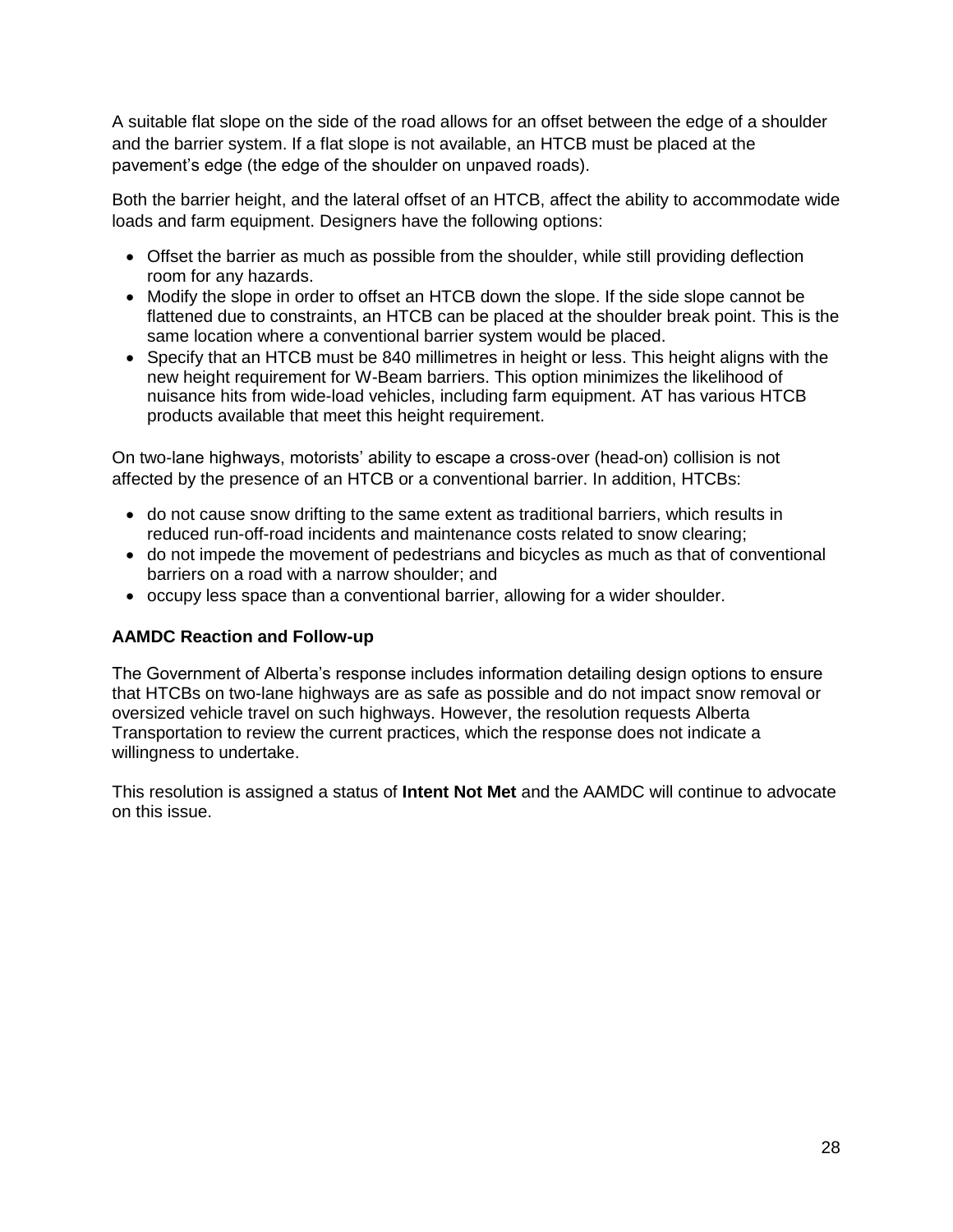A suitable flat slope on the side of the road allows for an offset between the edge of a shoulder and the barrier system. If a flat slope is not available, an HTCB must be placed at the pavement's edge (the edge of the shoulder on unpaved roads).

Both the barrier height, and the lateral offset of an HTCB, affect the ability to accommodate wide loads and farm equipment. Designers have the following options:

- Offset the barrier as much as possible from the shoulder, while still providing deflection room for any hazards.
- Modify the slope in order to offset an HTCB down the slope. If the side slope cannot be flattened due to constraints, an HTCB can be placed at the shoulder break point. This is the same location where a conventional barrier system would be placed.
- Specify that an HTCB must be 840 millimetres in height or less. This height aligns with the new height requirement for W-Beam barriers. This option minimizes the likelihood of nuisance hits from wide-load vehicles, including farm equipment. AT has various HTCB products available that meet this height requirement.

On two-lane highways, motorists' ability to escape a cross-over (head-on) collision is not affected by the presence of an HTCB or a conventional barrier. In addition, HTCBs:

- do not cause snow drifting to the same extent as traditional barriers, which results in reduced run-off-road incidents and maintenance costs related to snow clearing;
- do not impede the movement of pedestrians and bicycles as much as that of conventional barriers on a road with a narrow shoulder; and
- occupy less space than a conventional barrier, allowing for a wider shoulder.

**AAMDC Reaction and Follow-up**

The Government of Alberta's response includes information detailing design options to ensure that HTCBs on two-lane highways are as safe as possible and do not impact snow removal or oversized vehicle travel on such highways. However, the resolution requests Alberta Transportation to review the current practices, which the response does not indicate a willingness to undertake.

This resolution is assigned a status of **Intent Not Met** and the AAMDC will continue to advocate on this issue.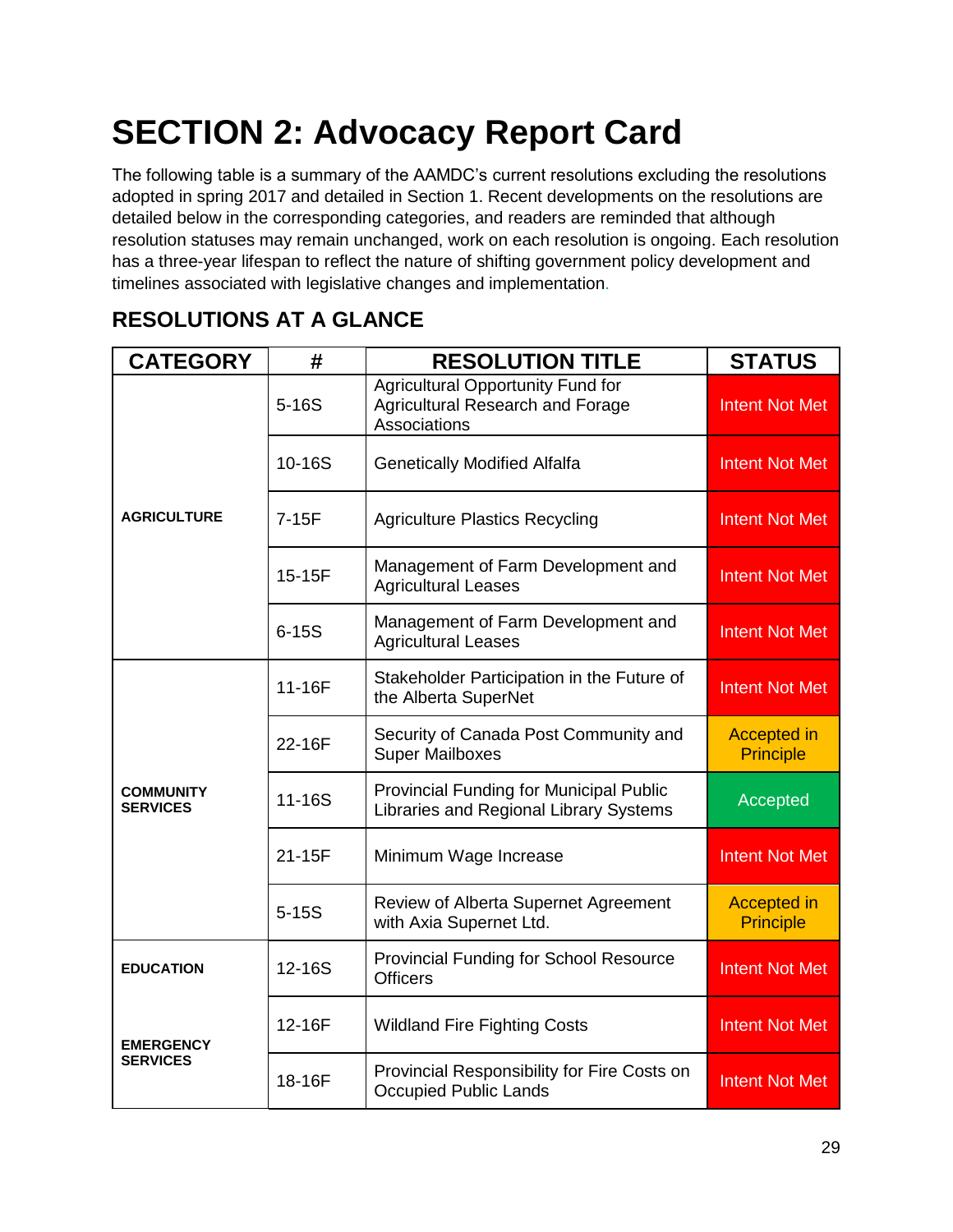# SECTION 2: Advocacy Report Card

The following table is a summary of the AAMDC's current resolutions excluding the resolutions adopted in spring 2017 and detailed in Section 1. Recent developments on the resolutions are detailed below in the corresponding categories, and readers are reminded that although resolution statuses may remain unchanged, work on each resolution is ongoing. Each resolution has a three-year lifespan to reflect the nature of shifting government policy development and timelines associated with legislative changes and implementation.

## RESOLUTIONS AT A GLANCE

| CATEGORY | # | RESOLUTION TITLE | STATUS |
|---|---|---|---|
| **AGRICULTURE** | 5-16S | Agricultural Opportunity Fund for Agricultural Research and Forage Associations | Intent Not Met |
| | 10-16S | Genetically Modified Alfalfa | Intent Not Met |
| | 7-15F | Agriculture Plastics Recycling | Intent Not Met |
| | 15-15F | Management of Farm Development and Agricultural Leases | Intent Not Met |
| | 6-15S | Management of Farm Development and Agricultural Leases | Intent Not Met |
| **COMMUNITY SERVICES** | 11-16F | Stakeholder Participation in the Future of the Alberta SuperNet | Intent Not Met |
| | 22-16F | Security of Canada Post Community and Super Mailboxes | Accepted in Principle |
| | 11-16S | Provincial Funding for Municipal Public Libraries and Regional Library Systems | Accepted |
| | 21-15F | Minimum Wage Increase | Intent Not Met |
| | 5-15S | Review of Alberta Supernet Agreement with Axia Supernet Ltd. | Accepted in Principle |
| **EDUCATION** | 12-16S | Provincial Funding for School Resource Officers | Intent Not Met |
| **EMERGENCY SERVICES** | 12-16F | Wildland Fire Fighting Costs | Intent Not Met |
| | 18-16F | Provincial Responsibility for Fire Costs on Occupied Public Lands | Intent Not Met |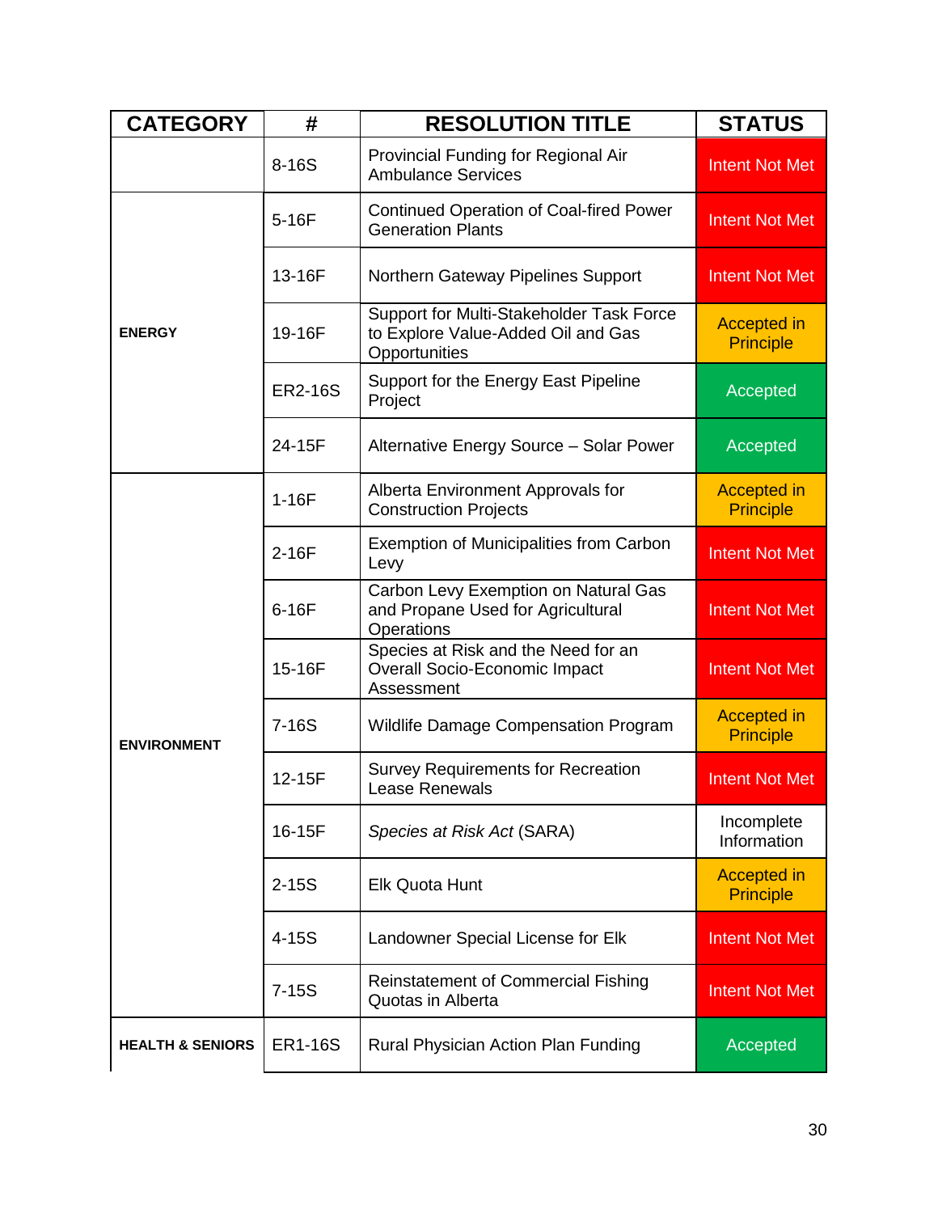| CATEGORY | # | RESOLUTION TITLE | STATUS |
|---|---|---|---|
| | 8-16S | Provincial Funding for Regional Air Ambulance Services | Intent Not Met |
| **ENERGY** | 5-16F | Continued Operation of Coal-fired Power Generation Plants | Intent Not Met |
| | 13-16F | Northern Gateway Pipelines Support | Intent Not Met |
| | 19-16F | Support for Multi-Stakeholder Task Force to Explore Value-Added Oil and Gas Opportunities | Accepted in Principle |
| | ER2-16S | Support for the Energy East Pipeline Project | Accepted |
| | 24-15F | Alternative Energy Source – Solar Power | Accepted |
| **ENVIRONMENT** | 1-16F | Alberta Environment Approvals for Construction Projects | Accepted in Principle |
| | 2-16F | Exemption of Municipalities from Carbon Levy | Intent Not Met |
| | 6-16F | Carbon Levy Exemption on Natural Gas and Propane Used for Agricultural Operations | Intent Not Met |
| | 15-16F | Species at Risk and the Need for an Overall Socio-Economic Impact Assessment | Intent Not Met |
| | 7-16S | Wildlife Damage Compensation Program | Accepted in Principle |
| | 12-15F | Survey Requirements for Recreation Lease Renewals | Intent Not Met |
| | 16-15F | *Species at Risk Act* (SARA) | Incomplete Information |
| | 2-15S | Elk Quota Hunt | Accepted in Principle |
| | 4-15S | Landowner Special License for Elk | Intent Not Met |
| | 7-15S | Reinstatement of Commercial Fishing Quotas in Alberta | Intent Not Met |
| **HEALTH & SENIORS** | ER1-16S | Rural Physician Action Plan Funding | Accepted |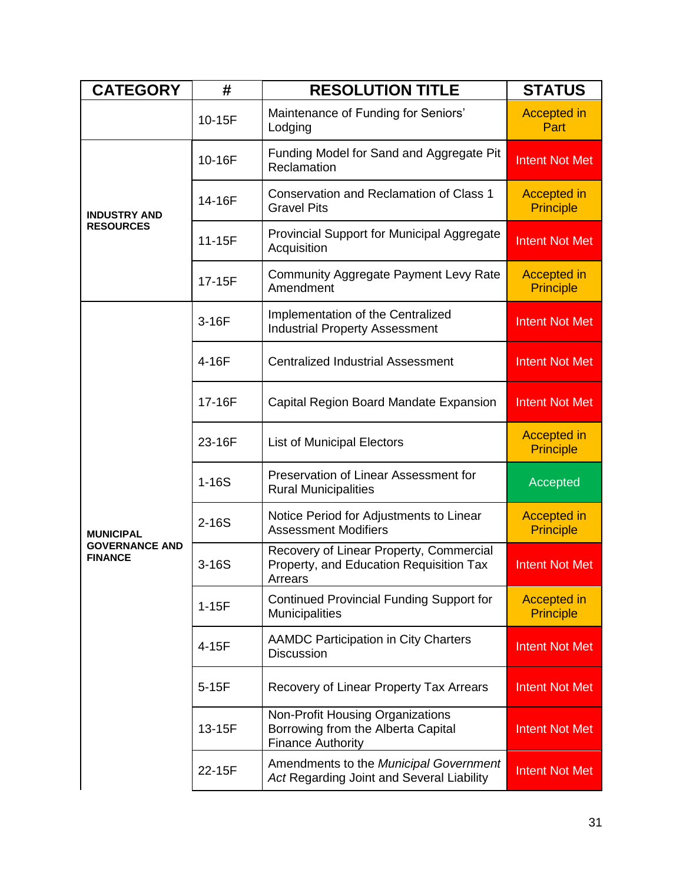| CATEGORY | # | RESOLUTION TITLE | STATUS |
|---|---|---|---|
| | 10-15F | Maintenance of Funding for Seniors' Lodging | Accepted in Part |
| **INDUSTRY AND RESOURCES** | 10-16F | Funding Model for Sand and Aggregate Pit Reclamation | Intent Not Met |
| | 14-16F | Conservation and Reclamation of Class 1 Gravel Pits | Accepted in Principle |
| | 11-15F | Provincial Support for Municipal Aggregate Acquisition | Intent Not Met |
| | 17-15F | Community Aggregate Payment Levy Rate Amendment | Accepted in Principle |
| **MUNICIPAL GOVERNANCE AND FINANCE** | 3-16F | Implementation of the Centralized Industrial Property Assessment | Intent Not Met |
| | 4-16F | Centralized Industrial Assessment | Intent Not Met |
| | 17-16F | Capital Region Board Mandate Expansion | Intent Not Met |
| | 23-16F | List of Municipal Electors | Accepted in Principle |
| | 1-16S | Preservation of Linear Assessment for Rural Municipalities | Accepted |
| | 2-16S | Notice Period for Adjustments to Linear Assessment Modifiers | Accepted in Principle |
| | 3-16S | Recovery of Linear Property, Commercial Property, and Education Requisition Tax Arrears | Intent Not Met |
| | 1-15F | Continued Provincial Funding Support for Municipalities | Accepted in Principle |
| | 4-15F | AAMDC Participation in City Charters Discussion | Intent Not Met |
| | 5-15F | Recovery of Linear Property Tax Arrears | Intent Not Met |
| | 13-15F | Non-Profit Housing Organizations Borrowing from the Alberta Capital Finance Authority | Intent Not Met |
| | 22-15F | Amendments to the *Municipal Government Act* Regarding Joint and Several Liability | Intent Not Met |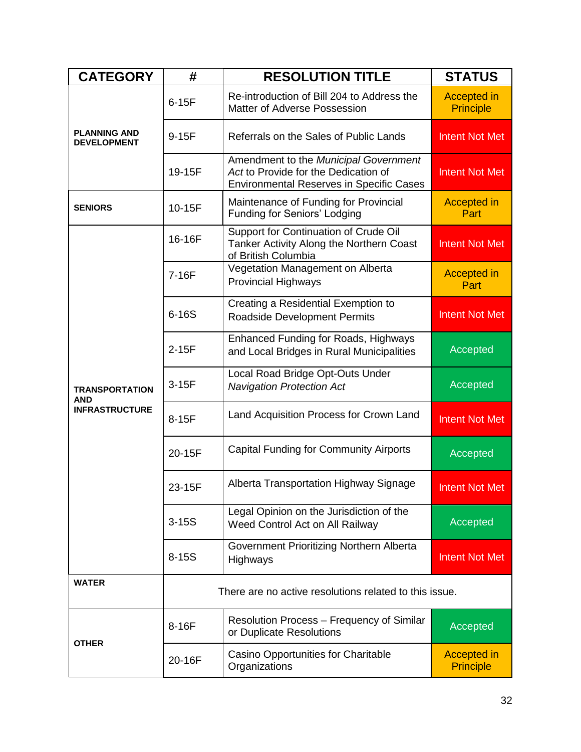| CATEGORY | # | RESOLUTION TITLE | STATUS |
|---|---|---|---|
| PLANNING AND DEVELOPMENT | 6-15F | Re-introduction of Bill 204 to Address the Matter of Adverse Possession | Accepted in Principle |
| | 9-15F | Referrals on the Sales of Public Lands | Intent Not Met |
| | 19-15F | Amendment to the *Municipal Government Act* to Provide for the Dedication of Environmental Reserves in Specific Cases | Intent Not Met |
| SENIORS | 10-15F | Maintenance of Funding for Provincial Funding for Seniors' Lodging | Accepted in Part |
| TRANSPORTATION AND INFRASTRUCTURE | 16-16F | Support for Continuation of Crude Oil Tanker Activity Along the Northern Coast of British Columbia | Intent Not Met |
| | 7-16F | Vegetation Management on Alberta Provincial Highways | Accepted in Part |
| | 6-16S | Creating a Residential Exemption to Roadside Development Permits | Intent Not Met |
| | 2-15F | Enhanced Funding for Roads, Highways and Local Bridges in Rural Municipalities | Accepted |
| | 3-15F | Local Road Bridge Opt-Outs Under *Navigation Protection Act* | Accepted |
| | 8-15F | Land Acquisition Process for Crown Land | Intent Not Met |
| | 20-15F | Capital Funding for Community Airports | Accepted |
| | 23-15F | Alberta Transportation Highway Signage | Intent Not Met |
| | 3-15S | Legal Opinion on the Jurisdiction of the Weed Control Act on All Railway | Accepted |
| | 8-15S | Government Prioritizing Northern Alberta Highways | Intent Not Met |
| WATER | There are no active resolutions related to this issue. | | |
| OTHER | 8-16F | Resolution Process – Frequency of Similar or Duplicate Resolutions | Accepted |
| | 20-16F | Casino Opportunities for Charitable Organizations | Accepted in Principle |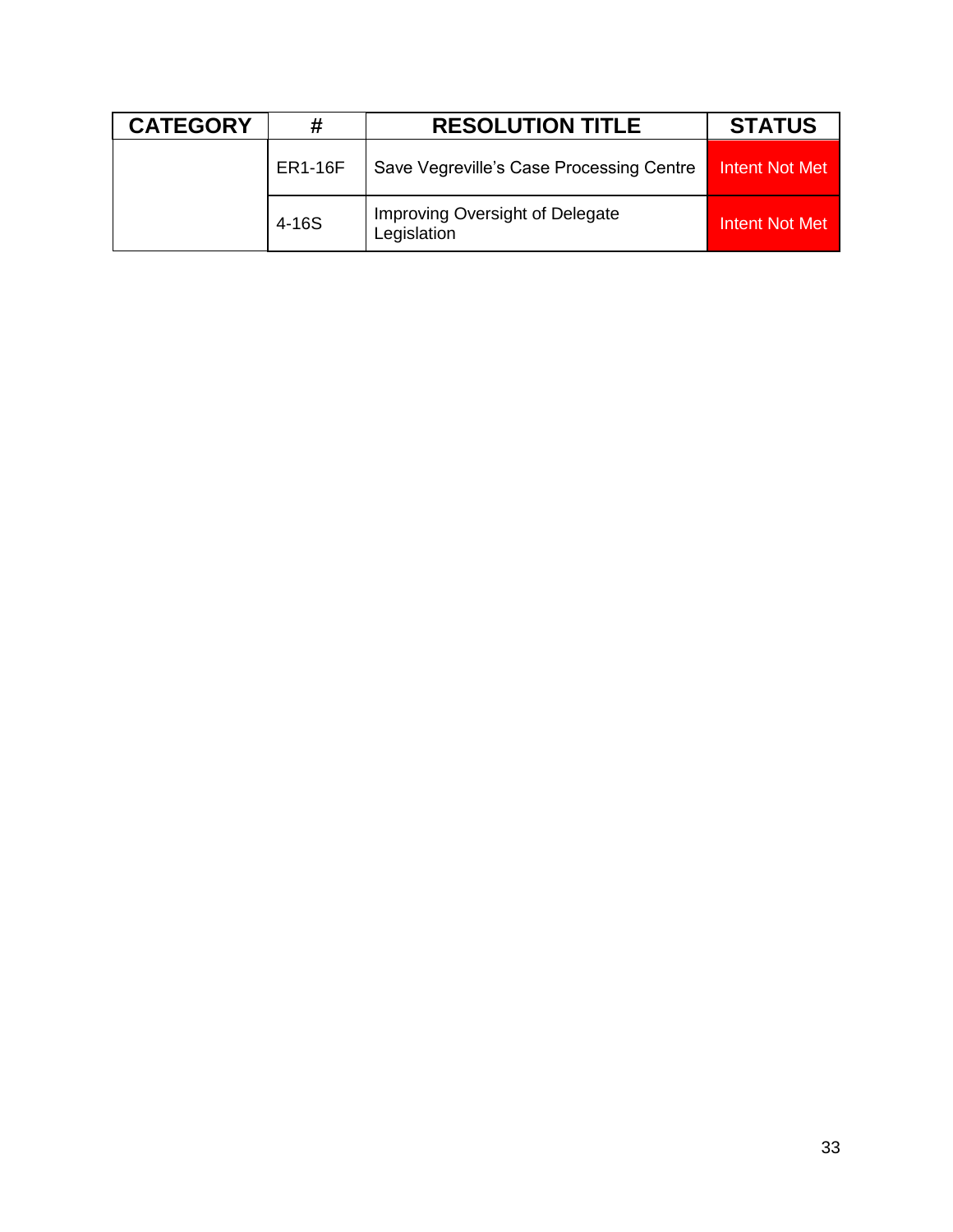| CATEGORY | # | RESOLUTION TITLE | STATUS |
|---|---|---|---|
| | ER1-16F | Save Vegreville's Case Processing Centre | Intent Not Met |
| | 4-16S | Improving Oversight of Delegate Legislation | Intent Not Met |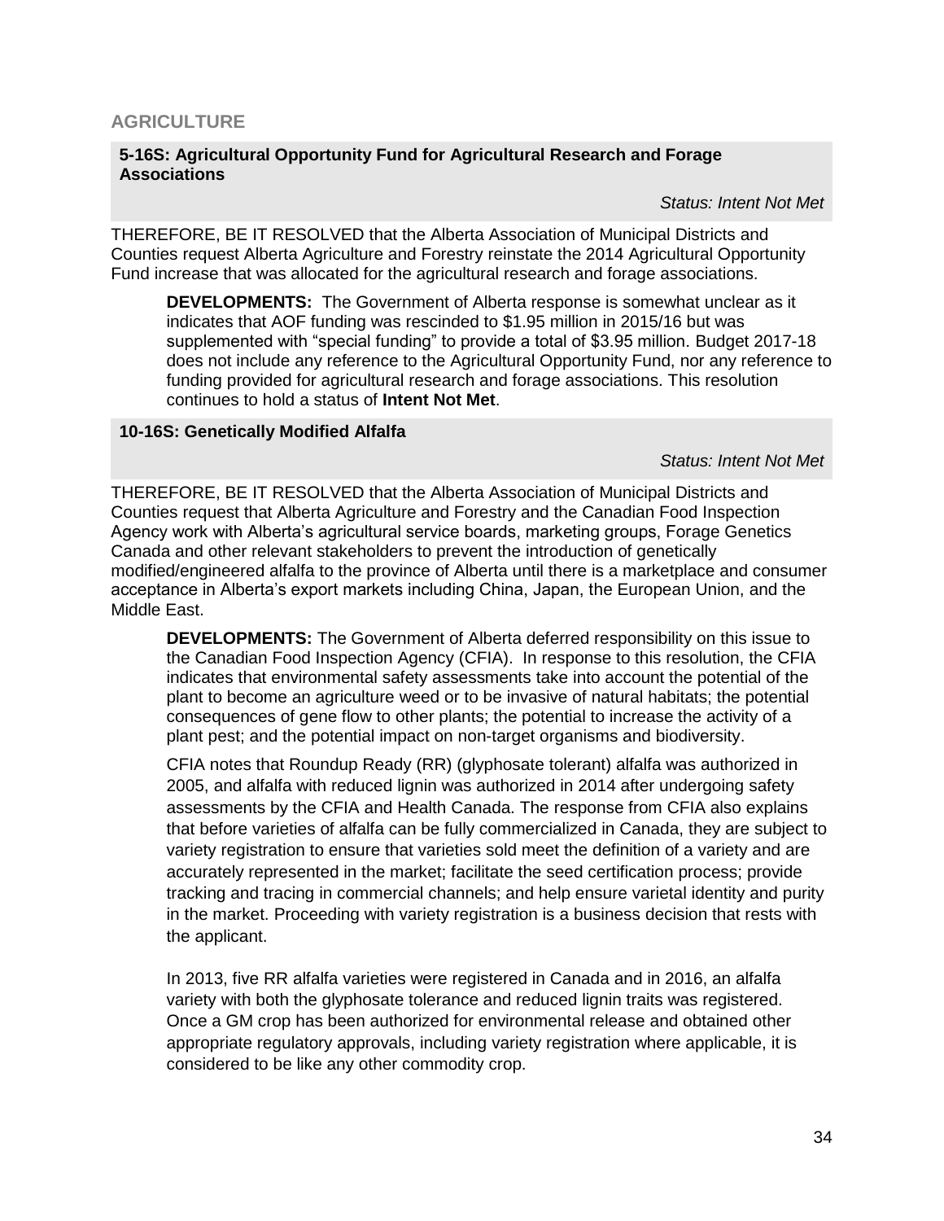## AGRICULTURE

### 5-16S: Agricultural Opportunity Fund for Agricultural Research and Forage Associations

*Status: Intent Not Met*

THEREFORE, BE IT RESOLVED that the Alberta Association of Municipal Districts and Counties request Alberta Agriculture and Forestry reinstate the 2014 Agricultural Opportunity Fund increase that was allocated for the agricultural research and forage associations.

> **DEVELOPMENTS:** The Government of Alberta response is somewhat unclear as it indicates that AOF funding was rescinded to $1.95 million in 2015/16 but was supplemented with "special funding" to provide a total of $3.95 million. Budget 2017-18 does not include any reference to the Agricultural Opportunity Fund, nor any reference to funding provided for agricultural research and forage associations. This resolution continues to hold a status of **Intent Not Met**.

### 10-16S: Genetically Modified Alfalfa

*Status: Intent Not Met*

THEREFORE, BE IT RESOLVED that the Alberta Association of Municipal Districts and Counties request that Alberta Agriculture and Forestry and the Canadian Food Inspection Agency work with Alberta's agricultural service boards, marketing groups, Forage Genetics Canada and other relevant stakeholders to prevent the introduction of genetically modified/engineered alfalfa to the province of Alberta until there is a marketplace and consumer acceptance in Alberta's export markets including China, Japan, the European Union, and the Middle East.

> **DEVELOPMENTS:** The Government of Alberta deferred responsibility on this issue to the Canadian Food Inspection Agency (CFIA). In response to this resolution, the CFIA indicates that environmental safety assessments take into account the potential of the plant to become an agriculture weed or to be invasive of natural habitats; the potential consequences of gene flow to other plants; the potential to increase the activity of a plant pest; and the potential impact on non-target organisms and biodiversity.
>
> CFIA notes that Roundup Ready (RR) (glyphosate tolerant) alfalfa was authorized in 2005, and alfalfa with reduced lignin was authorized in 2014 after undergoing safety assessments by the CFIA and Health Canada. The response from CFIA also explains that before varieties of alfalfa can be fully commercialized in Canada, they are subject to variety registration to ensure that varieties sold meet the definition of a variety and are accurately represented in the market; facilitate the seed certification process; provide tracking and tracing in commercial channels; and help ensure varietal identity and purity in the market. Proceeding with variety registration is a business decision that rests with the applicant.
>
> In 2013, five RR alfalfa varieties were registered in Canada and in 2016, an alfalfa variety with both the glyphosate tolerance and reduced lignin traits was registered. Once a GM crop has been authorized for environmental release and obtained other appropriate regulatory approvals, including variety registration where applicable, it is considered to be like any other commodity crop.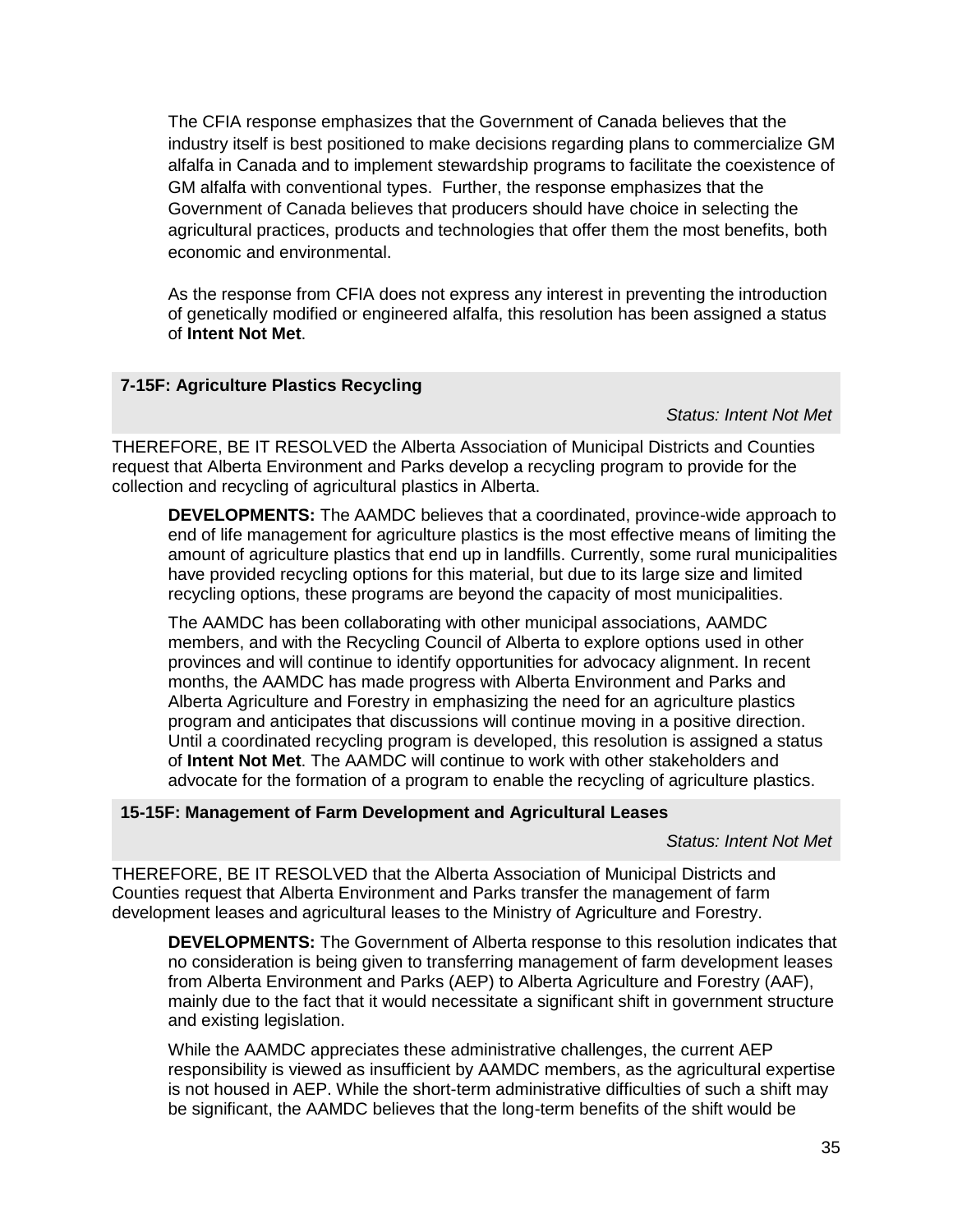The CFIA response emphasizes that the Government of Canada believes that the industry itself is best positioned to make decisions regarding plans to commercialize GM alfalfa in Canada and to implement stewardship programs to facilitate the coexistence of GM alfalfa with conventional types. Further, the response emphasizes that the Government of Canada believes that producers should have choice in selecting the agricultural practices, products and technologies that offer them the most benefits, both economic and environmental.

As the response from CFIA does not express any interest in preventing the introduction of genetically modified or engineered alfalfa, this resolution has been assigned a status of **Intent Not Met**.

### 7-15F: Agriculture Plastics Recycling

*Status: Intent Not Met*

THEREFORE, BE IT RESOLVED the Alberta Association of Municipal Districts and Counties request that Alberta Environment and Parks develop a recycling program to provide for the collection and recycling of agricultural plastics in Alberta.

**DEVELOPMENTS:** The AAMDC believes that a coordinated, province-wide approach to end of life management for agriculture plastics is the most effective means of limiting the amount of agriculture plastics that end up in landfills. Currently, some rural municipalities have provided recycling options for this material, but due to its large size and limited recycling options, these programs are beyond the capacity of most municipalities.

The AAMDC has been collaborating with other municipal associations, AAMDC members, and with the Recycling Council of Alberta to explore options used in other provinces and will continue to identify opportunities for advocacy alignment. In recent months, the AAMDC has made progress with Alberta Environment and Parks and Alberta Agriculture and Forestry in emphasizing the need for an agriculture plastics program and anticipates that discussions will continue moving in a positive direction. Until a coordinated recycling program is developed, this resolution is assigned a status of **Intent Not Met**. The AAMDC will continue to work with other stakeholders and advocate for the formation of a program to enable the recycling of agriculture plastics.

### 15-15F: Management of Farm Development and Agricultural Leases

*Status: Intent Not Met*

THEREFORE, BE IT RESOLVED that the Alberta Association of Municipal Districts and Counties request that Alberta Environment and Parks transfer the management of farm development leases and agricultural leases to the Ministry of Agriculture and Forestry.

**DEVELOPMENTS:** The Government of Alberta response to this resolution indicates that no consideration is being given to transferring management of farm development leases from Alberta Environment and Parks (AEP) to Alberta Agriculture and Forestry (AAF), mainly due to the fact that it would necessitate a significant shift in government structure and existing legislation.

While the AAMDC appreciates these administrative challenges, the current AEP responsibility is viewed as insufficient by AAMDC members, as the agricultural expertise is not housed in AEP. While the short-term administrative difficulties of such a shift may be significant, the AAMDC believes that the long-term benefits of the shift would be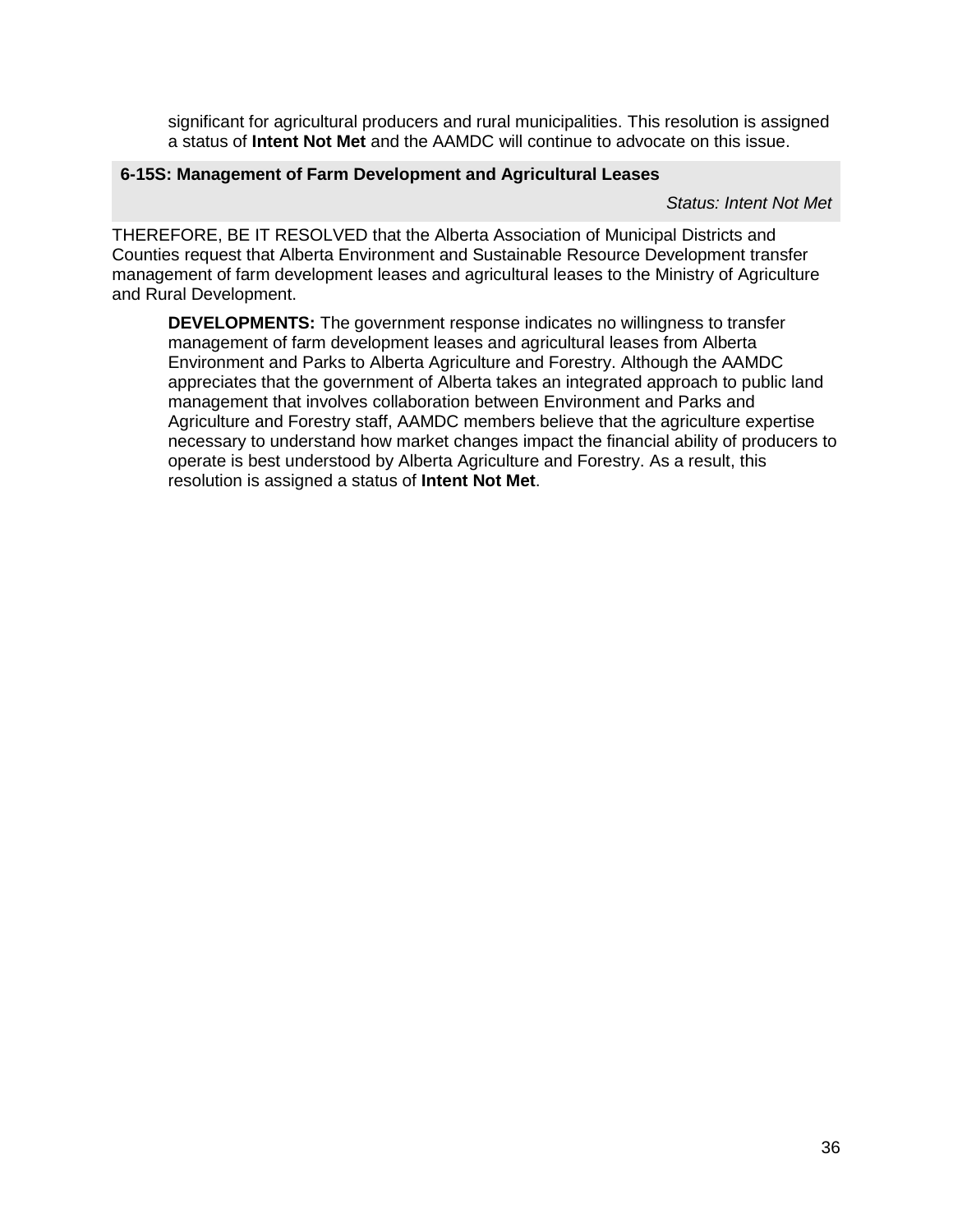significant for agricultural producers and rural municipalities. This resolution is assigned a status of **Intent Not Met** and the AAMDC will continue to advocate on this issue.

### 6-15S: Management of Farm Development and Agricultural Leases

*Status: Intent Not Met*

THEREFORE, BE IT RESOLVED that the Alberta Association of Municipal Districts and Counties request that Alberta Environment and Sustainable Resource Development transfer management of farm development leases and agricultural leases to the Ministry of Agriculture and Rural Development.

**DEVELOPMENTS:** The government response indicates no willingness to transfer management of farm development leases and agricultural leases from Alberta Environment and Parks to Alberta Agriculture and Forestry. Although the AAMDC appreciates that the government of Alberta takes an integrated approach to public land management that involves collaboration between Environment and Parks and Agriculture and Forestry staff, AAMDC members believe that the agriculture expertise necessary to understand how market changes impact the financial ability of producers to operate is best understood by Alberta Agriculture and Forestry. As a result, this resolution is assigned a status of **Intent Not Met**.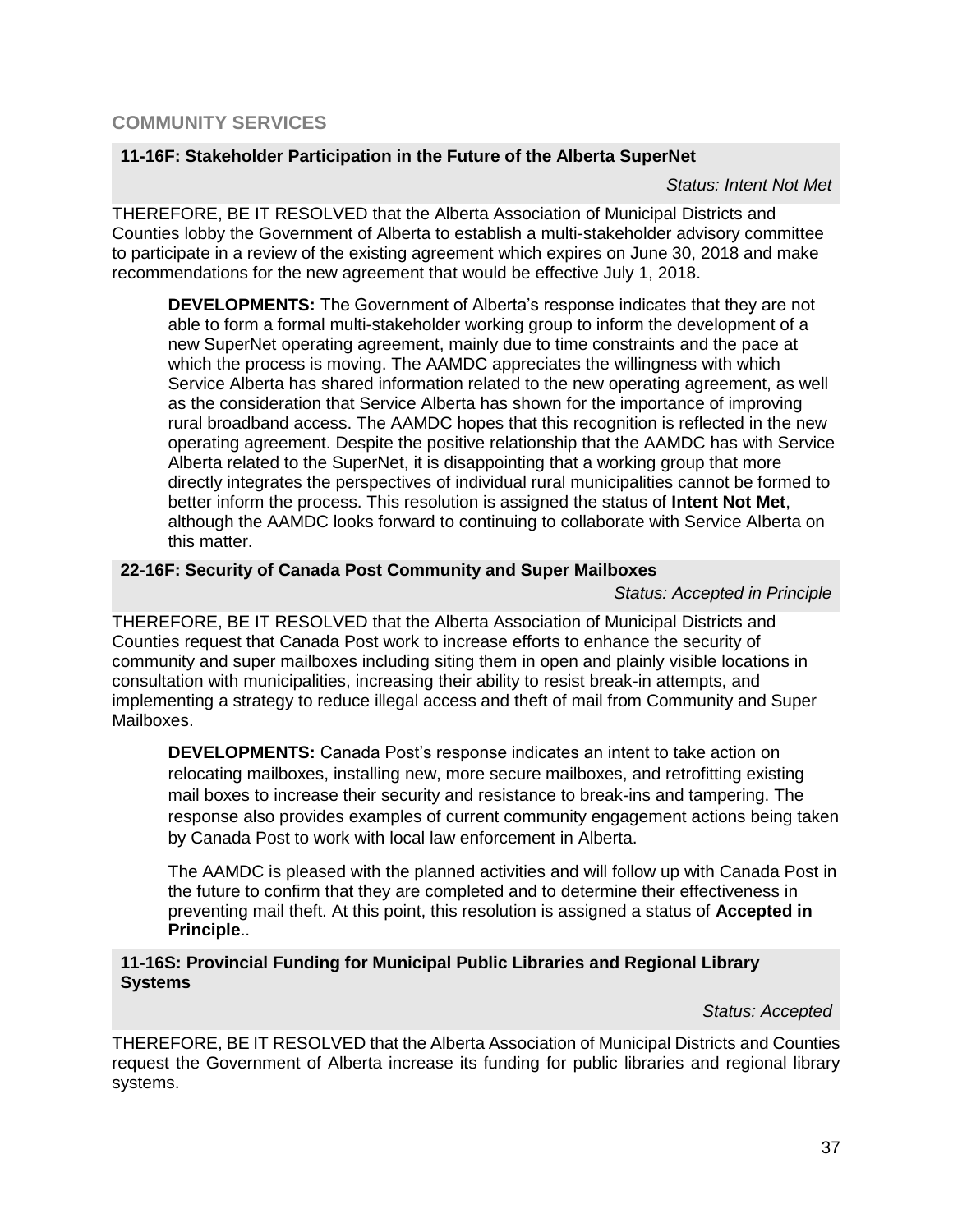## COMMUNITY SERVICES

### 11-16F: Stakeholder Participation in the Future of the Alberta SuperNet

*Status: Intent Not Met*

THEREFORE, BE IT RESOLVED that the Alberta Association of Municipal Districts and Counties lobby the Government of Alberta to establish a multi-stakeholder advisory committee to participate in a review of the existing agreement which expires on June 30, 2018 and make recommendations for the new agreement that would be effective July 1, 2018.

**DEVELOPMENTS:** The Government of Alberta's response indicates that they are not able to form a formal multi-stakeholder working group to inform the development of a new SuperNet operating agreement, mainly due to time constraints and the pace at which the process is moving. The AAMDC appreciates the willingness with which Service Alberta has shared information related to the new operating agreement, as well as the consideration that Service Alberta has shown for the importance of improving rural broadband access. The AAMDC hopes that this recognition is reflected in the new operating agreement. Despite the positive relationship that the AAMDC has with Service Alberta related to the SuperNet, it is disappointing that a working group that more directly integrates the perspectives of individual rural municipalities cannot be formed to better inform the process. This resolution is assigned the status of **Intent Not Met**, although the AAMDC looks forward to continuing to collaborate with Service Alberta on this matter.

### 22-16F: Security of Canada Post Community and Super Mailboxes

*Status: Accepted in Principle*

THEREFORE, BE IT RESOLVED that the Alberta Association of Municipal Districts and Counties request that Canada Post work to increase efforts to enhance the security of community and super mailboxes including siting them in open and plainly visible locations in consultation with municipalities, increasing their ability to resist break-in attempts, and implementing a strategy to reduce illegal access and theft of mail from Community and Super Mailboxes.

**DEVELOPMENTS:** Canada Post's response indicates an intent to take action on relocating mailboxes, installing new, more secure mailboxes, and retrofitting existing mail boxes to increase their security and resistance to break-ins and tampering. The response also provides examples of current community engagement actions being taken by Canada Post to work with local law enforcement in Alberta.

The AAMDC is pleased with the planned activities and will follow up with Canada Post in the future to confirm that they are completed and to determine their effectiveness in preventing mail theft. At this point, this resolution is assigned a status of **Accepted in Principle**..

### 11-16S: Provincial Funding for Municipal Public Libraries and Regional Library Systems

*Status: Accepted*

THEREFORE, BE IT RESOLVED that the Alberta Association of Municipal Districts and Counties request the Government of Alberta increase its funding for public libraries and regional library systems.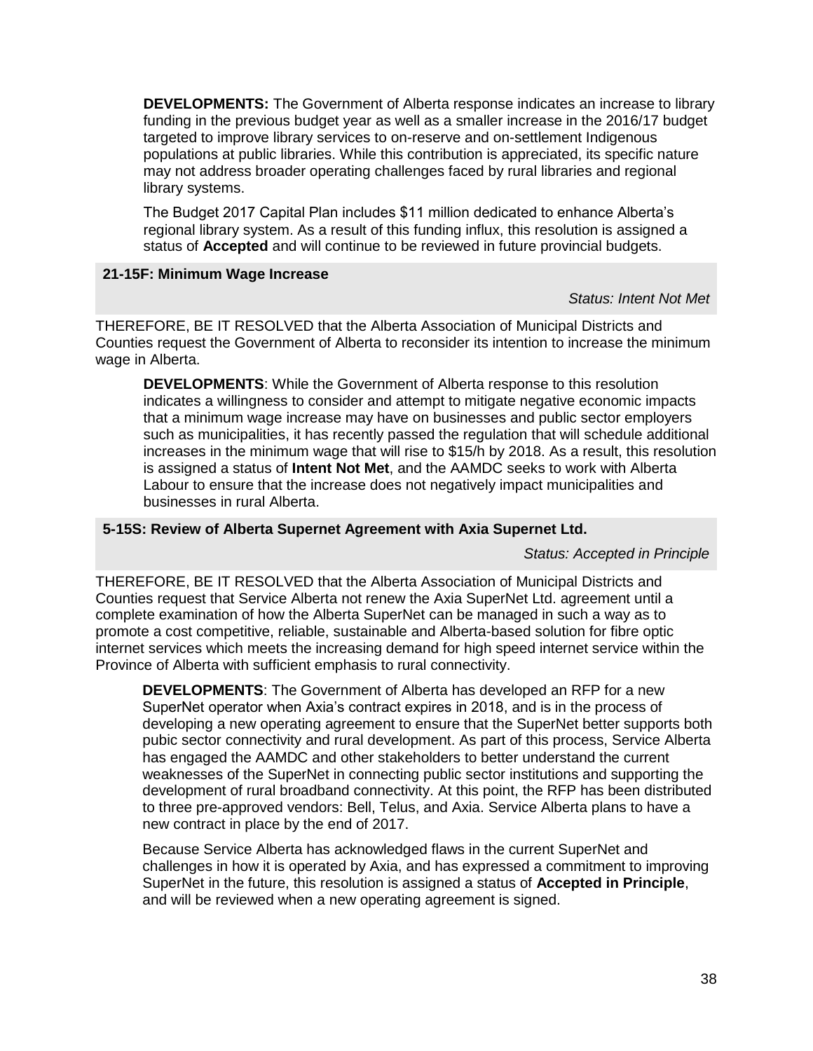**DEVELOPMENTS:** The Government of Alberta response indicates an increase to library funding in the previous budget year as well as a smaller increase in the 2016/17 budget targeted to improve library services to on-reserve and on-settlement Indigenous populations at public libraries. While this contribution is appreciated, its specific nature may not address broader operating challenges faced by rural libraries and regional library systems.

The Budget 2017 Capital Plan includes $11 million dedicated to enhance Alberta's regional library system. As a result of this funding influx, this resolution is assigned a status of **Accepted** and will continue to be reviewed in future provincial budgets.

### 21-15F: Minimum Wage Increase

*Status: Intent Not Met*

THEREFORE, BE IT RESOLVED that the Alberta Association of Municipal Districts and Counties request the Government of Alberta to reconsider its intention to increase the minimum wage in Alberta.

**DEVELOPMENTS**: While the Government of Alberta response to this resolution indicates a willingness to consider and attempt to mitigate negative economic impacts that a minimum wage increase may have on businesses and public sector employers such as municipalities, it has recently passed the regulation that will schedule additional increases in the minimum wage that will rise to $15/h by 2018. As a result, this resolution is assigned a status of **Intent Not Met**, and the AAMDC seeks to work with Alberta Labour to ensure that the increase does not negatively impact municipalities and businesses in rural Alberta.

### 5-15S: Review of Alberta Supernet Agreement with Axia Supernet Ltd.

*Status: Accepted in Principle*

THEREFORE, BE IT RESOLVED that the Alberta Association of Municipal Districts and Counties request that Service Alberta not renew the Axia SuperNet Ltd. agreement until a complete examination of how the Alberta SuperNet can be managed in such a way as to promote a cost competitive, reliable, sustainable and Alberta-based solution for fibre optic internet services which meets the increasing demand for high speed internet service within the Province of Alberta with sufficient emphasis to rural connectivity.

**DEVELOPMENTS**: The Government of Alberta has developed an RFP for a new SuperNet operator when Axia's contract expires in 2018, and is in the process of developing a new operating agreement to ensure that the SuperNet better supports both pubic sector connectivity and rural development. As part of this process, Service Alberta has engaged the AAMDC and other stakeholders to better understand the current weaknesses of the SuperNet in connecting public sector institutions and supporting the development of rural broadband connectivity. At this point, the RFP has been distributed to three pre-approved vendors: Bell, Telus, and Axia. Service Alberta plans to have a new contract in place by the end of 2017.

Because Service Alberta has acknowledged flaws in the current SuperNet and challenges in how it is operated by Axia, and has expressed a commitment to improving SuperNet in the future, this resolution is assigned a status of **Accepted in Principle**, and will be reviewed when a new operating agreement is signed.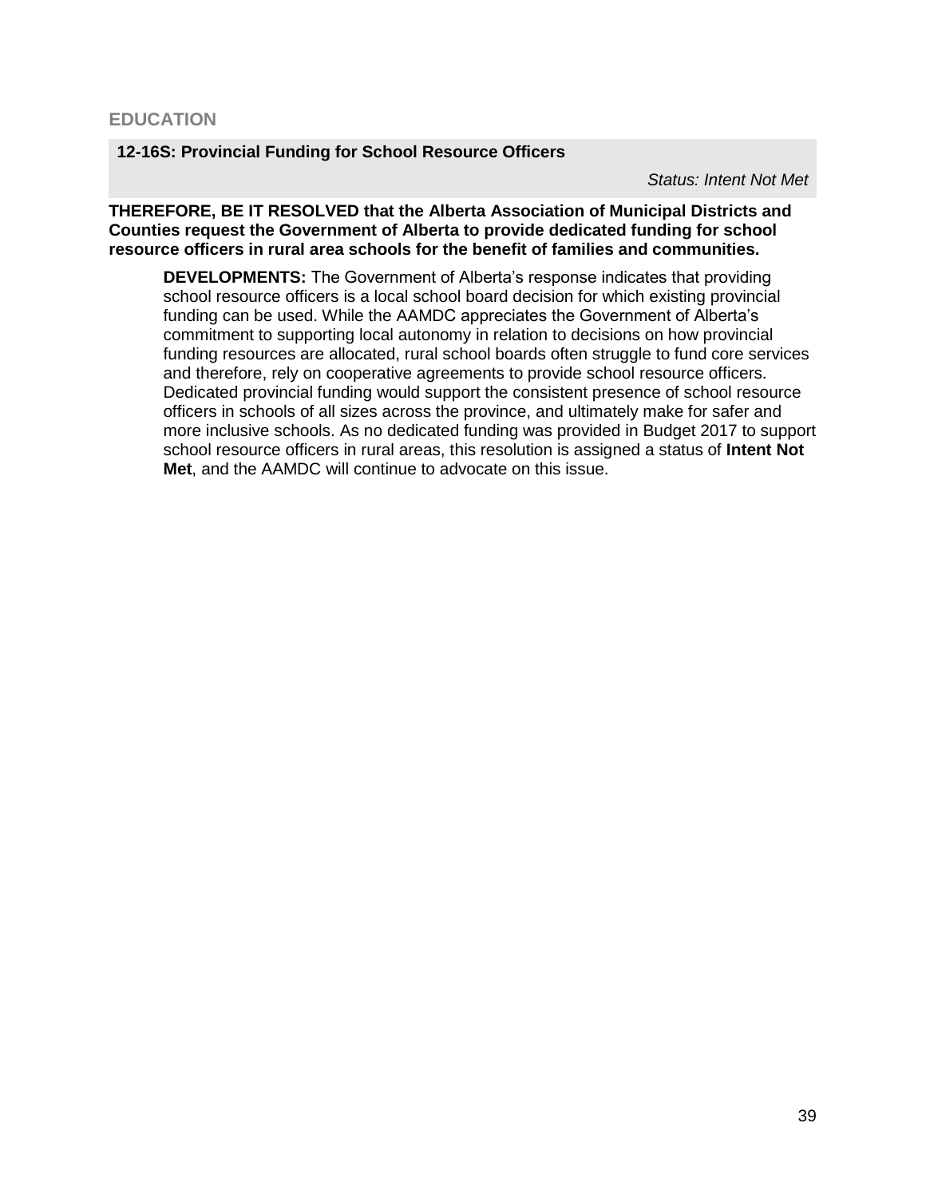## EDUCATION

### 12-16S: Provincial Funding for School Resource Officers

*Status: Intent Not Met*

**THEREFORE, BE IT RESOLVED that the Alberta Association of Municipal Districts and Counties request the Government of Alberta to provide dedicated funding for school resource officers in rural area schools for the benefit of families and communities.**

**DEVELOPMENTS:** The Government of Alberta's response indicates that providing school resource officers is a local school board decision for which existing provincial funding can be used. While the AAMDC appreciates the Government of Alberta's commitment to supporting local autonomy in relation to decisions on how provincial funding resources are allocated, rural school boards often struggle to fund core services and therefore, rely on cooperative agreements to provide school resource officers. Dedicated provincial funding would support the consistent presence of school resource officers in schools of all sizes across the province, and ultimately make for safer and more inclusive schools. As no dedicated funding was provided in Budget 2017 to support school resource officers in rural areas, this resolution is assigned a status of **Intent Not Met**, and the AAMDC will continue to advocate on this issue.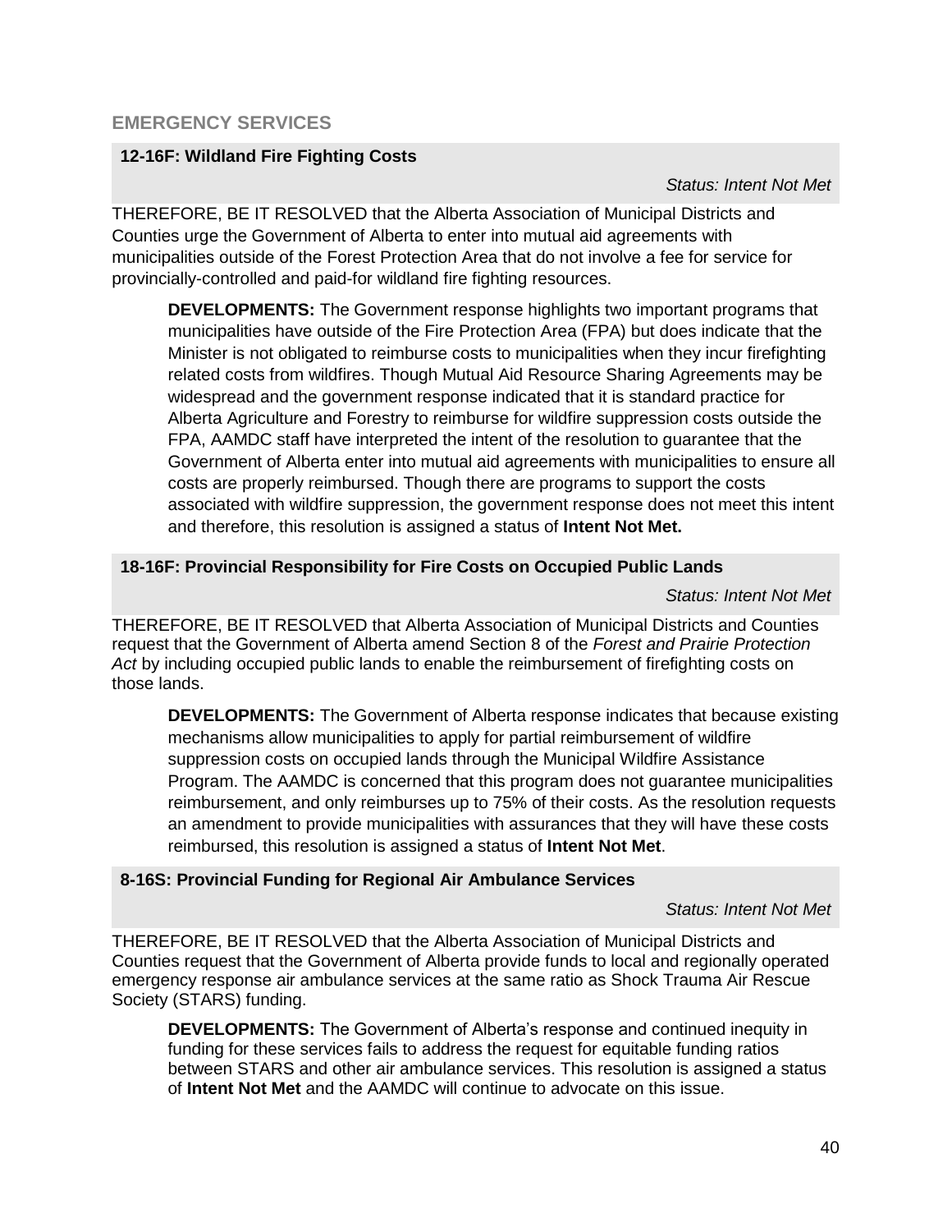## EMERGENCY SERVICES

### 12-16F: Wildland Fire Fighting Costs

*Status: Intent Not Met*

THEREFORE, BE IT RESOLVED that the Alberta Association of Municipal Districts and Counties urge the Government of Alberta to enter into mutual aid agreements with municipalities outside of the Forest Protection Area that do not involve a fee for service for provincially-controlled and paid-for wildland fire fighting resources.

> **DEVELOPMENTS:** The Government response highlights two important programs that municipalities have outside of the Fire Protection Area (FPA) but does indicate that the Minister is not obligated to reimburse costs to municipalities when they incur firefighting related costs from wildfires. Though Mutual Aid Resource Sharing Agreements may be widespread and the government response indicated that it is standard practice for Alberta Agriculture and Forestry to reimburse for wildfire suppression costs outside the FPA, AAMDC staff have interpreted the intent of the resolution to guarantee that the Government of Alberta enter into mutual aid agreements with municipalities to ensure all costs are properly reimbursed. Though there are programs to support the costs associated with wildfire suppression, the government response does not meet this intent and therefore, this resolution is assigned a status of **Intent Not Met.**

### 18-16F: Provincial Responsibility for Fire Costs on Occupied Public Lands

*Status: Intent Not Met*

THEREFORE, BE IT RESOLVED that Alberta Association of Municipal Districts and Counties request that the Government of Alberta amend Section 8 of the *Forest and Prairie Protection Act* by including occupied public lands to enable the reimbursement of firefighting costs on those lands.

> **DEVELOPMENTS:** The Government of Alberta response indicates that because existing mechanisms allow municipalities to apply for partial reimbursement of wildfire suppression costs on occupied lands through the Municipal Wildfire Assistance Program. The AAMDC is concerned that this program does not guarantee municipalities reimbursement, and only reimburses up to 75% of their costs. As the resolution requests an amendment to provide municipalities with assurances that they will have these costs reimbursed, this resolution is assigned a status of **Intent Not Met**.

### 8-16S: Provincial Funding for Regional Air Ambulance Services

*Status: Intent Not Met*

THEREFORE, BE IT RESOLVED that the Alberta Association of Municipal Districts and Counties request that the Government of Alberta provide funds to local and regionally operated emergency response air ambulance services at the same ratio as Shock Trauma Air Rescue Society (STARS) funding.

> **DEVELOPMENTS:** The Government of Alberta's response and continued inequity in funding for these services fails to address the request for equitable funding ratios between STARS and other air ambulance services. This resolution is assigned a status of **Intent Not Met** and the AAMDC will continue to advocate on this issue.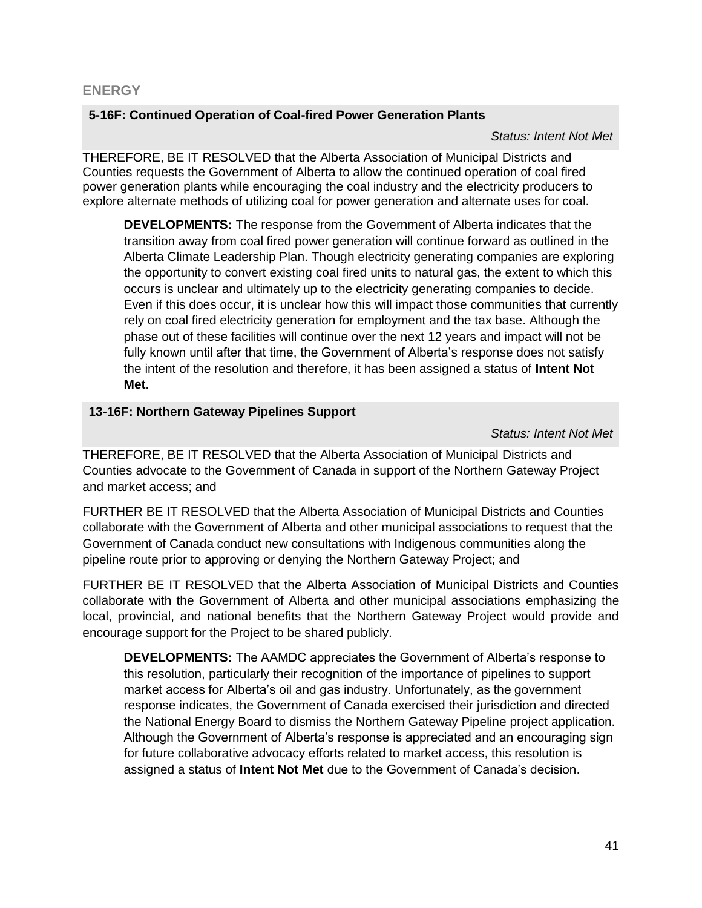## ENERGY

### 5-16F: Continued Operation of Coal-fired Power Generation Plants

*Status: Intent Not Met*

THEREFORE, BE IT RESOLVED that the Alberta Association of Municipal Districts and Counties requests the Government of Alberta to allow the continued operation of coal fired power generation plants while encouraging the coal industry and the electricity producers to explore alternate methods of utilizing coal for power generation and alternate uses for coal.

> **DEVELOPMENTS:** The response from the Government of Alberta indicates that the transition away from coal fired power generation will continue forward as outlined in the Alberta Climate Leadership Plan. Though electricity generating companies are exploring the opportunity to convert existing coal fired units to natural gas, the extent to which this occurs is unclear and ultimately up to the electricity generating companies to decide. Even if this does occur, it is unclear how this will impact those communities that currently rely on coal fired electricity generation for employment and the tax base. Although the phase out of these facilities will continue over the next 12 years and impact will not be fully known until after that time, the Government of Alberta's response does not satisfy the intent of the resolution and therefore, it has been assigned a status of **Intent Not Met**.

### 13-16F: Northern Gateway Pipelines Support

*Status: Intent Not Met*

THEREFORE, BE IT RESOLVED that the Alberta Association of Municipal Districts and Counties advocate to the Government of Canada in support of the Northern Gateway Project and market access; and

FURTHER BE IT RESOLVED that the Alberta Association of Municipal Districts and Counties collaborate with the Government of Alberta and other municipal associations to request that the Government of Canada conduct new consultations with Indigenous communities along the pipeline route prior to approving or denying the Northern Gateway Project; and

FURTHER BE IT RESOLVED that the Alberta Association of Municipal Districts and Counties collaborate with the Government of Alberta and other municipal associations emphasizing the local, provincial, and national benefits that the Northern Gateway Project would provide and encourage support for the Project to be shared publicly.

> **DEVELOPMENTS:** The AAMDC appreciates the Government of Alberta's response to this resolution, particularly their recognition of the importance of pipelines to support market access for Alberta's oil and gas industry. Unfortunately, as the government response indicates, the Government of Canada exercised their jurisdiction and directed the National Energy Board to dismiss the Northern Gateway Pipeline project application. Although the Government of Alberta's response is appreciated and an encouraging sign for future collaborative advocacy efforts related to market access, this resolution is assigned a status of **Intent Not Met** due to the Government of Canada's decision.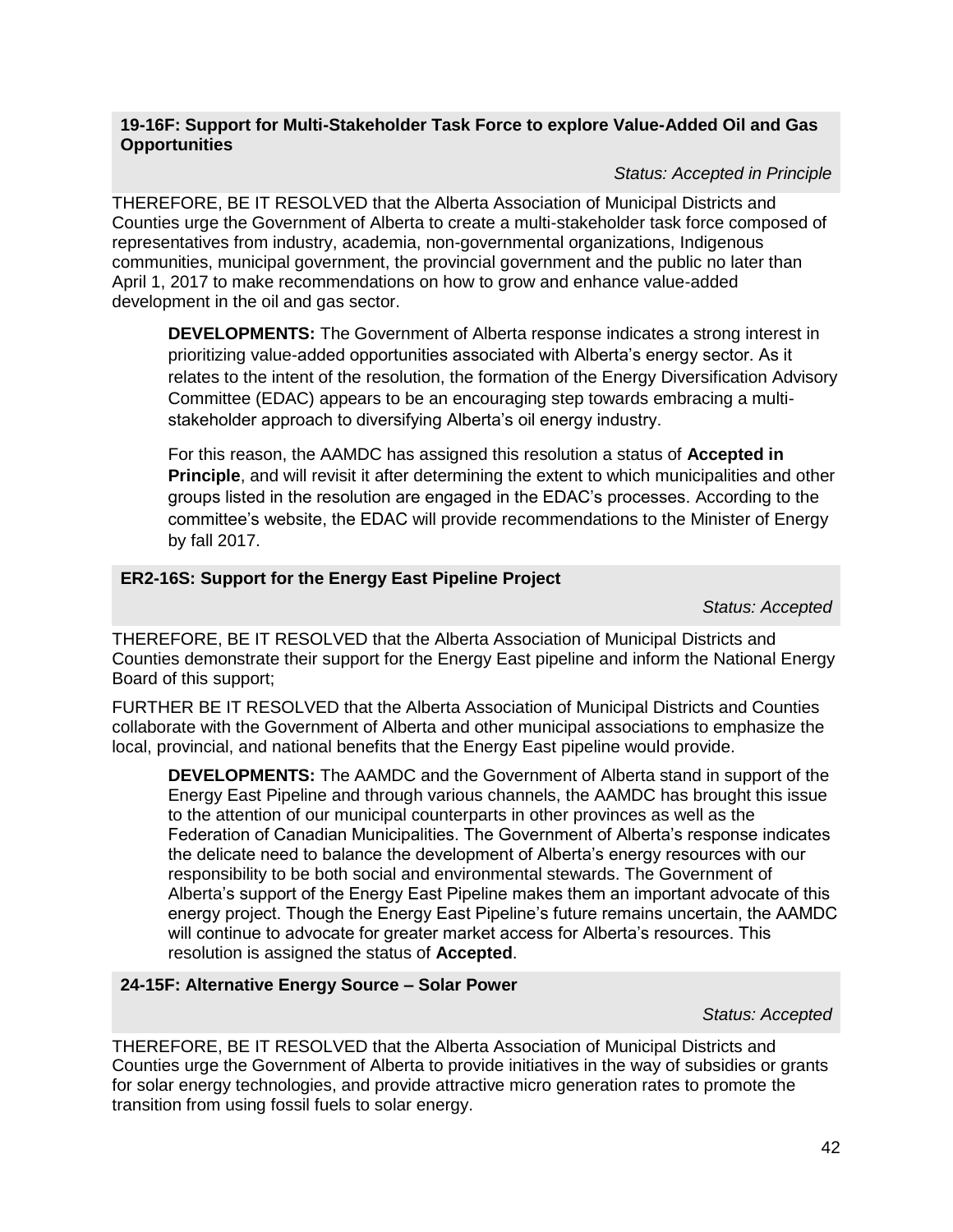### 19-16F: Support for Multi-Stakeholder Task Force to explore Value-Added Oil and Gas Opportunities

*Status: Accepted in Principle*

THEREFORE, BE IT RESOLVED that the Alberta Association of Municipal Districts and Counties urge the Government of Alberta to create a multi-stakeholder task force composed of representatives from industry, academia, non-governmental organizations, Indigenous communities, municipal government, the provincial government and the public no later than April 1, 2017 to make recommendations on how to grow and enhance value-added development in the oil and gas sector.

> **DEVELOPMENTS:** The Government of Alberta response indicates a strong interest in prioritizing value-added opportunities associated with Alberta's energy sector. As it relates to the intent of the resolution, the formation of the Energy Diversification Advisory Committee (EDAC) appears to be an encouraging step towards embracing a multi-stakeholder approach to diversifying Alberta's oil energy industry.
>
> For this reason, the AAMDC has assigned this resolution a status of **Accepted in Principle**, and will revisit it after determining the extent to which municipalities and other groups listed in the resolution are engaged in the EDAC's processes. According to the committee's website, the EDAC will provide recommendations to the Minister of Energy by fall 2017.

### ER2-16S: Support for the Energy East Pipeline Project

*Status: Accepted*

THEREFORE, BE IT RESOLVED that the Alberta Association of Municipal Districts and Counties demonstrate their support for the Energy East pipeline and inform the National Energy Board of this support;

FURTHER BE IT RESOLVED that the Alberta Association of Municipal Districts and Counties collaborate with the Government of Alberta and other municipal associations to emphasize the local, provincial, and national benefits that the Energy East pipeline would provide.

> **DEVELOPMENTS:** The AAMDC and the Government of Alberta stand in support of the Energy East Pipeline and through various channels, the AAMDC has brought this issue to the attention of our municipal counterparts in other provinces as well as the Federation of Canadian Municipalities. The Government of Alberta's response indicates the delicate need to balance the development of Alberta's energy resources with our responsibility to be both social and environmental stewards. The Government of Alberta's support of the Energy East Pipeline makes them an important advocate of this energy project. Though the Energy East Pipeline's future remains uncertain, the AAMDC will continue to advocate for greater market access for Alberta's resources. This resolution is assigned the status of **Accepted**.

### 24-15F: Alternative Energy Source – Solar Power

*Status: Accepted*

THEREFORE, BE IT RESOLVED that the Alberta Association of Municipal Districts and Counties urge the Government of Alberta to provide initiatives in the way of subsidies or grants for solar energy technologies, and provide attractive micro generation rates to promote the transition from using fossil fuels to solar energy.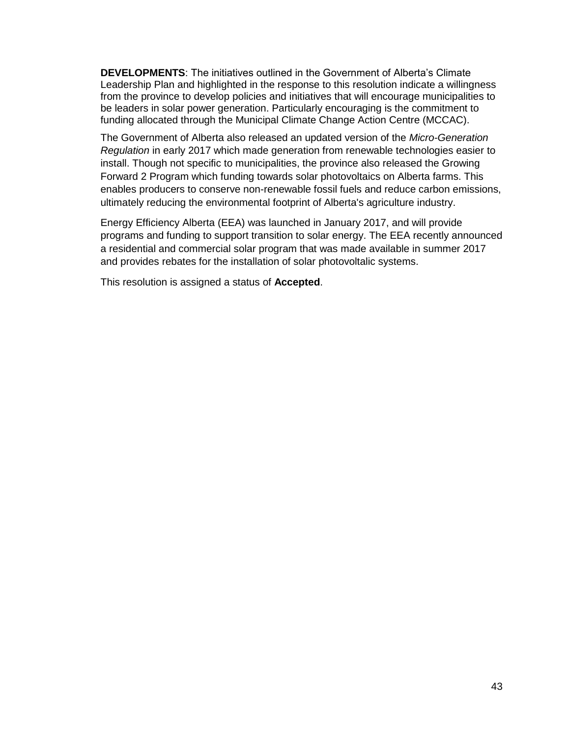**DEVELOPMENTS**: The initiatives outlined in the Government of Alberta's Climate Leadership Plan and highlighted in the response to this resolution indicate a willingness from the province to develop policies and initiatives that will encourage municipalities to be leaders in solar power generation. Particularly encouraging is the commitment to funding allocated through the Municipal Climate Change Action Centre (MCCAC).

The Government of Alberta also released an updated version of the *Micro-Generation Regulation* in early 2017 which made generation from renewable technologies easier to install. Though not specific to municipalities, the province also released the Growing Forward 2 Program which funding towards solar photovoltaics on Alberta farms. This enables producers to conserve non-renewable fossil fuels and reduce carbon emissions, ultimately reducing the environmental footprint of Alberta's agriculture industry.

Energy Efficiency Alberta (EEA) was launched in January 2017, and will provide programs and funding to support transition to solar energy. The EEA recently announced a residential and commercial solar program that was made available in summer 2017 and provides rebates for the installation of solar photovoltaic systems.

This resolution is assigned a status of **Accepted**.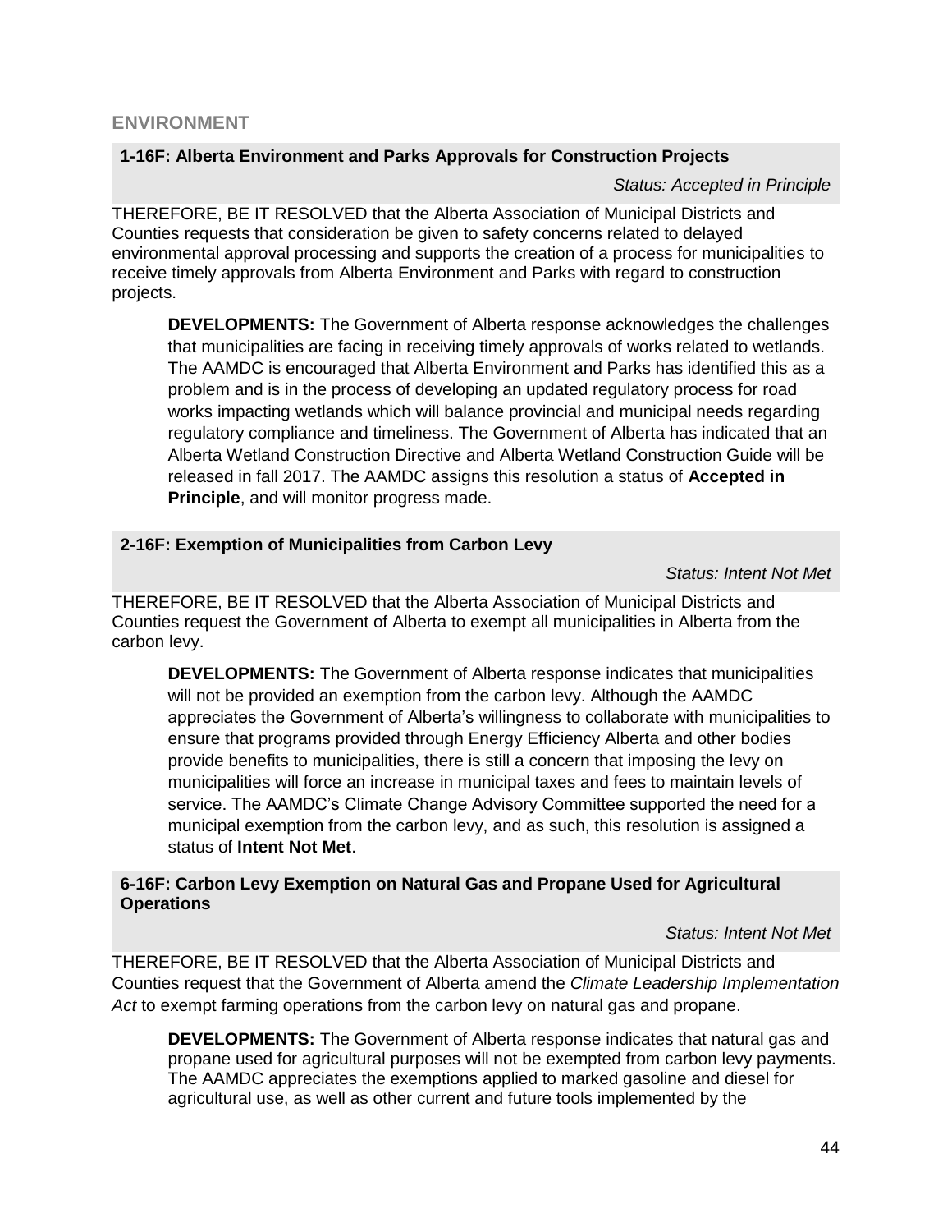## ENVIRONMENT

### 1-16F: Alberta Environment and Parks Approvals for Construction Projects

*Status: Accepted in Principle*

THEREFORE, BE IT RESOLVED that the Alberta Association of Municipal Districts and Counties requests that consideration be given to safety concerns related to delayed environmental approval processing and supports the creation of a process for municipalities to receive timely approvals from Alberta Environment and Parks with regard to construction projects.

> **DEVELOPMENTS:** The Government of Alberta response acknowledges the challenges that municipalities are facing in receiving timely approvals of works related to wetlands. The AAMDC is encouraged that Alberta Environment and Parks has identified this as a problem and is in the process of developing an updated regulatory process for road works impacting wetlands which will balance provincial and municipal needs regarding regulatory compliance and timeliness. The Government of Alberta has indicated that an Alberta Wetland Construction Directive and Alberta Wetland Construction Guide will be released in fall 2017. The AAMDC assigns this resolution a status of **Accepted in Principle**, and will monitor progress made.

### 2-16F: Exemption of Municipalities from Carbon Levy

*Status: Intent Not Met*

THEREFORE, BE IT RESOLVED that the Alberta Association of Municipal Districts and Counties request the Government of Alberta to exempt all municipalities in Alberta from the carbon levy.

> **DEVELOPMENTS:** The Government of Alberta response indicates that municipalities will not be provided an exemption from the carbon levy. Although the AAMDC appreciates the Government of Alberta's willingness to collaborate with municipalities to ensure that programs provided through Energy Efficiency Alberta and other bodies provide benefits to municipalities, there is still a concern that imposing the levy on municipalities will force an increase in municipal taxes and fees to maintain levels of service. The AAMDC's Climate Change Advisory Committee supported the need for a municipal exemption from the carbon levy, and as such, this resolution is assigned a status of **Intent Not Met**.

### 6-16F: Carbon Levy Exemption on Natural Gas and Propane Used for Agricultural Operations

*Status: Intent Not Met*

THEREFORE, BE IT RESOLVED that the Alberta Association of Municipal Districts and Counties request that the Government of Alberta amend the *Climate Leadership Implementation Act* to exempt farming operations from the carbon levy on natural gas and propane.

> **DEVELOPMENTS:** The Government of Alberta response indicates that natural gas and propane used for agricultural purposes will not be exempted from carbon levy payments. The AAMDC appreciates the exemptions applied to marked gasoline and diesel for agricultural use, as well as other current and future tools implemented by the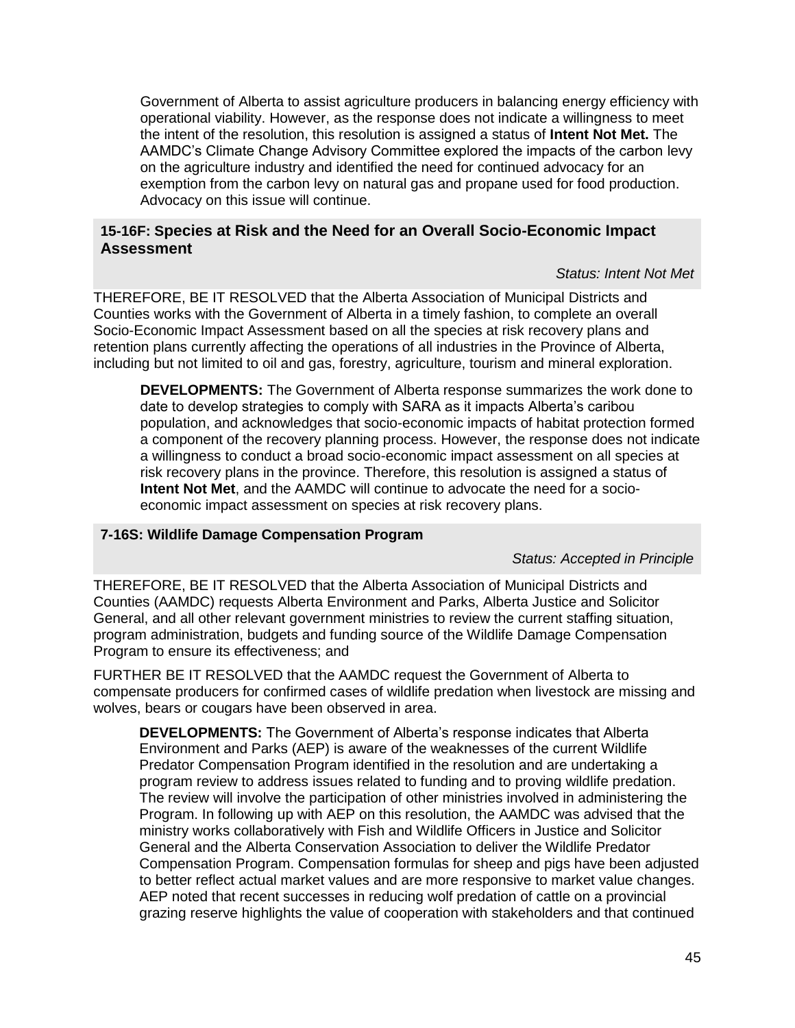Government of Alberta to assist agriculture producers in balancing energy efficiency with operational viability. However, as the response does not indicate a willingness to meet the intent of the resolution, this resolution is assigned a status of **Intent Not Met.** The AAMDC's Climate Change Advisory Committee explored the impacts of the carbon levy on the agriculture industry and identified the need for continued advocacy for an exemption from the carbon levy on natural gas and propane used for food production. Advocacy on this issue will continue.

### 15-16F: Species at Risk and the Need for an Overall Socio-Economic Impact Assessment

*Status: Intent Not Met*

THEREFORE, BE IT RESOLVED that the Alberta Association of Municipal Districts and Counties works with the Government of Alberta in a timely fashion, to complete an overall Socio-Economic Impact Assessment based on all the species at risk recovery plans and retention plans currently affecting the operations of all industries in the Province of Alberta, including but not limited to oil and gas, forestry, agriculture, tourism and mineral exploration.

**DEVELOPMENTS:** The Government of Alberta response summarizes the work done to date to develop strategies to comply with SARA as it impacts Alberta's caribou population, and acknowledges that socio-economic impacts of habitat protection formed a component of the recovery planning process. However, the response does not indicate a willingness to conduct a broad socio-economic impact assessment on all species at risk recovery plans in the province. Therefore, this resolution is assigned a status of **Intent Not Met**, and the AAMDC will continue to advocate the need for a socio-economic impact assessment on species at risk recovery plans.

### 7-16S: Wildlife Damage Compensation Program

*Status: Accepted in Principle*

THEREFORE, BE IT RESOLVED that the Alberta Association of Municipal Districts and Counties (AAMDC) requests Alberta Environment and Parks, Alberta Justice and Solicitor General, and all other relevant government ministries to review the current staffing situation, program administration, budgets and funding source of the Wildlife Damage Compensation Program to ensure its effectiveness; and

FURTHER BE IT RESOLVED that the AAMDC request the Government of Alberta to compensate producers for confirmed cases of wildlife predation when livestock are missing and wolves, bears or cougars have been observed in area.

**DEVELOPMENTS:** The Government of Alberta's response indicates that Alberta Environment and Parks (AEP) is aware of the weaknesses of the current Wildlife Predator Compensation Program identified in the resolution and are undertaking a program review to address issues related to funding and to proving wildlife predation. The review will involve the participation of other ministries involved in administering the Program. In following up with AEP on this resolution, the AAMDC was advised that the ministry works collaboratively with Fish and Wildlife Officers in Justice and Solicitor General and the Alberta Conservation Association to deliver the Wildlife Predator Compensation Program. Compensation formulas for sheep and pigs have been adjusted to better reflect actual market values and are more responsive to market value changes. AEP noted that recent successes in reducing wolf predation of cattle on a provincial grazing reserve highlights the value of cooperation with stakeholders and that continued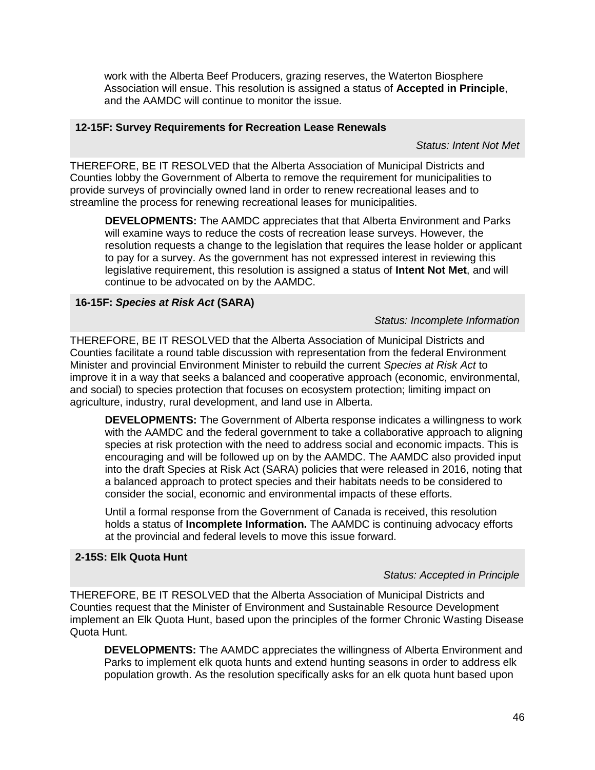work with the Alberta Beef Producers, grazing reserves, the Waterton Biosphere Association will ensue. This resolution is assigned a status of **Accepted in Principle**, and the AAMDC will continue to monitor the issue.

### 12-15F: Survey Requirements for Recreation Lease Renewals

*Status: Intent Not Met*

THEREFORE, BE IT RESOLVED that the Alberta Association of Municipal Districts and Counties lobby the Government of Alberta to remove the requirement for municipalities to provide surveys of provincially owned land in order to renew recreational leases and to streamline the process for renewing recreational leases for municipalities.

**DEVELOPMENTS:** The AAMDC appreciates that that Alberta Environment and Parks will examine ways to reduce the costs of recreation lease surveys. However, the resolution requests a change to the legislation that requires the lease holder or applicant to pay for a survey. As the government has not expressed interest in reviewing this legislative requirement, this resolution is assigned a status of **Intent Not Met**, and will continue to be advocated on by the AAMDC.

### 16-15F: *Species at Risk Act* (SARA)

*Status: Incomplete Information*

THEREFORE, BE IT RESOLVED that the Alberta Association of Municipal Districts and Counties facilitate a round table discussion with representation from the federal Environment Minister and provincial Environment Minister to rebuild the current *Species at Risk Act* to improve it in a way that seeks a balanced and cooperative approach (economic, environmental, and social) to species protection that focuses on ecosystem protection; limiting impact on agriculture, industry, rural development, and land use in Alberta.

**DEVELOPMENTS:** The Government of Alberta response indicates a willingness to work with the AAMDC and the federal government to take a collaborative approach to aligning species at risk protection with the need to address social and economic impacts. This is encouraging and will be followed up on by the AAMDC. The AAMDC also provided input into the draft Species at Risk Act (SARA) policies that were released in 2016, noting that a balanced approach to protect species and their habitats needs to be considered to consider the social, economic and environmental impacts of these efforts.

Until a formal response from the Government of Canada is received, this resolution holds a status of **Incomplete Information.** The AAMDC is continuing advocacy efforts at the provincial and federal levels to move this issue forward.

### 2-15S: Elk Quota Hunt

*Status: Accepted in Principle*

THEREFORE, BE IT RESOLVED that the Alberta Association of Municipal Districts and Counties request that the Minister of Environment and Sustainable Resource Development implement an Elk Quota Hunt, based upon the principles of the former Chronic Wasting Disease Quota Hunt.

**DEVELOPMENTS:** The AAMDC appreciates the willingness of Alberta Environment and Parks to implement elk quota hunts and extend hunting seasons in order to address elk population growth. As the resolution specifically asks for an elk quota hunt based upon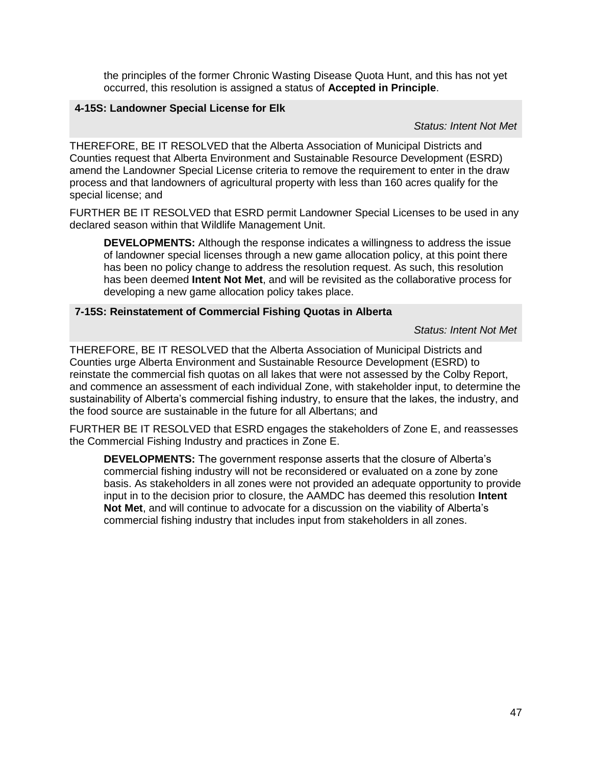the principles of the former Chronic Wasting Disease Quota Hunt, and this has not yet occurred, this resolution is assigned a status of **Accepted in Principle**.

### 4-15S: Landowner Special License for Elk

*Status: Intent Not Met*

THEREFORE, BE IT RESOLVED that the Alberta Association of Municipal Districts and Counties request that Alberta Environment and Sustainable Resource Development (ESRD) amend the Landowner Special License criteria to remove the requirement to enter in the draw process and that landowners of agricultural property with less than 160 acres qualify for the special license; and

FURTHER BE IT RESOLVED that ESRD permit Landowner Special Licenses to be used in any declared season within that Wildlife Management Unit.

**DEVELOPMENTS:** Although the response indicates a willingness to address the issue of landowner special licenses through a new game allocation policy, at this point there has been no policy change to address the resolution request. As such, this resolution has been deemed **Intent Not Met**, and will be revisited as the collaborative process for developing a new game allocation policy takes place.

### 7-15S: Reinstatement of Commercial Fishing Quotas in Alberta

*Status: Intent Not Met*

THEREFORE, BE IT RESOLVED that the Alberta Association of Municipal Districts and Counties urge Alberta Environment and Sustainable Resource Development (ESRD) to reinstate the commercial fish quotas on all lakes that were not assessed by the Colby Report, and commence an assessment of each individual Zone, with stakeholder input, to determine the sustainability of Alberta's commercial fishing industry, to ensure that the lakes, the industry, and the food source are sustainable in the future for all Albertans; and

FURTHER BE IT RESOLVED that ESRD engages the stakeholders of Zone E, and reassesses the Commercial Fishing Industry and practices in Zone E.

**DEVELOPMENTS:** The government response asserts that the closure of Alberta's commercial fishing industry will not be reconsidered or evaluated on a zone by zone basis. As stakeholders in all zones were not provided an adequate opportunity to provide input in to the decision prior to closure, the AAMDC has deemed this resolution **Intent Not Met**, and will continue to advocate for a discussion on the viability of Alberta's commercial fishing industry that includes input from stakeholders in all zones.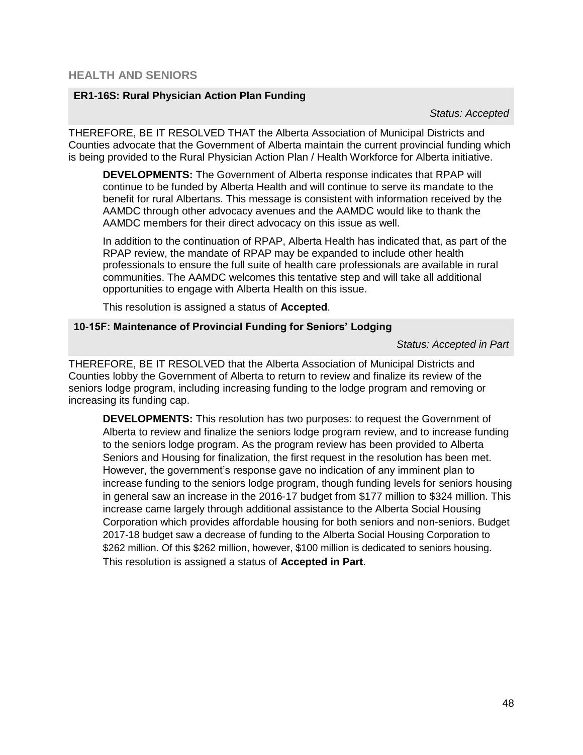## HEALTH AND SENIORS

### ER1-16S: Rural Physician Action Plan Funding

*Status: Accepted*

THEREFORE, BE IT RESOLVED THAT the Alberta Association of Municipal Districts and Counties advocate that the Government of Alberta maintain the current provincial funding which is being provided to the Rural Physician Action Plan / Health Workforce for Alberta initiative.

**DEVELOPMENTS:** The Government of Alberta response indicates that RPAP will continue to be funded by Alberta Health and will continue to serve its mandate to the benefit for rural Albertans. This message is consistent with information received by the AAMDC through other advocacy avenues and the AAMDC would like to thank the AAMDC members for their direct advocacy on this issue as well.

In addition to the continuation of RPAP, Alberta Health has indicated that, as part of the RPAP review, the mandate of RPAP may be expanded to include other health professionals to ensure the full suite of health care professionals are available in rural communities. The AAMDC welcomes this tentative step and will take all additional opportunities to engage with Alberta Health on this issue.

This resolution is assigned a status of **Accepted**.

### 10-15F: Maintenance of Provincial Funding for Seniors' Lodging

*Status: Accepted in Part*

THEREFORE, BE IT RESOLVED that the Alberta Association of Municipal Districts and Counties lobby the Government of Alberta to return to review and finalize its review of the seniors lodge program, including increasing funding to the lodge program and removing or increasing its funding cap.

**DEVELOPMENTS:** This resolution has two purposes: to request the Government of Alberta to review and finalize the seniors lodge program review, and to increase funding to the seniors lodge program. As the program review has been provided to Alberta Seniors and Housing for finalization, the first request in the resolution has been met. However, the government's response gave no indication of any imminent plan to increase funding to the seniors lodge program, though funding levels for seniors housing in general saw an increase in the 2016-17 budget from $177 million to $324 million. This increase came largely through additional assistance to the Alberta Social Housing Corporation which provides affordable housing for both seniors and non-seniors. Budget 2017-18 budget saw a decrease of funding to the Alberta Social Housing Corporation to $262 million. Of this $262 million, however, $100 million is dedicated to seniors housing. This resolution is assigned a status of **Accepted in Part**.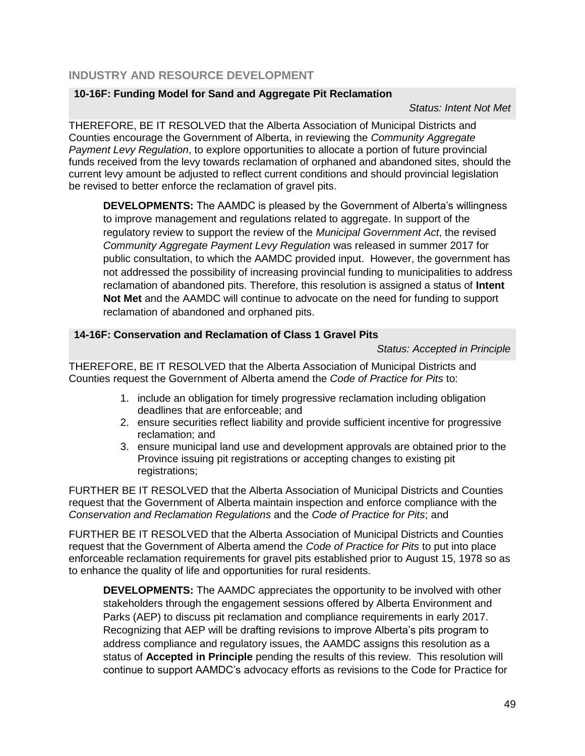## INDUSTRY AND RESOURCE DEVELOPMENT

### 10-16F: Funding Model for Sand and Aggregate Pit Reclamation

*Status: Intent Not Met*

THEREFORE, BE IT RESOLVED that the Alberta Association of Municipal Districts and Counties encourage the Government of Alberta, in reviewing the *Community Aggregate Payment Levy Regulation*, to explore opportunities to allocate a portion of future provincial funds received from the levy towards reclamation of orphaned and abandoned sites, should the current levy amount be adjusted to reflect current conditions and should provincial legislation be revised to better enforce the reclamation of gravel pits.

> **DEVELOPMENTS:** The AAMDC is pleased by the Government of Alberta's willingness to improve management and regulations related to aggregate. In support of the regulatory review to support the review of the *Municipal Government Act*, the revised *Community Aggregate Payment Levy Regulation* was released in summer 2017 for public consultation, to which the AAMDC provided input. However, the government has not addressed the possibility of increasing provincial funding to municipalities to address reclamation of abandoned pits. Therefore, this resolution is assigned a status of **Intent Not Met** and the AAMDC will continue to advocate on the need for funding to support reclamation of abandoned and orphaned pits.

### 14-16F: Conservation and Reclamation of Class 1 Gravel Pits

*Status: Accepted in Principle*

THEREFORE, BE IT RESOLVED that the Alberta Association of Municipal Districts and Counties request the Government of Alberta amend the *Code of Practice for Pits* to:

1. include an obligation for timely progressive reclamation including obligation deadlines that are enforceable; and
2. ensure securities reflect liability and provide sufficient incentive for progressive reclamation; and
3. ensure municipal land use and development approvals are obtained prior to the Province issuing pit registrations or accepting changes to existing pit registrations;

FURTHER BE IT RESOLVED that the Alberta Association of Municipal Districts and Counties request that the Government of Alberta maintain inspection and enforce compliance with the *Conservation and Reclamation Regulations* and the *Code of Practice for Pits*; and

FURTHER BE IT RESOLVED that the Alberta Association of Municipal Districts and Counties request that the Government of Alberta amend the *Code of Practice for Pits* to put into place enforceable reclamation requirements for gravel pits established prior to August 15, 1978 so as to enhance the quality of life and opportunities for rural residents.

> **DEVELOPMENTS:** The AAMDC appreciates the opportunity to be involved with other stakeholders through the engagement sessions offered by Alberta Environment and Parks (AEP) to discuss pit reclamation and compliance requirements in early 2017. Recognizing that AEP will be drafting revisions to improve Alberta's pits program to address compliance and regulatory issues, the AAMDC assigns this resolution as a status of **Accepted in Principle** pending the results of this review. This resolution will continue to support AAMDC's advocacy efforts as revisions to the Code for Practice for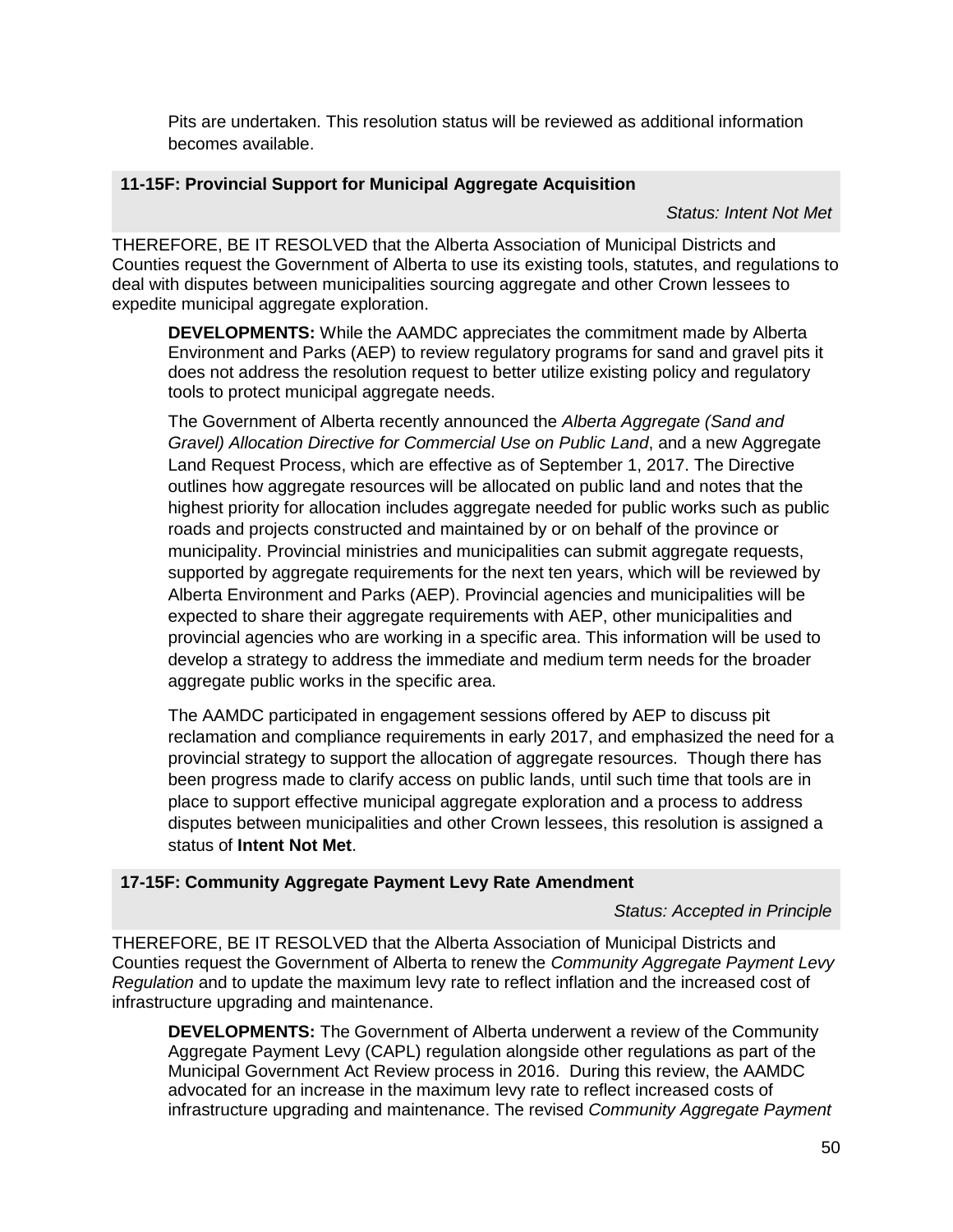Pits are undertaken. This resolution status will be reviewed as additional information becomes available.

### 11-15F: Provincial Support for Municipal Aggregate Acquisition

*Status: Intent Not Met*

THEREFORE, BE IT RESOLVED that the Alberta Association of Municipal Districts and Counties request the Government of Alberta to use its existing tools, statutes, and regulations to deal with disputes between municipalities sourcing aggregate and other Crown lessees to expedite municipal aggregate exploration.

**DEVELOPMENTS:** While the AAMDC appreciates the commitment made by Alberta Environment and Parks (AEP) to review regulatory programs for sand and gravel pits it does not address the resolution request to better utilize existing policy and regulatory tools to protect municipal aggregate needs.

The Government of Alberta recently announced the *Alberta Aggregate (Sand and Gravel) Allocation Directive for Commercial Use on Public Land*, and a new Aggregate Land Request Process, which are effective as of September 1, 2017. The Directive outlines how aggregate resources will be allocated on public land and notes that the highest priority for allocation includes aggregate needed for public works such as public roads and projects constructed and maintained by or on behalf of the province or municipality. Provincial ministries and municipalities can submit aggregate requests, supported by aggregate requirements for the next ten years, which will be reviewed by Alberta Environment and Parks (AEP). Provincial agencies and municipalities will be expected to share their aggregate requirements with AEP, other municipalities and provincial agencies who are working in a specific area. This information will be used to develop a strategy to address the immediate and medium term needs for the broader aggregate public works in the specific area.

The AAMDC participated in engagement sessions offered by AEP to discuss pit reclamation and compliance requirements in early 2017, and emphasized the need for a provincial strategy to support the allocation of aggregate resources. Though there has been progress made to clarify access on public lands, until such time that tools are in place to support effective municipal aggregate exploration and a process to address disputes between municipalities and other Crown lessees, this resolution is assigned a status of **Intent Not Met**.

### 17-15F: Community Aggregate Payment Levy Rate Amendment

*Status: Accepted in Principle*

THEREFORE, BE IT RESOLVED that the Alberta Association of Municipal Districts and Counties request the Government of Alberta to renew the *Community Aggregate Payment Levy Regulation* and to update the maximum levy rate to reflect inflation and the increased cost of infrastructure upgrading and maintenance.

**DEVELOPMENTS:** The Government of Alberta underwent a review of the Community Aggregate Payment Levy (CAPL) regulation alongside other regulations as part of the Municipal Government Act Review process in 2016. During this review, the AAMDC advocated for an increase in the maximum levy rate to reflect increased costs of infrastructure upgrading and maintenance. The revised *Community Aggregate Payment*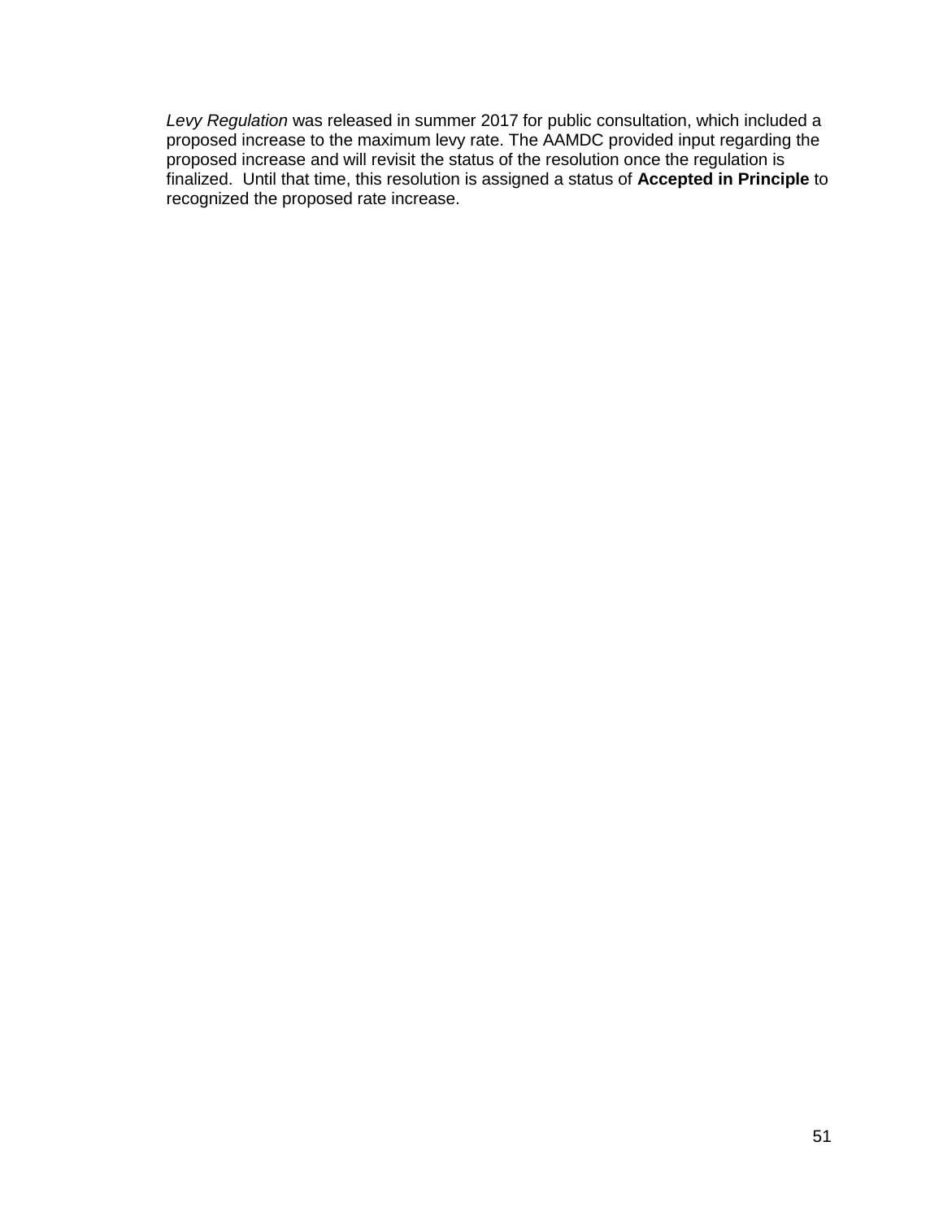*Levy Regulation* was released in summer 2017 for public consultation, which included a proposed increase to the maximum levy rate. The AAMDC provided input regarding the proposed increase and will revisit the status of the resolution once the regulation is finalized. Until that time, this resolution is assigned a status of **Accepted in Principle** to recognized the proposed rate increase.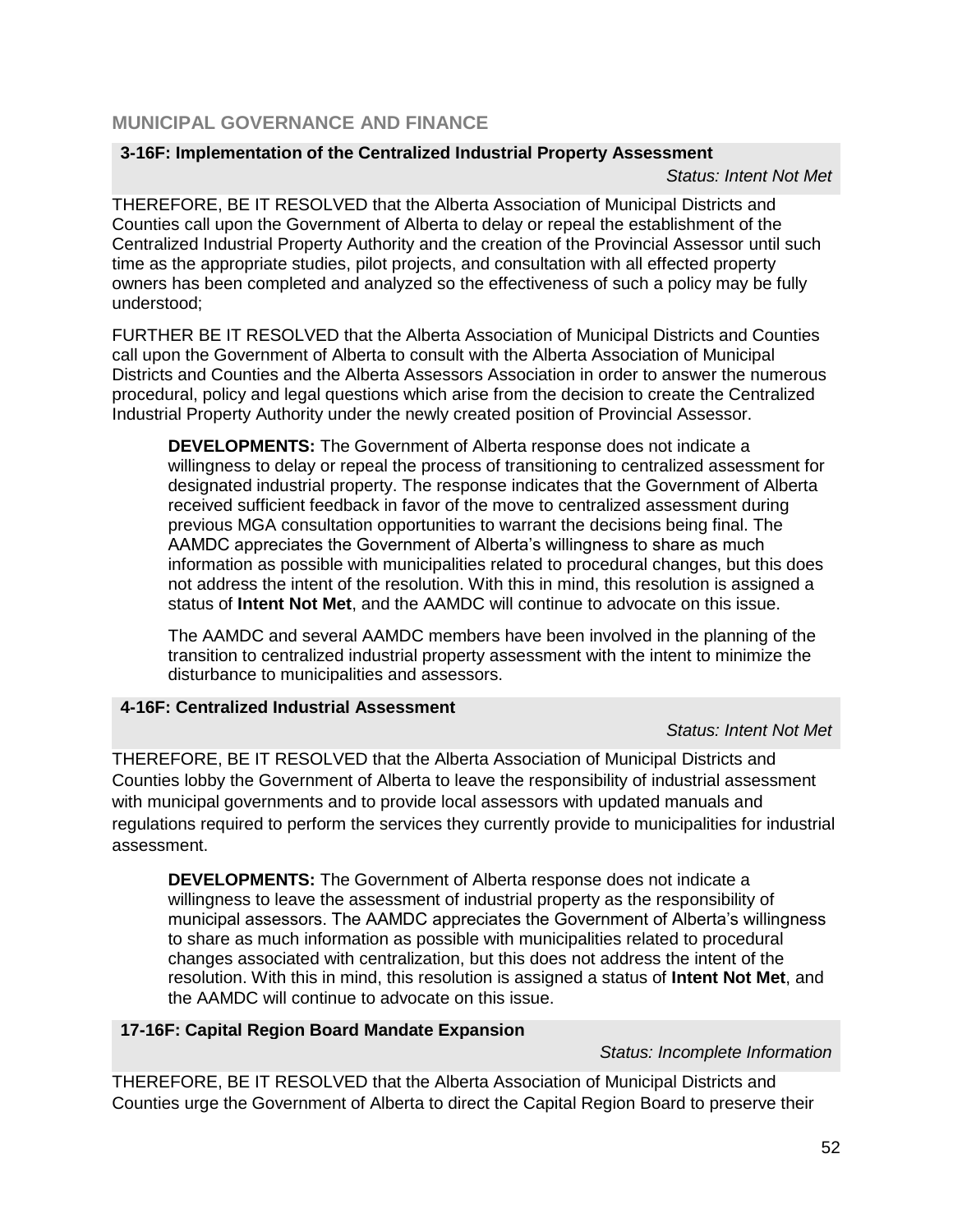## MUNICIPAL GOVERNANCE AND FINANCE

### 3-16F: Implementation of the Centralized Industrial Property Assessment

*Status: Intent Not Met*

THEREFORE, BE IT RESOLVED that the Alberta Association of Municipal Districts and Counties call upon the Government of Alberta to delay or repeal the establishment of the Centralized Industrial Property Authority and the creation of the Provincial Assessor until such time as the appropriate studies, pilot projects, and consultation with all effected property owners has been completed and analyzed so the effectiveness of such a policy may be fully understood;

FURTHER BE IT RESOLVED that the Alberta Association of Municipal Districts and Counties call upon the Government of Alberta to consult with the Alberta Association of Municipal Districts and Counties and the Alberta Assessors Association in order to answer the numerous procedural, policy and legal questions which arise from the decision to create the Centralized Industrial Property Authority under the newly created position of Provincial Assessor.

> **DEVELOPMENTS:** The Government of Alberta response does not indicate a willingness to delay or repeal the process of transitioning to centralized assessment for designated industrial property. The response indicates that the Government of Alberta received sufficient feedback in favor of the move to centralized assessment during previous MGA consultation opportunities to warrant the decisions being final. The AAMDC appreciates the Government of Alberta's willingness to share as much information as possible with municipalities related to procedural changes, but this does not address the intent of the resolution. With this in mind, this resolution is assigned a status of **Intent Not Met**, and the AAMDC will continue to advocate on this issue.
>
> The AAMDC and several AAMDC members have been involved in the planning of the transition to centralized industrial property assessment with the intent to minimize the disturbance to municipalities and assessors.

### 4-16F: Centralized Industrial Assessment

*Status: Intent Not Met*

THEREFORE, BE IT RESOLVED that the Alberta Association of Municipal Districts and Counties lobby the Government of Alberta to leave the responsibility of industrial assessment with municipal governments and to provide local assessors with updated manuals and regulations required to perform the services they currently provide to municipalities for industrial assessment.

> **DEVELOPMENTS:** The Government of Alberta response does not indicate a willingness to leave the assessment of industrial property as the responsibility of municipal assessors. The AAMDC appreciates the Government of Alberta's willingness to share as much information as possible with municipalities related to procedural changes associated with centralization, but this does not address the intent of the resolution. With this in mind, this resolution is assigned a status of **Intent Not Met**, and the AAMDC will continue to advocate on this issue.

### 17-16F: Capital Region Board Mandate Expansion

*Status: Incomplete Information*

THEREFORE, BE IT RESOLVED that the Alberta Association of Municipal Districts and Counties urge the Government of Alberta to direct the Capital Region Board to preserve their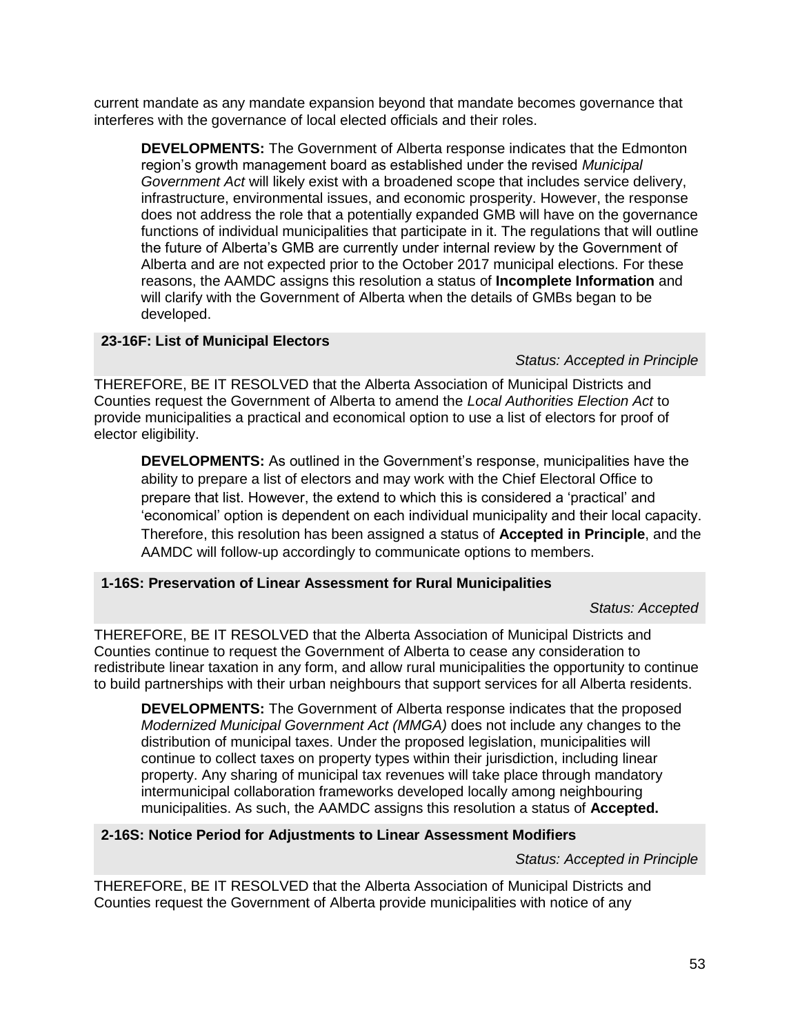current mandate as any mandate expansion beyond that mandate becomes governance that interferes with the governance of local elected officials and their roles.

> **DEVELOPMENTS:** The Government of Alberta response indicates that the Edmonton region's growth management board as established under the revised *Municipal Government Act* will likely exist with a broadened scope that includes service delivery, infrastructure, environmental issues, and economic prosperity. However, the response does not address the role that a potentially expanded GMB will have on the governance functions of individual municipalities that participate in it. The regulations that will outline the future of Alberta's GMB are currently under internal review by the Government of Alberta and are not expected prior to the October 2017 municipal elections. For these reasons, the AAMDC assigns this resolution a status of **Incomplete Information** and will clarify with the Government of Alberta when the details of GMBs began to be developed.

### 23-16F: List of Municipal Electors

*Status: Accepted in Principle*

THEREFORE, BE IT RESOLVED that the Alberta Association of Municipal Districts and Counties request the Government of Alberta to amend the *Local Authorities Election Act* to provide municipalities a practical and economical option to use a list of electors for proof of elector eligibility.

> **DEVELOPMENTS:** As outlined in the Government's response, municipalities have the ability to prepare a list of electors and may work with the Chief Electoral Office to prepare that list. However, the extend to which this is considered a 'practical' and 'economical' option is dependent on each individual municipality and their local capacity. Therefore, this resolution has been assigned a status of **Accepted in Principle**, and the AAMDC will follow-up accordingly to communicate options to members.

### 1-16S: Preservation of Linear Assessment for Rural Municipalities

*Status: Accepted*

THEREFORE, BE IT RESOLVED that the Alberta Association of Municipal Districts and Counties continue to request the Government of Alberta to cease any consideration to redistribute linear taxation in any form, and allow rural municipalities the opportunity to continue to build partnerships with their urban neighbours that support services for all Alberta residents.

> **DEVELOPMENTS:** The Government of Alberta response indicates that the proposed *Modernized Municipal Government Act (MMGA)* does not include any changes to the distribution of municipal taxes. Under the proposed legislation, municipalities will continue to collect taxes on property types within their jurisdiction, including linear property. Any sharing of municipal tax revenues will take place through mandatory intermunicipal collaboration frameworks developed locally among neighbouring municipalities. As such, the AAMDC assigns this resolution a status of **Accepted.**

### 2-16S: Notice Period for Adjustments to Linear Assessment Modifiers

*Status: Accepted in Principle*

THEREFORE, BE IT RESOLVED that the Alberta Association of Municipal Districts and Counties request the Government of Alberta provide municipalities with notice of any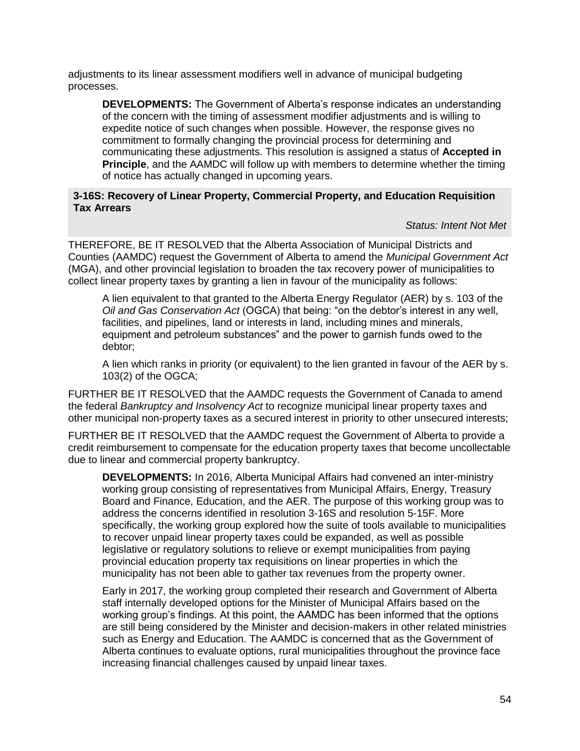adjustments to its linear assessment modifiers well in advance of municipal budgeting processes.

> **DEVELOPMENTS:** The Government of Alberta's response indicates an understanding of the concern with the timing of assessment modifier adjustments and is willing to expedite notice of such changes when possible. However, the response gives no commitment to formally changing the provincial process for determining and communicating these adjustments. This resolution is assigned a status of **Accepted in Principle**, and the AAMDC will follow up with members to determine whether the timing of notice has actually changed in upcoming years.

**3-16S: Recovery of Linear Property, Commercial Property, and Education Requisition Tax Arrears**

*Status: Intent Not Met*

THEREFORE, BE IT RESOLVED that the Alberta Association of Municipal Districts and Counties (AAMDC) request the Government of Alberta to amend the *Municipal Government Act* (MGA), and other provincial legislation to broaden the tax recovery power of municipalities to collect linear property taxes by granting a lien in favour of the municipality as follows:

> A lien equivalent to that granted to the Alberta Energy Regulator (AER) by s. 103 of the *Oil and Gas Conservation Act* (OGCA) that being: "on the debtor's interest in any well, facilities, and pipelines, land or interests in land, including mines and minerals, equipment and petroleum substances" and the power to garnish funds owed to the debtor;
>
> A lien which ranks in priority (or equivalent) to the lien granted in favour of the AER by s. 103(2) of the OGCA;

FURTHER BE IT RESOLVED that the AAMDC requests the Government of Canada to amend the federal *Bankruptcy and Insolvency Act* to recognize municipal linear property taxes and other municipal non-property taxes as a secured interest in priority to other unsecured interests;

FURTHER BE IT RESOLVED that the AAMDC request the Government of Alberta to provide a credit reimbursement to compensate for the education property taxes that become uncollectable due to linear and commercial property bankruptcy.

> **DEVELOPMENTS:** In 2016, Alberta Municipal Affairs had convened an inter-ministry working group consisting of representatives from Municipal Affairs, Energy, Treasury Board and Finance, Education, and the AER. The purpose of this working group was to address the concerns identified in resolution 3-16S and resolution 5-15F. More specifically, the working group explored how the suite of tools available to municipalities to recover unpaid linear property taxes could be expanded, as well as possible legislative or regulatory solutions to relieve or exempt municipalities from paying provincial education property tax requisitions on linear properties in which the municipality has not been able to gather tax revenues from the property owner.
>
> Early in 2017, the working group completed their research and Government of Alberta staff internally developed options for the Minister of Municipal Affairs based on the working group's findings. At this point, the AAMDC has been informed that the options are still being considered by the Minister and decision-makers in other related ministries such as Energy and Education. The AAMDC is concerned that as the Government of Alberta continues to evaluate options, rural municipalities throughout the province face increasing financial challenges caused by unpaid linear taxes.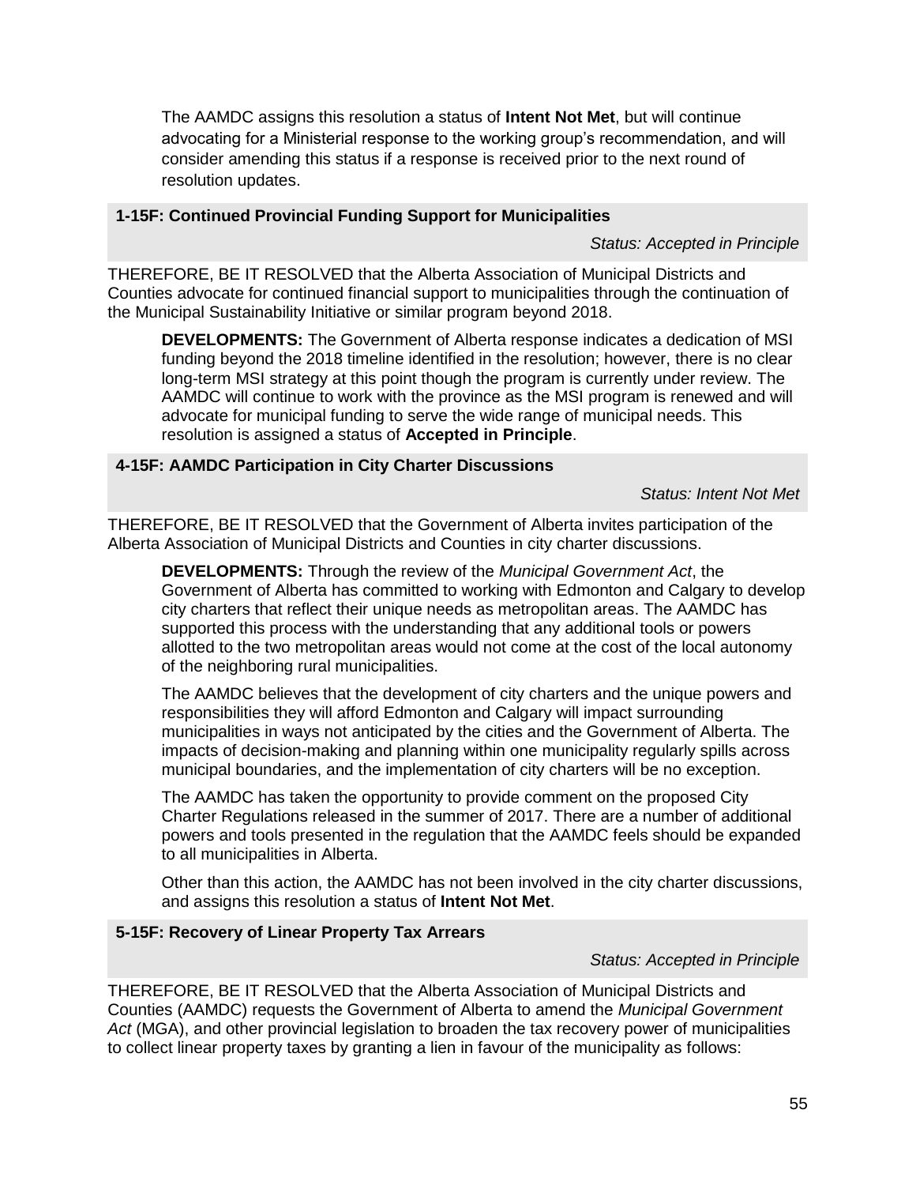The AAMDC assigns this resolution a status of **Intent Not Met**, but will continue advocating for a Ministerial response to the working group's recommendation, and will consider amending this status if a response is received prior to the next round of resolution updates.

### 1-15F: Continued Provincial Funding Support for Municipalities

*Status: Accepted in Principle*

THEREFORE, BE IT RESOLVED that the Alberta Association of Municipal Districts and Counties advocate for continued financial support to municipalities through the continuation of the Municipal Sustainability Initiative or similar program beyond 2018.

**DEVELOPMENTS:** The Government of Alberta response indicates a dedication of MSI funding beyond the 2018 timeline identified in the resolution; however, there is no clear long-term MSI strategy at this point though the program is currently under review. The AAMDC will continue to work with the province as the MSI program is renewed and will advocate for municipal funding to serve the wide range of municipal needs. This resolution is assigned a status of **Accepted in Principle**.

### 4-15F: AAMDC Participation in City Charter Discussions

*Status: Intent Not Met*

THEREFORE, BE IT RESOLVED that the Government of Alberta invites participation of the Alberta Association of Municipal Districts and Counties in city charter discussions.

**DEVELOPMENTS:** Through the review of the *Municipal Government Act*, the Government of Alberta has committed to working with Edmonton and Calgary to develop city charters that reflect their unique needs as metropolitan areas. The AAMDC has supported this process with the understanding that any additional tools or powers allotted to the two metropolitan areas would not come at the cost of the local autonomy of the neighboring rural municipalities.

The AAMDC believes that the development of city charters and the unique powers and responsibilities they will afford Edmonton and Calgary will impact surrounding municipalities in ways not anticipated by the cities and the Government of Alberta. The impacts of decision-making and planning within one municipality regularly spills across municipal boundaries, and the implementation of city charters will be no exception.

The AAMDC has taken the opportunity to provide comment on the proposed City Charter Regulations released in the summer of 2017. There are a number of additional powers and tools presented in the regulation that the AAMDC feels should be expanded to all municipalities in Alberta.

Other than this action, the AAMDC has not been involved in the city charter discussions, and assigns this resolution a status of **Intent Not Met**.

### 5-15F: Recovery of Linear Property Tax Arrears

*Status: Accepted in Principle*

THEREFORE, BE IT RESOLVED that the Alberta Association of Municipal Districts and Counties (AAMDC) requests the Government of Alberta to amend the *Municipal Government Act* (MGA), and other provincial legislation to broaden the tax recovery power of municipalities to collect linear property taxes by granting a lien in favour of the municipality as follows: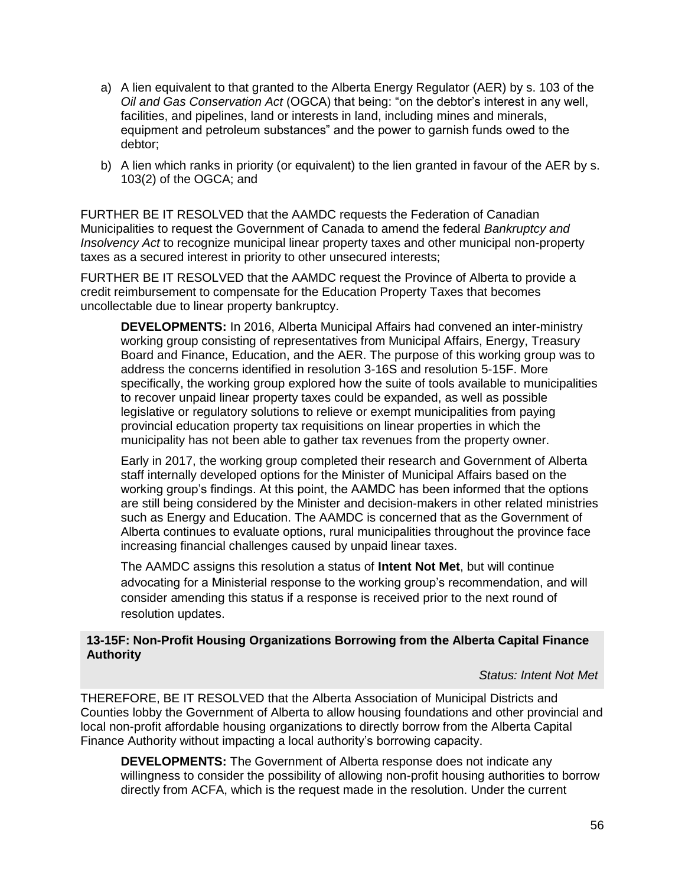a) A lien equivalent to that granted to the Alberta Energy Regulator (AER) by s. 103 of the *Oil and Gas Conservation Act* (OGCA) that being: "on the debtor's interest in any well, facilities, and pipelines, land or interests in land, including mines and minerals, equipment and petroleum substances" and the power to garnish funds owed to the debtor;

b) A lien which ranks in priority (or equivalent) to the lien granted in favour of the AER by s. 103(2) of the OGCA; and

FURTHER BE IT RESOLVED that the AAMDC requests the Federation of Canadian Municipalities to request the Government of Canada to amend the federal *Bankruptcy and Insolvency Act* to recognize municipal linear property taxes and other municipal non-property taxes as a secured interest in priority to other unsecured interests;

FURTHER BE IT RESOLVED that the AAMDC request the Province of Alberta to provide a credit reimbursement to compensate for the Education Property Taxes that becomes uncollectable due to linear property bankruptcy.

> **DEVELOPMENTS:** In 2016, Alberta Municipal Affairs had convened an inter-ministry working group consisting of representatives from Municipal Affairs, Energy, Treasury Board and Finance, Education, and the AER. The purpose of this working group was to address the concerns identified in resolution 3-16S and resolution 5-15F. More specifically, the working group explored how the suite of tools available to municipalities to recover unpaid linear property taxes could be expanded, as well as possible legislative or regulatory solutions to relieve or exempt municipalities from paying provincial education property tax requisitions on linear properties in which the municipality has not been able to gather tax revenues from the property owner.
>
> Early in 2017, the working group completed their research and Government of Alberta staff internally developed options for the Minister of Municipal Affairs based on the working group's findings. At this point, the AAMDC has been informed that the options are still being considered by the Minister and decision-makers in other related ministries such as Energy and Education. The AAMDC is concerned that as the Government of Alberta continues to evaluate options, rural municipalities throughout the province face increasing financial challenges caused by unpaid linear taxes.
>
> The AAMDC assigns this resolution a status of **Intent Not Met**, but will continue advocating for a Ministerial response to the working group's recommendation, and will consider amending this status if a response is received prior to the next round of resolution updates.

### 13-15F: Non-Profit Housing Organizations Borrowing from the Alberta Capital Finance Authority

*Status: Intent Not Met*

THEREFORE, BE IT RESOLVED that the Alberta Association of Municipal Districts and Counties lobby the Government of Alberta to allow housing foundations and other provincial and local non-profit affordable housing organizations to directly borrow from the Alberta Capital Finance Authority without impacting a local authority's borrowing capacity.

> **DEVELOPMENTS:** The Government of Alberta response does not indicate any willingness to consider the possibility of allowing non-profit housing authorities to borrow directly from ACFA, which is the request made in the resolution. Under the current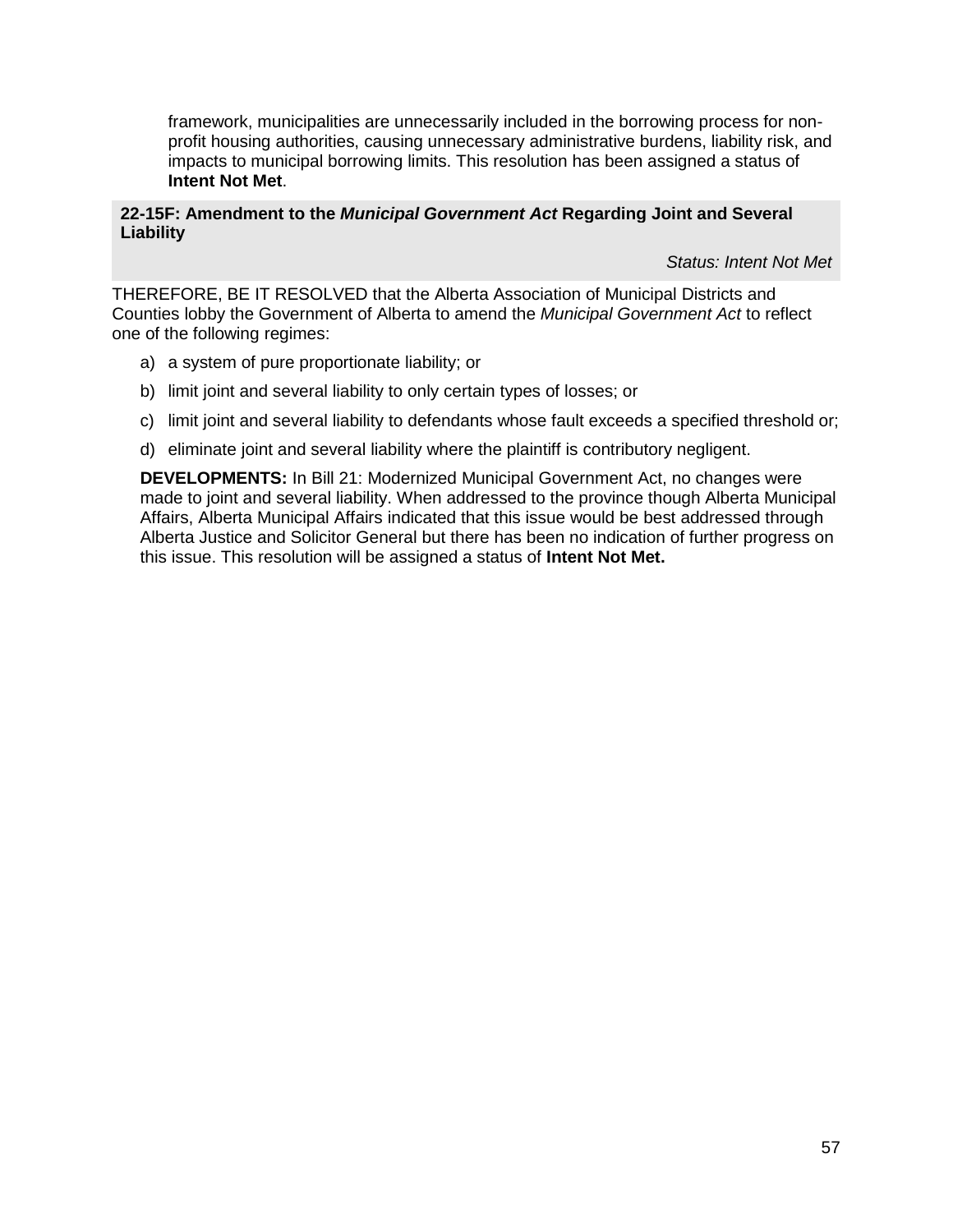framework, municipalities are unnecessarily included in the borrowing process for non-profit housing authorities, causing unnecessary administrative burdens, liability risk, and impacts to municipal borrowing limits. This resolution has been assigned a status of **Intent Not Met**.

### 22-15F: Amendment to the *Municipal Government Act* Regarding Joint and Several Liability

*Status: Intent Not Met*

THEREFORE, BE IT RESOLVED that the Alberta Association of Municipal Districts and Counties lobby the Government of Alberta to amend the *Municipal Government Act* to reflect one of the following regimes:

a) a system of pure proportionate liability; or

b) limit joint and several liability to only certain types of losses; or

c) limit joint and several liability to defendants whose fault exceeds a specified threshold or;

d) eliminate joint and several liability where the plaintiff is contributory negligent.

**DEVELOPMENTS:** In Bill 21: Modernized Municipal Government Act, no changes were made to joint and several liability. When addressed to the province though Alberta Municipal Affairs, Alberta Municipal Affairs indicated that this issue would be best addressed through Alberta Justice and Solicitor General but there has been no indication of further progress on this issue. This resolution will be assigned a status of **Intent Not Met.**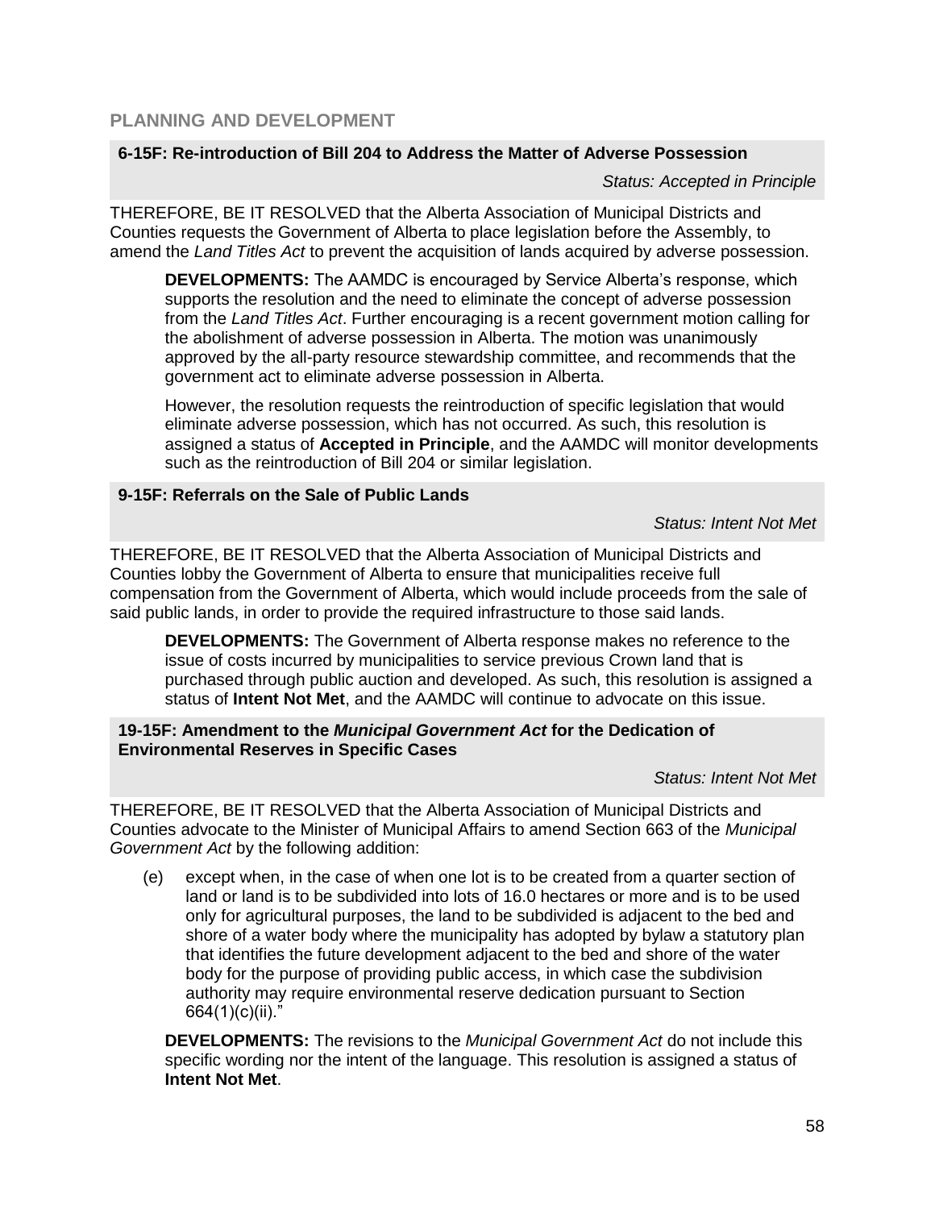## PLANNING AND DEVELOPMENT

### 6-15F: Re-introduction of Bill 204 to Address the Matter of Adverse Possession

*Status: Accepted in Principle*

THEREFORE, BE IT RESOLVED that the Alberta Association of Municipal Districts and Counties requests the Government of Alberta to place legislation before the Assembly, to amend the *Land Titles Act* to prevent the acquisition of lands acquired by adverse possession.

> **DEVELOPMENTS:** The AAMDC is encouraged by Service Alberta's response, which supports the resolution and the need to eliminate the concept of adverse possession from the *Land Titles Act*. Further encouraging is a recent government motion calling for the abolishment of adverse possession in Alberta. The motion was unanimously approved by the all-party resource stewardship committee, and recommends that the government act to eliminate adverse possession in Alberta.
>
> However, the resolution requests the reintroduction of specific legislation that would eliminate adverse possession, which has not occurred. As such, this resolution is assigned a status of **Accepted in Principle**, and the AAMDC will monitor developments such as the reintroduction of Bill 204 or similar legislation.

### 9-15F: Referrals on the Sale of Public Lands

*Status: Intent Not Met*

THEREFORE, BE IT RESOLVED that the Alberta Association of Municipal Districts and Counties lobby the Government of Alberta to ensure that municipalities receive full compensation from the Government of Alberta, which would include proceeds from the sale of said public lands, in order to provide the required infrastructure to those said lands.

> **DEVELOPMENTS:** The Government of Alberta response makes no reference to the issue of costs incurred by municipalities to service previous Crown land that is purchased through public auction and developed. As such, this resolution is assigned a status of **Intent Not Met**, and the AAMDC will continue to advocate on this issue.

### 19-15F: Amendment to the *Municipal Government Act* for the Dedication of Environmental Reserves in Specific Cases

*Status: Intent Not Met*

THEREFORE, BE IT RESOLVED that the Alberta Association of Municipal Districts and Counties advocate to the Minister of Municipal Affairs to amend Section 663 of the *Municipal Government Act* by the following addition:

> (e) except when, in the case of when one lot is to be created from a quarter section of land or land is to be subdivided into lots of 16.0 hectares or more and is to be used only for agricultural purposes, the land to be subdivided is adjacent to the bed and shore of a water body where the municipality has adopted by bylaw a statutory plan that identifies the future development adjacent to the bed and shore of the water body for the purpose of providing public access, in which case the subdivision authority may require environmental reserve dedication pursuant to Section 664(1)(c)(ii)."
>
> **DEVELOPMENTS:** The revisions to the *Municipal Government Act* do not include this specific wording nor the intent of the language. This resolution is assigned a status of **Intent Not Met**.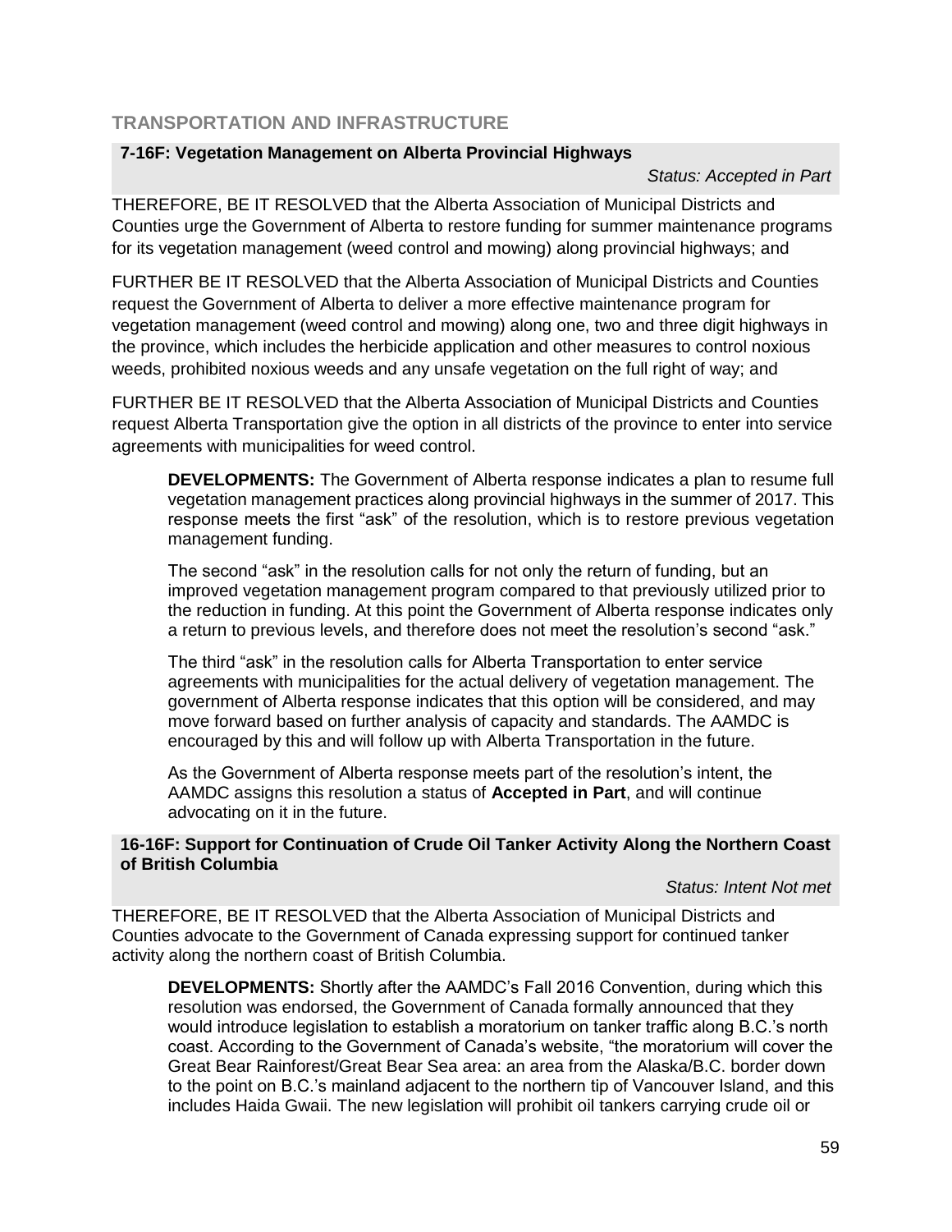## TRANSPORTATION AND INFRASTRUCTURE

### 7-16F: Vegetation Management on Alberta Provincial Highways

*Status: Accepted in Part*

THEREFORE, BE IT RESOLVED that the Alberta Association of Municipal Districts and Counties urge the Government of Alberta to restore funding for summer maintenance programs for its vegetation management (weed control and mowing) along provincial highways; and

FURTHER BE IT RESOLVED that the Alberta Association of Municipal Districts and Counties request the Government of Alberta to deliver a more effective maintenance program for vegetation management (weed control and mowing) along one, two and three digit highways in the province, which includes the herbicide application and other measures to control noxious weeds, prohibited noxious weeds and any unsafe vegetation on the full right of way; and

FURTHER BE IT RESOLVED that the Alberta Association of Municipal Districts and Counties request Alberta Transportation give the option in all districts of the province to enter into service agreements with municipalities for weed control.

> **DEVELOPMENTS:** The Government of Alberta response indicates a plan to resume full vegetation management practices along provincial highways in the summer of 2017. This response meets the first "ask" of the resolution, which is to restore previous vegetation management funding.
>
> The second "ask" in the resolution calls for not only the return of funding, but an improved vegetation management program compared to that previously utilized prior to the reduction in funding. At this point the Government of Alberta response indicates only a return to previous levels, and therefore does not meet the resolution's second "ask."
>
> The third "ask" in the resolution calls for Alberta Transportation to enter service agreements with municipalities for the actual delivery of vegetation management. The government of Alberta response indicates that this option will be considered, and may move forward based on further analysis of capacity and standards. The AAMDC is encouraged by this and will follow up with Alberta Transportation in the future.
>
> As the Government of Alberta response meets part of the resolution's intent, the AAMDC assigns this resolution a status of **Accepted in Part**, and will continue advocating on it in the future.

### 16-16F: Support for Continuation of Crude Oil Tanker Activity Along the Northern Coast of British Columbia

*Status: Intent Not met*

THEREFORE, BE IT RESOLVED that the Alberta Association of Municipal Districts and Counties advocate to the Government of Canada expressing support for continued tanker activity along the northern coast of British Columbia.

> **DEVELOPMENTS:** Shortly after the AAMDC's Fall 2016 Convention, during which this resolution was endorsed, the Government of Canada formally announced that they would introduce legislation to establish a moratorium on tanker traffic along B.C.'s north coast. According to the Government of Canada's website, "the moratorium will cover the Great Bear Rainforest/Great Bear Sea area: an area from the Alaska/B.C. border down to the point on B.C.'s mainland adjacent to the northern tip of Vancouver Island, and this includes Haida Gwaii. The new legislation will prohibit oil tankers carrying crude oil or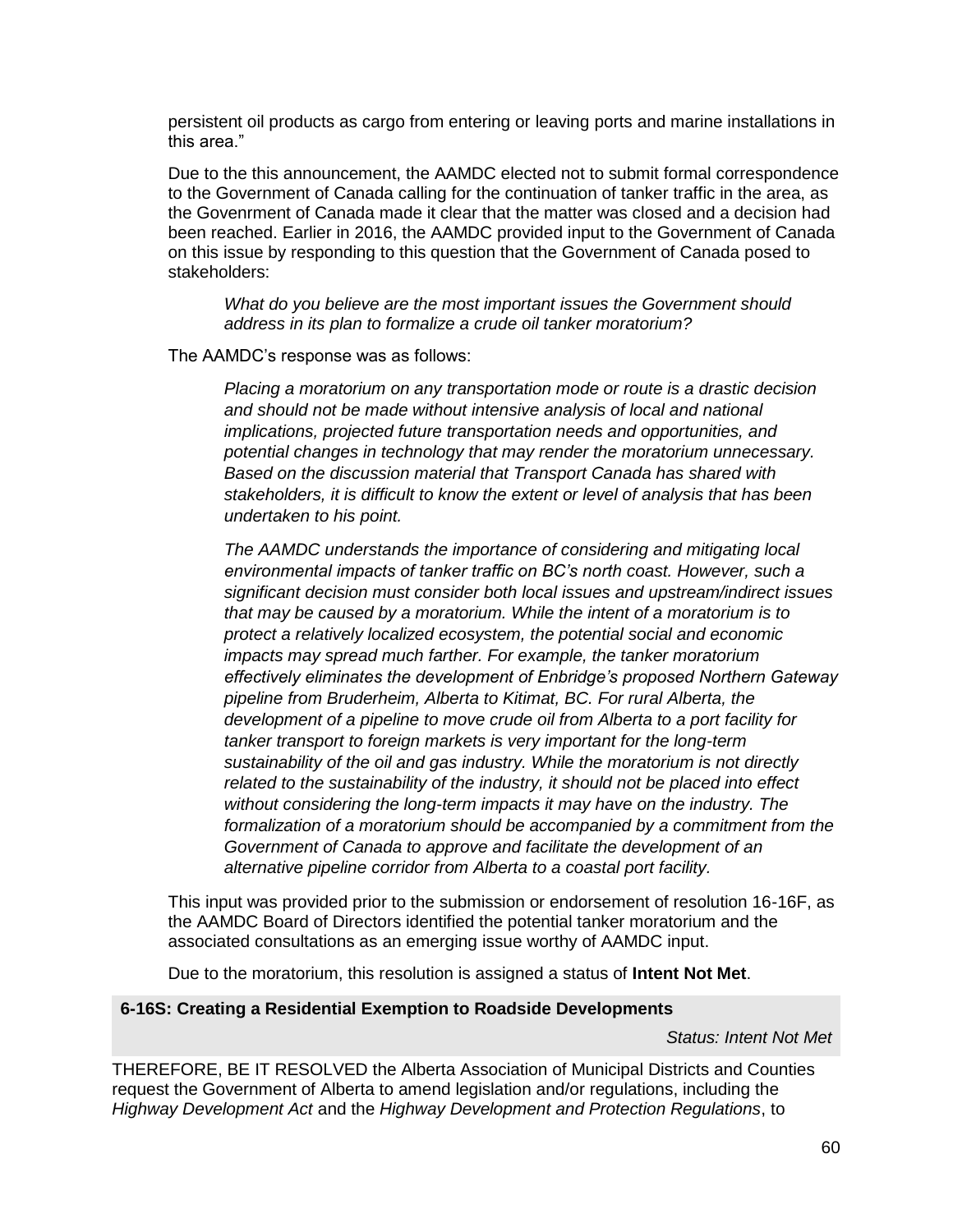persistent oil products as cargo from entering or leaving ports and marine installations in this area."

Due to the this announcement, the AAMDC elected not to submit formal correspondence to the Government of Canada calling for the continuation of tanker traffic in the area, as the Govenrment of Canada made it clear that the matter was closed and a decision had been reached. Earlier in 2016, the AAMDC provided input to the Government of Canada on this issue by responding to this question that the Government of Canada posed to stakeholders:

> *What do you believe are the most important issues the Government should address in its plan to formalize a crude oil tanker moratorium?*

The AAMDC's response was as follows:

> *Placing a moratorium on any transportation mode or route is a drastic decision and should not be made without intensive analysis of local and national implications, projected future transportation needs and opportunities, and potential changes in technology that may render the moratorium unnecessary. Based on the discussion material that Transport Canada has shared with stakeholders, it is difficult to know the extent or level of analysis that has been undertaken to his point.*
>
> *The AAMDC understands the importance of considering and mitigating local environmental impacts of tanker traffic on BC's north coast. However, such a significant decision must consider both local issues and upstream/indirect issues that may be caused by a moratorium. While the intent of a moratorium is to protect a relatively localized ecosystem, the potential social and economic impacts may spread much farther. For example, the tanker moratorium effectively eliminates the development of Enbridge's proposed Northern Gateway pipeline from Bruderheim, Alberta to Kitimat, BC. For rural Alberta, the development of a pipeline to move crude oil from Alberta to a port facility for tanker transport to foreign markets is very important for the long-term sustainability of the oil and gas industry. While the moratorium is not directly related to the sustainability of the industry, it should not be placed into effect without considering the long-term impacts it may have on the industry. The formalization of a moratorium should be accompanied by a commitment from the Government of Canada to approve and facilitate the development of an alternative pipeline corridor from Alberta to a coastal port facility.*

This input was provided prior to the submission or endorsement of resolution 16-16F, as the AAMDC Board of Directors identified the potential tanker moratorium and the associated consultations as an emerging issue worthy of AAMDC input.

Due to the moratorium, this resolution is assigned a status of **Intent Not Met**.

### 6-16S: Creating a Residential Exemption to Roadside Developments

*Status: Intent Not Met*

THEREFORE, BE IT RESOLVED the Alberta Association of Municipal Districts and Counties request the Government of Alberta to amend legislation and/or regulations, including the *Highway Development Act* and the *Highway Development and Protection Regulations*, to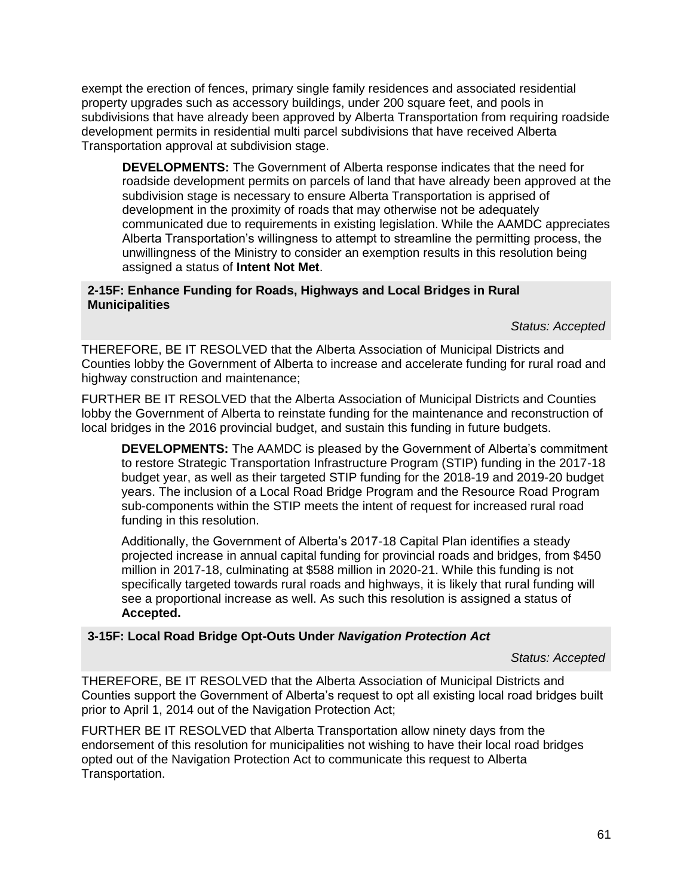exempt the erection of fences, primary single family residences and associated residential property upgrades such as accessory buildings, under 200 square feet, and pools in subdivisions that have already been approved by Alberta Transportation from requiring roadside development permits in residential multi parcel subdivisions that have received Alberta Transportation approval at subdivision stage.

> **DEVELOPMENTS:** The Government of Alberta response indicates that the need for roadside development permits on parcels of land that have already been approved at the subdivision stage is necessary to ensure Alberta Transportation is apprised of development in the proximity of roads that may otherwise not be adequately communicated due to requirements in existing legislation. While the AAMDC appreciates Alberta Transportation's willingness to attempt to streamline the permitting process, the unwillingness of the Ministry to consider an exemption results in this resolution being assigned a status of **Intent Not Met**.

### 2-15F: Enhance Funding for Roads, Highways and Local Bridges in Rural Municipalities

*Status: Accepted*

THEREFORE, BE IT RESOLVED that the Alberta Association of Municipal Districts and Counties lobby the Government of Alberta to increase and accelerate funding for rural road and highway construction and maintenance;

FURTHER BE IT RESOLVED that the Alberta Association of Municipal Districts and Counties lobby the Government of Alberta to reinstate funding for the maintenance and reconstruction of local bridges in the 2016 provincial budget, and sustain this funding in future budgets.

> **DEVELOPMENTS:** The AAMDC is pleased by the Government of Alberta's commitment to restore Strategic Transportation Infrastructure Program (STIP) funding in the 2017-18 budget year, as well as their targeted STIP funding for the 2018-19 and 2019-20 budget years. The inclusion of a Local Road Bridge Program and the Resource Road Program sub-components within the STIP meets the intent of request for increased rural road funding in this resolution.
>
> Additionally, the Government of Alberta's 2017-18 Capital Plan identifies a steady projected increase in annual capital funding for provincial roads and bridges, from $450 million in 2017-18, culminating at $588 million in 2020-21. While this funding is not specifically targeted towards rural roads and highways, it is likely that rural funding will see a proportional increase as well. As such this resolution is assigned a status of **Accepted.**

### 3-15F: Local Road Bridge Opt-Outs Under *Navigation Protection Act*

*Status: Accepted*

THEREFORE, BE IT RESOLVED that the Alberta Association of Municipal Districts and Counties support the Government of Alberta's request to opt all existing local road bridges built prior to April 1, 2014 out of the Navigation Protection Act;

FURTHER BE IT RESOLVED that Alberta Transportation allow ninety days from the endorsement of this resolution for municipalities not wishing to have their local road bridges opted out of the Navigation Protection Act to communicate this request to Alberta Transportation.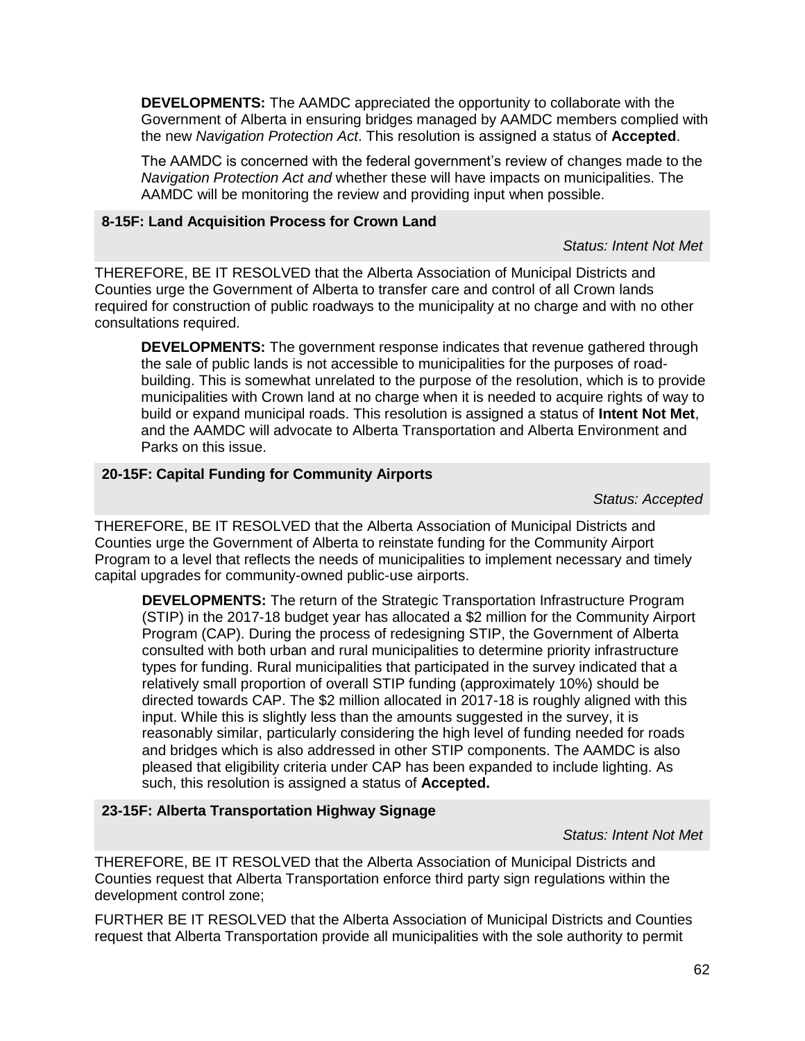**DEVELOPMENTS:** The AAMDC appreciated the opportunity to collaborate with the Government of Alberta in ensuring bridges managed by AAMDC members complied with the new *Navigation Protection Act*. This resolution is assigned a status of **Accepted**.

The AAMDC is concerned with the federal government's review of changes made to the *Navigation Protection Act and* whether these will have impacts on municipalities. The AAMDC will be monitoring the review and providing input when possible.

### 8-15F: Land Acquisition Process for Crown Land

*Status: Intent Not Met*

THEREFORE, BE IT RESOLVED that the Alberta Association of Municipal Districts and Counties urge the Government of Alberta to transfer care and control of all Crown lands required for construction of public roadways to the municipality at no charge and with no other consultations required.

**DEVELOPMENTS:** The government response indicates that revenue gathered through the sale of public lands is not accessible to municipalities for the purposes of road-building. This is somewhat unrelated to the purpose of the resolution, which is to provide municipalities with Crown land at no charge when it is needed to acquire rights of way to build or expand municipal roads. This resolution is assigned a status of **Intent Not Met**, and the AAMDC will advocate to Alberta Transportation and Alberta Environment and Parks on this issue.

### 20-15F: Capital Funding for Community Airports

*Status: Accepted*

THEREFORE, BE IT RESOLVED that the Alberta Association of Municipal Districts and Counties urge the Government of Alberta to reinstate funding for the Community Airport Program to a level that reflects the needs of municipalities to implement necessary and timely capital upgrades for community-owned public-use airports.

**DEVELOPMENTS:** The return of the Strategic Transportation Infrastructure Program (STIP) in the 2017-18 budget year has allocated a $2 million for the Community Airport Program (CAP). During the process of redesigning STIP, the Government of Alberta consulted with both urban and rural municipalities to determine priority infrastructure types for funding. Rural municipalities that participated in the survey indicated that a relatively small proportion of overall STIP funding (approximately 10%) should be directed towards CAP. The $2 million allocated in 2017-18 is roughly aligned with this input. While this is slightly less than the amounts suggested in the survey, it is reasonably similar, particularly considering the high level of funding needed for roads and bridges which is also addressed in other STIP components. The AAMDC is also pleased that eligibility criteria under CAP has been expanded to include lighting. As such, this resolution is assigned a status of **Accepted.**

### 23-15F: Alberta Transportation Highway Signage

*Status: Intent Not Met*

THEREFORE, BE IT RESOLVED that the Alberta Association of Municipal Districts and Counties request that Alberta Transportation enforce third party sign regulations within the development control zone;

FURTHER BE IT RESOLVED that the Alberta Association of Municipal Districts and Counties request that Alberta Transportation provide all municipalities with the sole authority to permit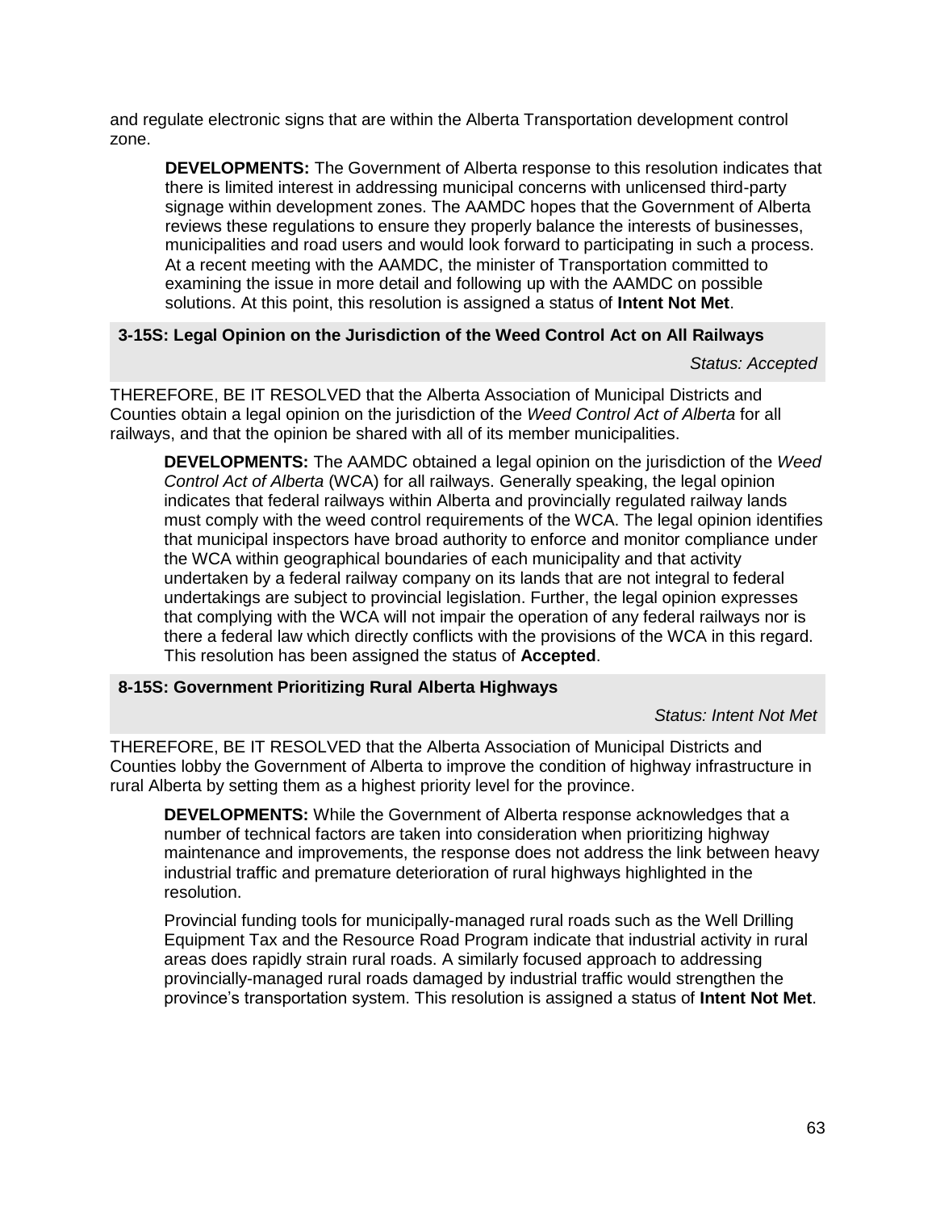and regulate electronic signs that are within the Alberta Transportation development control zone.

> **DEVELOPMENTS:** The Government of Alberta response to this resolution indicates that there is limited interest in addressing municipal concerns with unlicensed third-party signage within development zones. The AAMDC hopes that the Government of Alberta reviews these regulations to ensure they properly balance the interests of businesses, municipalities and road users and would look forward to participating in such a process. At a recent meeting with the AAMDC, the minister of Transportation committed to examining the issue in more detail and following up with the AAMDC on possible solutions. At this point, this resolution is assigned a status of **Intent Not Met**.

### 3-15S: Legal Opinion on the Jurisdiction of the Weed Control Act on All Railways

*Status: Accepted*

THEREFORE, BE IT RESOLVED that the Alberta Association of Municipal Districts and Counties obtain a legal opinion on the jurisdiction of the *Weed Control Act of Alberta* for all railways, and that the opinion be shared with all of its member municipalities.

> **DEVELOPMENTS:** The AAMDC obtained a legal opinion on the jurisdiction of the *Weed Control Act of Alberta* (WCA) for all railways. Generally speaking, the legal opinion indicates that federal railways within Alberta and provincially regulated railway lands must comply with the weed control requirements of the WCA. The legal opinion identifies that municipal inspectors have broad authority to enforce and monitor compliance under the WCA within geographical boundaries of each municipality and that activity undertaken by a federal railway company on its lands that are not integral to federal undertakings are subject to provincial legislation. Further, the legal opinion expresses that complying with the WCA will not impair the operation of any federal railways nor is there a federal law which directly conflicts with the provisions of the WCA in this regard. This resolution has been assigned the status of **Accepted**.

### 8-15S: Government Prioritizing Rural Alberta Highways

*Status: Intent Not Met*

THEREFORE, BE IT RESOLVED that the Alberta Association of Municipal Districts and Counties lobby the Government of Alberta to improve the condition of highway infrastructure in rural Alberta by setting them as a highest priority level for the province.

> **DEVELOPMENTS:** While the Government of Alberta response acknowledges that a number of technical factors are taken into consideration when prioritizing highway maintenance and improvements, the response does not address the link between heavy industrial traffic and premature deterioration of rural highways highlighted in the resolution.
>
> Provincial funding tools for municipally-managed rural roads such as the Well Drilling Equipment Tax and the Resource Road Program indicate that industrial activity in rural areas does rapidly strain rural roads. A similarly focused approach to addressing provincially-managed rural roads damaged by industrial traffic would strengthen the province's transportation system. This resolution is assigned a status of **Intent Not Met**.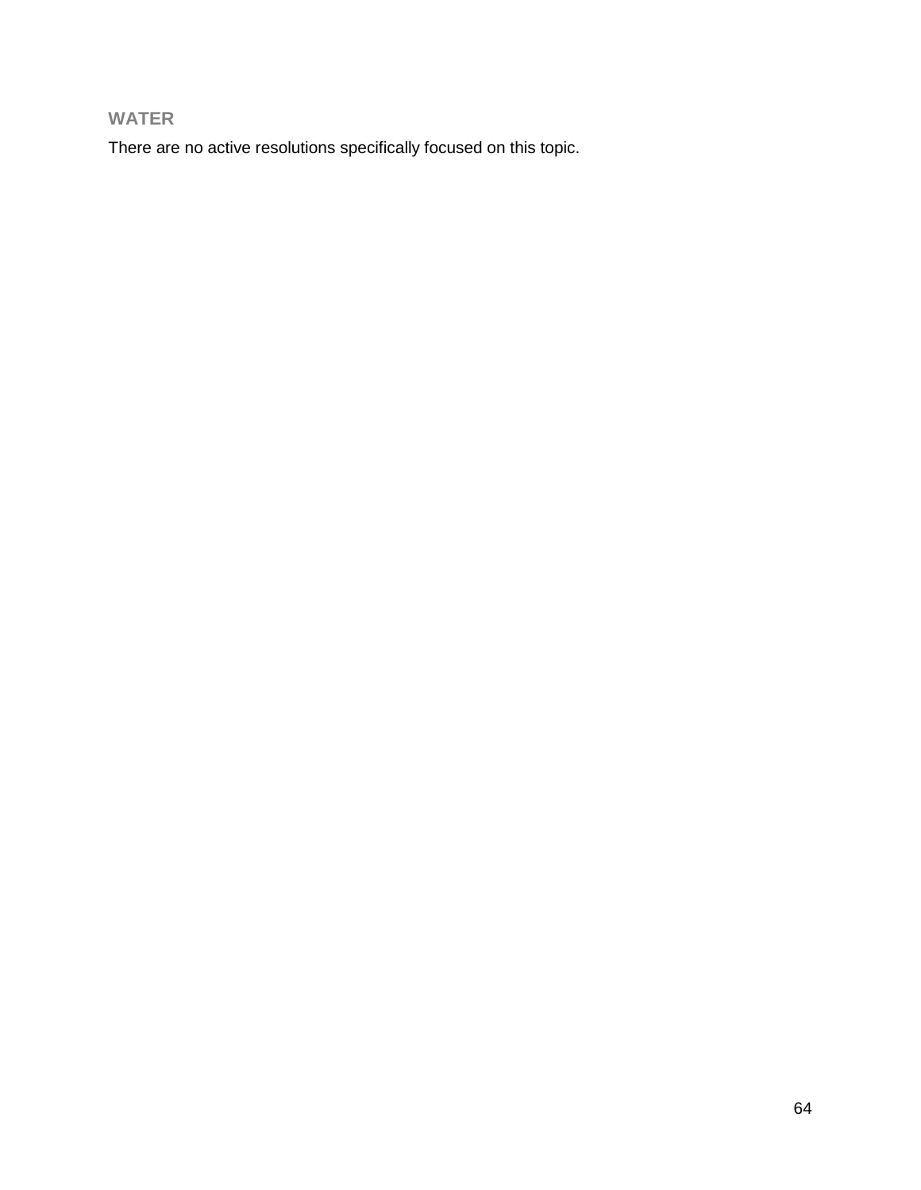### WATER

There are no active resolutions specifically focused on this topic.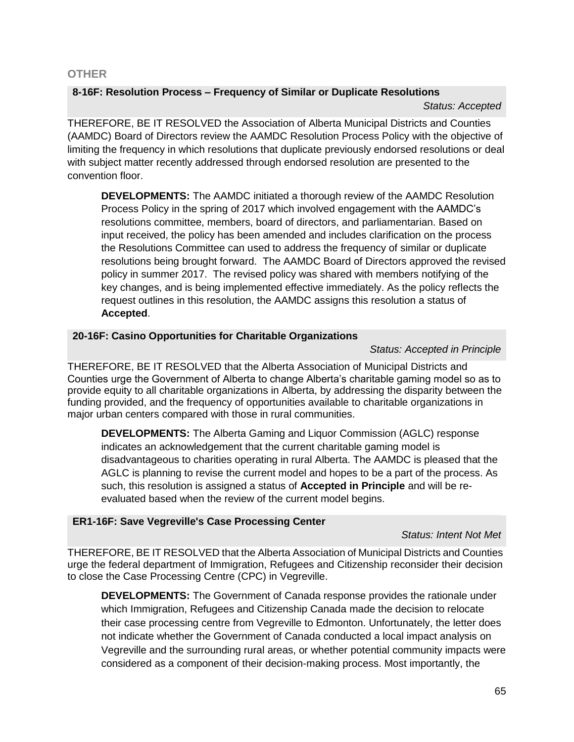## OTHER

### 8-16F: Resolution Process – Frequency of Similar or Duplicate Resolutions

*Status: Accepted*

THEREFORE, BE IT RESOLVED the Association of Alberta Municipal Districts and Counties (AAMDC) Board of Directors review the AAMDC Resolution Process Policy with the objective of limiting the frequency in which resolutions that duplicate previously endorsed resolutions or deal with subject matter recently addressed through endorsed resolution are presented to the convention floor.

> **DEVELOPMENTS:** The AAMDC initiated a thorough review of the AAMDC Resolution Process Policy in the spring of 2017 which involved engagement with the AAMDC's resolutions committee, members, board of directors, and parliamentarian. Based on input received, the policy has been amended and includes clarification on the process the Resolutions Committee can used to address the frequency of similar or duplicate resolutions being brought forward. The AAMDC Board of Directors approved the revised policy in summer 2017. The revised policy was shared with members notifying of the key changes, and is being implemented effective immediately. As the policy reflects the request outlines in this resolution, the AAMDC assigns this resolution a status of **Accepted**.

### 20-16F: Casino Opportunities for Charitable Organizations

*Status: Accepted in Principle*

THEREFORE, BE IT RESOLVED that the Alberta Association of Municipal Districts and Counties urge the Government of Alberta to change Alberta's charitable gaming model so as to provide equity to all charitable organizations in Alberta, by addressing the disparity between the funding provided, and the frequency of opportunities available to charitable organizations in major urban centers compared with those in rural communities.

> **DEVELOPMENTS:** The Alberta Gaming and Liquor Commission (AGLC) response indicates an acknowledgement that the current charitable gaming model is disadvantageous to charities operating in rural Alberta. The AAMDC is pleased that the AGLC is planning to revise the current model and hopes to be a part of the process. As such, this resolution is assigned a status of **Accepted in Principle** and will be re-evaluated based when the review of the current model begins.

### ER1-16F: Save Vegreville's Case Processing Center

*Status: Intent Not Met*

THEREFORE, BE IT RESOLVED that the Alberta Association of Municipal Districts and Counties urge the federal department of Immigration, Refugees and Citizenship reconsider their decision to close the Case Processing Centre (CPC) in Vegreville.

> **DEVELOPMENTS:** The Government of Canada response provides the rationale under which Immigration, Refugees and Citizenship Canada made the decision to relocate their case processing centre from Vegreville to Edmonton. Unfortunately, the letter does not indicate whether the Government of Canada conducted a local impact analysis on Vegreville and the surrounding rural areas, or whether potential community impacts were considered as a component of their decision-making process. Most importantly, the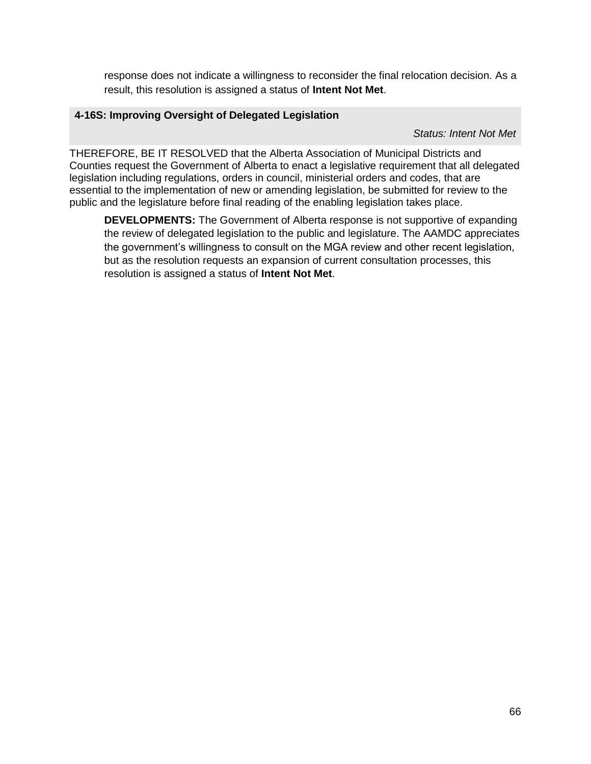response does not indicate a willingness to reconsider the final relocation decision. As a result, this resolution is assigned a status of **Intent Not Met**.

### 4-16S: Improving Oversight of Delegated Legislation

*Status: Intent Not Met*

THEREFORE, BE IT RESOLVED that the Alberta Association of Municipal Districts and Counties request the Government of Alberta to enact a legislative requirement that all delegated legislation including regulations, orders in council, ministerial orders and codes, that are essential to the implementation of new or amending legislation, be submitted for review to the public and the legislature before final reading of the enabling legislation takes place.

**DEVELOPMENTS:** The Government of Alberta response is not supportive of expanding the review of delegated legislation to the public and legislature. The AAMDC appreciates the government's willingness to consult on the MGA review and other recent legislation, but as the resolution requests an expansion of current consultation processes, this resolution is assigned a status of **Intent Not Met**.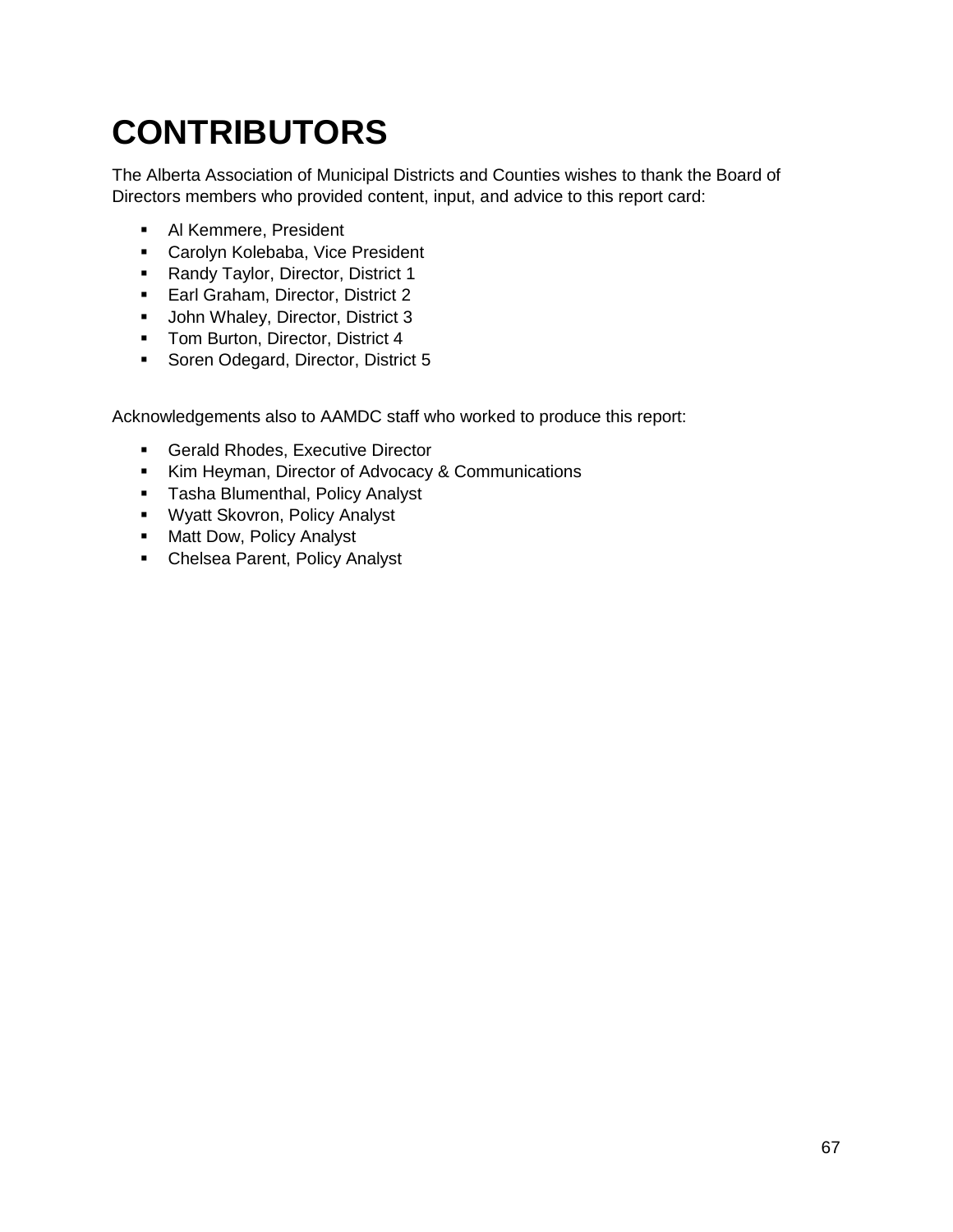# CONTRIBUTORS

The Alberta Association of Municipal Districts and Counties wishes to thank the Board of Directors members who provided content, input, and advice to this report card:

- Al Kemmere, President
- Carolyn Kolebaba, Vice President
- Randy Taylor, Director, District 1
- Earl Graham, Director, District 2
- John Whaley, Director, District 3
- Tom Burton, Director, District 4
- Soren Odegard, Director, District 5

Acknowledgements also to AAMDC staff who worked to produce this report:

- Gerald Rhodes, Executive Director
- Kim Heyman, Director of Advocacy & Communications
- Tasha Blumenthal, Policy Analyst
- Wyatt Skovron, Policy Analyst
- Matt Dow, Policy Analyst
- Chelsea Parent, Policy Analyst